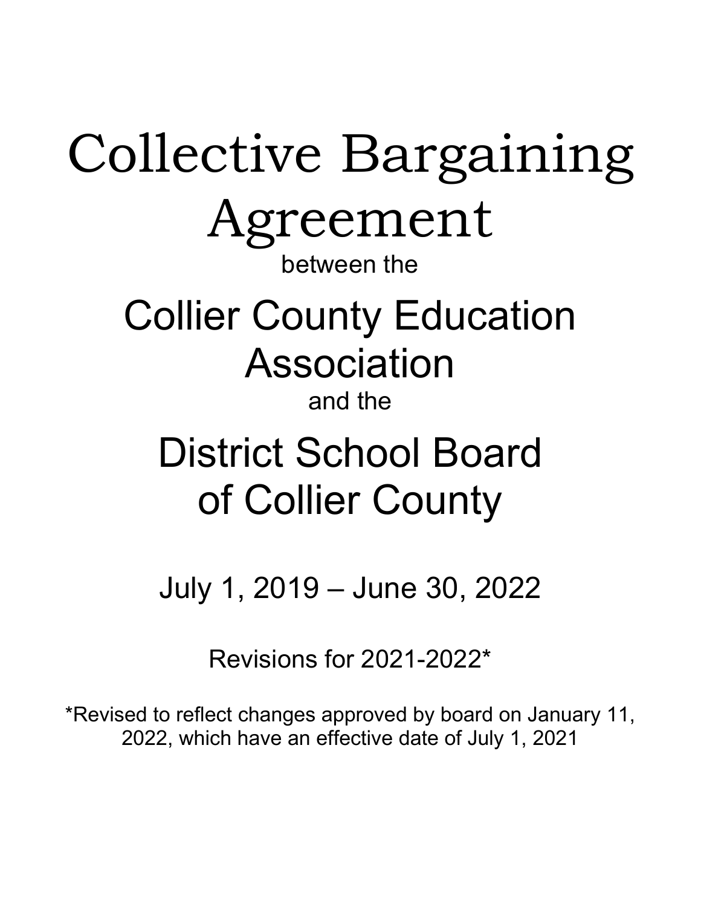# Collective Bargaining Agreement

between the

## Collier County Education Association

and the

## District School Board of Collier County

July 1, 2019 – June 30, 2022

Revisions for 2021-2022*

*Revised to reflect changes approved by board on January 11, 2022, which have an effective date of July 1, 2021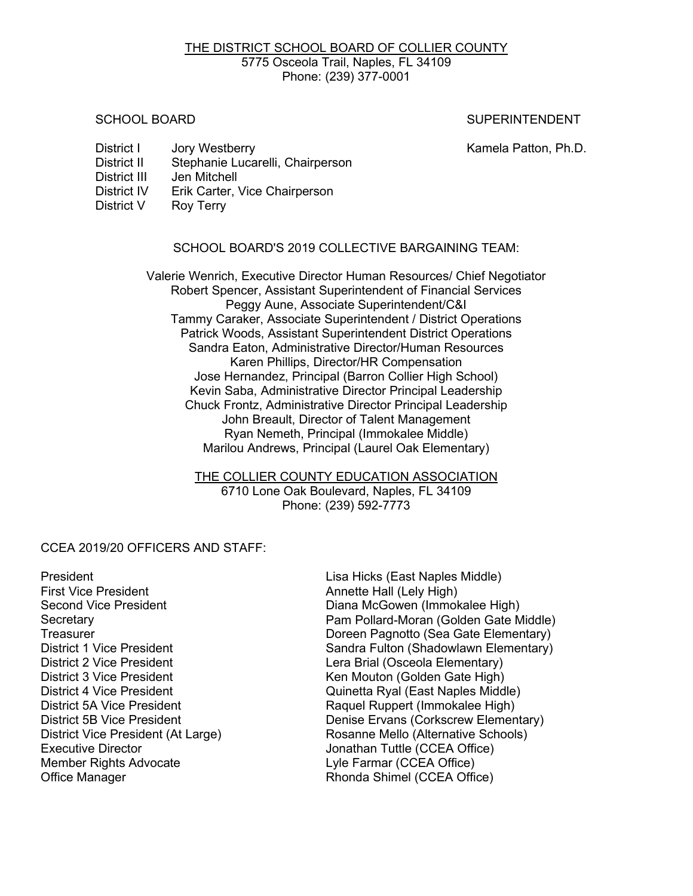THE DISTRICT SCHOOL BOARD OF COLLIER COUNTY
5775 Osceola Trail, Naples, FL 34109
Phone: (239) 377-0001

SCHOOL BOARD

| | |
|---|---|
| District I | Jory Westberry |
| District II | Stephanie Lucarelli, Chairperson |
| District III | Jen Mitchell |
| District IV | Erik Carter, Vice Chairperson |
| District V | Roy Terry |

SUPERINTENDENT

Kamela Patton, Ph.D.

SCHOOL BOARD'S 2019 COLLECTIVE BARGAINING TEAM:

Valerie Wenrich, Executive Director Human Resources/ Chief Negotiator
Robert Spencer, Assistant Superintendent of Financial Services
Peggy Aune, Associate Superintendent/C&I
Tammy Caraker, Associate Superintendent / District Operations
Patrick Woods, Assistant Superintendent District Operations
Sandra Eaton, Administrative Director/Human Resources
Karen Phillips, Director/HR Compensation
Jose Hernandez, Principal (Barron Collier High School)
Kevin Saba, Administrative Director Principal Leadership
Chuck Frontz, Administrative Director Principal Leadership
John Breault, Director of Talent Management
Ryan Nemeth, Principal (Immokalee Middle)
Marilou Andrews, Principal (Laurel Oak Elementary)

THE COLLIER COUNTY EDUCATION ASSOCIATION
6710 Lone Oak Boulevard, Naples, FL 34109
Phone: (239) 592-7773

CCEA 2019/20 OFFICERS AND STAFF:

| | |
|---|---|
| President | Lisa Hicks (East Naples Middle) |
| First Vice President | Annette Hall (Lely High) |
| Second Vice President | Diana McGowen (Immokalee High) |
| Secretary | Pam Pollard-Moran (Golden Gate Middle) |
| Treasurer | Doreen Pagnotto (Sea Gate Elementary) |
| District 1 Vice President | Sandra Fulton (Shadowlawn Elementary) |
| District 2 Vice President | Lera Brial (Osceola Elementary) |
| District 3 Vice President | Ken Mouton (Golden Gate High) |
| District 4 Vice President | Quinetta Ryal (East Naples Middle) |
| District 5A Vice President | Raquel Ruppert (Immokalee High) |
| District 5B Vice President | Denise Ervans (Corkscrew Elementary) |
| District Vice President (At Large) | Rosanne Mello (Alternative Schools) |
| Executive Director | Jonathan Tuttle (CCEA Office) |
| Member Rights Advocate | Lyle Farmar (CCEA Office) |
| Office Manager | Rhonda Shimel (CCEA Office) |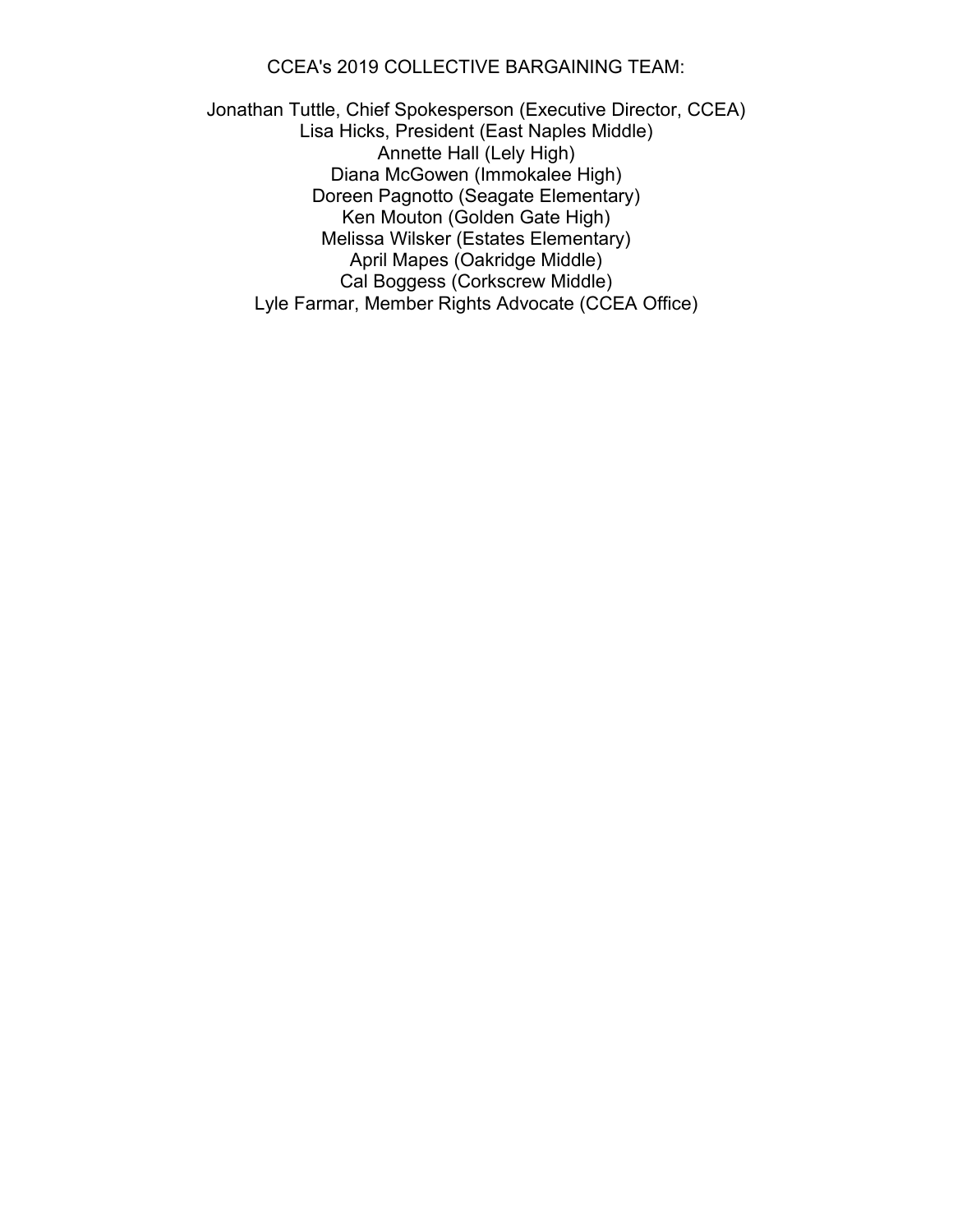CCEA's 2019 COLLECTIVE BARGAINING TEAM:

Jonathan Tuttle, Chief Spokesperson (Executive Director, CCEA)
Lisa Hicks, President (East Naples Middle)
Annette Hall (Lely High)
Diana McGowen (Immokalee High)
Doreen Pagnotto (Seagate Elementary)
Ken Mouton (Golden Gate High)
Melissa Wilsker (Estates Elementary)
April Mapes (Oakridge Middle)
Cal Boggess (Corkscrew Middle)
Lyle Farmar, Member Rights Advocate (CCEA Office)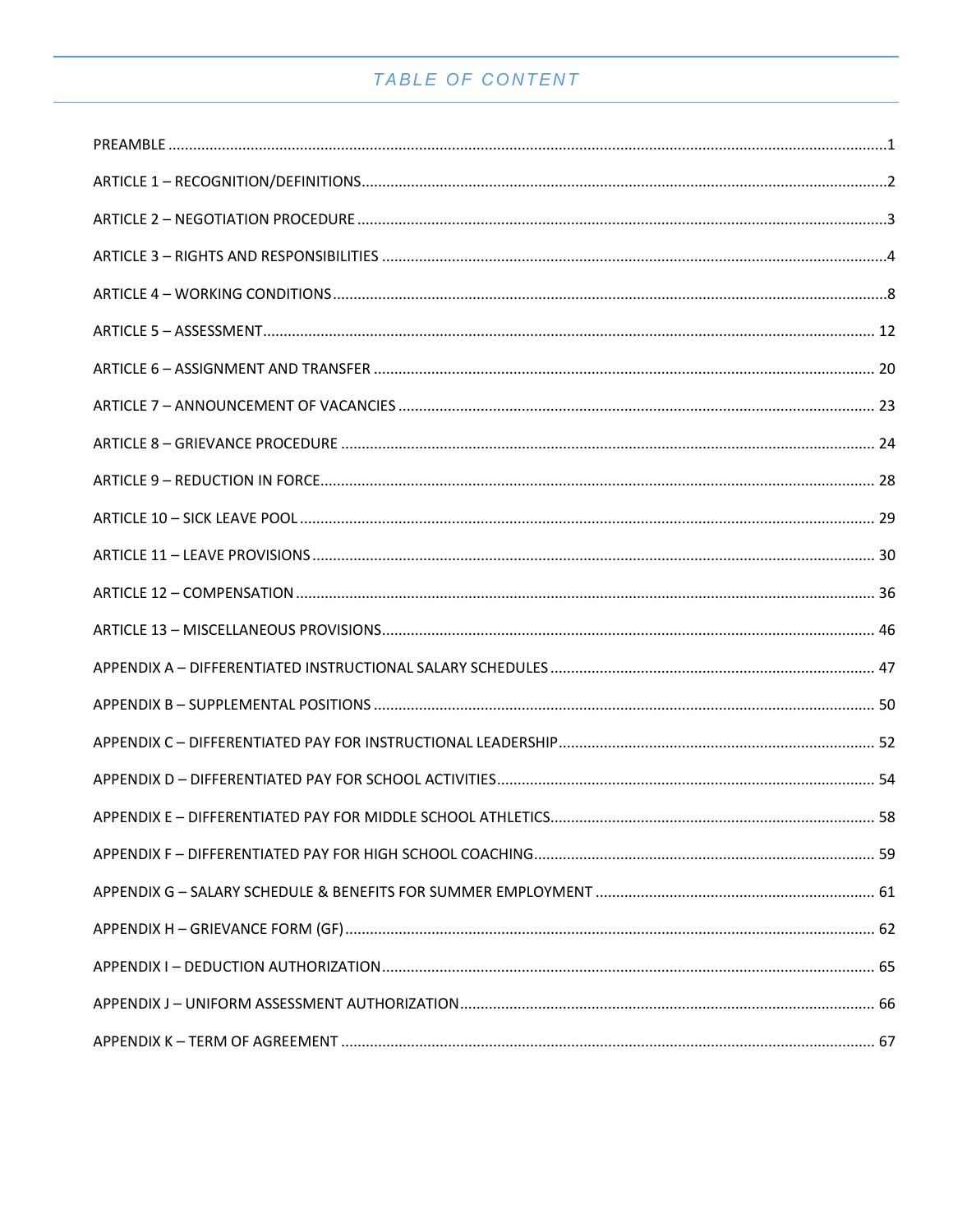# TABLE OF CONTENT

PREAMBLE ....................................................................................................................................................1

ARTICLE 1 – RECOGNITION/DEFINITIONS..............................................................................................2

ARTICLE 2 – NEGOTIATION PROCEDURE ................................................................................................3

ARTICLE 3 – RIGHTS AND RESPONSIBILITIES ..........................................................................................4

ARTICLE 4 – WORKING CONDITIONS......................................................................................................8

ARTICLE 5 – ASSESSMENT.................................................................................................................... 12

ARTICLE 6 – ASSIGNMENT AND TRANSFER ......................................................................................... 20

ARTICLE 7 – ANNOUNCEMENT OF VACANCIES ................................................................................... 23

ARTICLE 8 – GRIEVANCE PROCEDURE ................................................................................................. 24

ARTICLE 9 – REDUCTION IN FORCE...................................................................................................... 28

ARTICLE 10 – SICK LEAVE POOL ........................................................................................................... 29

ARTICLE 11 – LEAVE PROVISIONS ........................................................................................................ 30

ARTICLE 12 – COMPENSATION ............................................................................................................ 36

ARTICLE 13 – MISCELLANEOUS PROVISIONS....................................................................................... 46

APPENDIX A – DIFFERENTIATED INSTRUCTIONAL SALARY SCHEDULES .............................................. 47

APPENDIX B – SUPPLEMENTAL POSITIONS ......................................................................................... 50

APPENDIX C – DIFFERENTIATED PAY FOR INSTRUCTIONAL LEADERSHIP............................................ 52

APPENDIX D – DIFFERENTIATED PAY FOR SCHOOL ACTIVITIES........................................................... 54

APPENDIX E – DIFFERENTIATED PAY FOR MIDDLE SCHOOL ATHLETICS.............................................. 58

APPENDIX F – DIFFERENTIATED PAY FOR HIGH SCHOOL COACHING.................................................. 59

APPENDIX G – SALARY SCHEDULE & BENEFITS FOR SUMMER EMPLOYMENT .................................... 61

APPENDIX H – GRIEVANCE FORM (GF)................................................................................................ 62

APPENDIX I – DEDUCTION AUTHORIZATION....................................................................................... 65

APPENDIX J – UNIFORM ASSESSMENT AUTHORIZATION.................................................................... 66

APPENDIX K – TERM OF AGREEMENT ................................................................................................. 67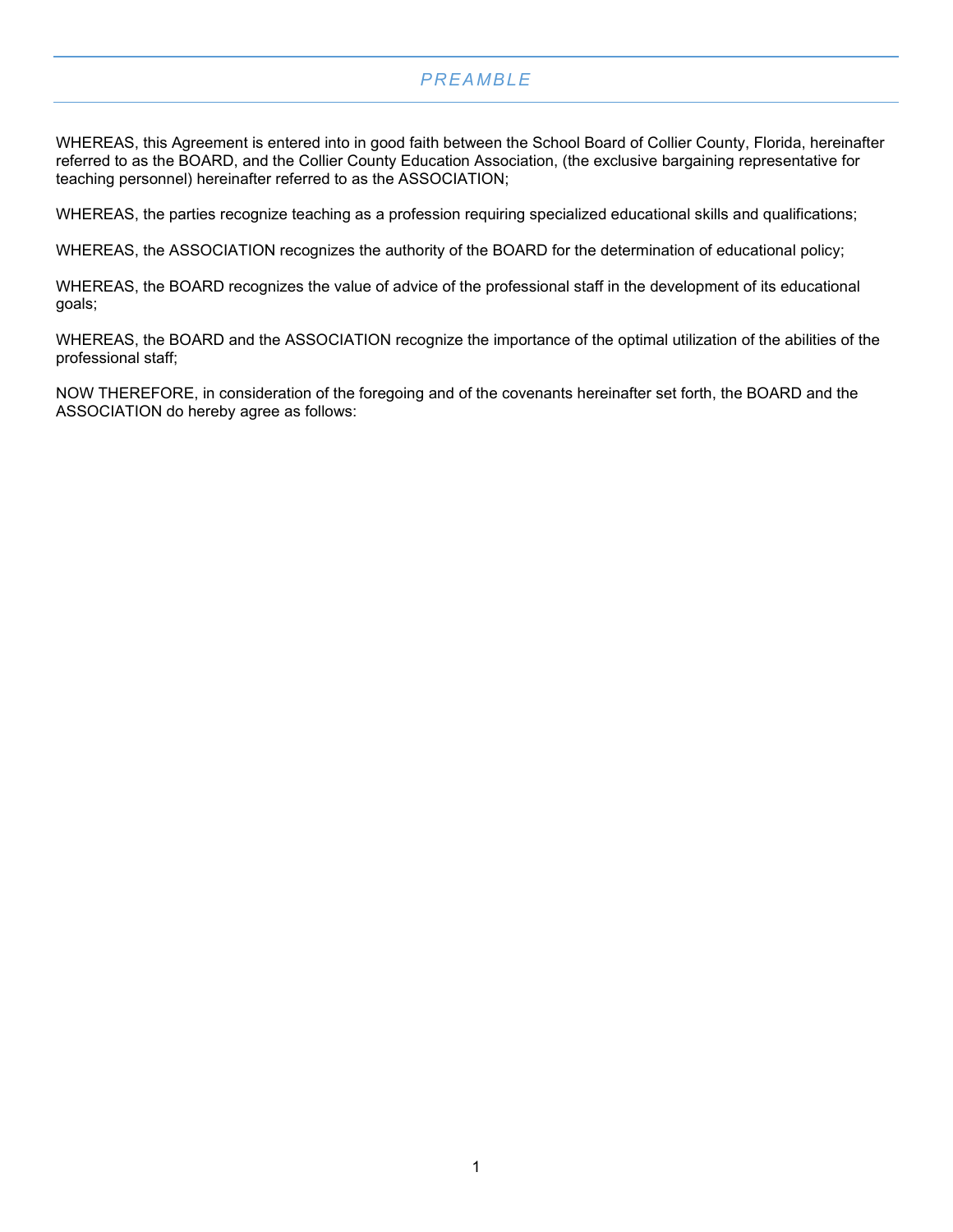# PREAMBLE

WHEREAS, this Agreement is entered into in good faith between the School Board of Collier County, Florida, hereinafter referred to as the BOARD, and the Collier County Education Association, (the exclusive bargaining representative for teaching personnel) hereinafter referred to as the ASSOCIATION;

WHEREAS, the parties recognize teaching as a profession requiring specialized educational skills and qualifications;

WHEREAS, the ASSOCIATION recognizes the authority of the BOARD for the determination of educational policy;

WHEREAS, the BOARD recognizes the value of advice of the professional staff in the development of its educational goals;

WHEREAS, the BOARD and the ASSOCIATION recognize the importance of the optimal utilization of the abilities of the professional staff;

NOW THEREFORE, in consideration of the foregoing and of the covenants hereinafter set forth, the BOARD and the ASSOCIATION do hereby agree as follows: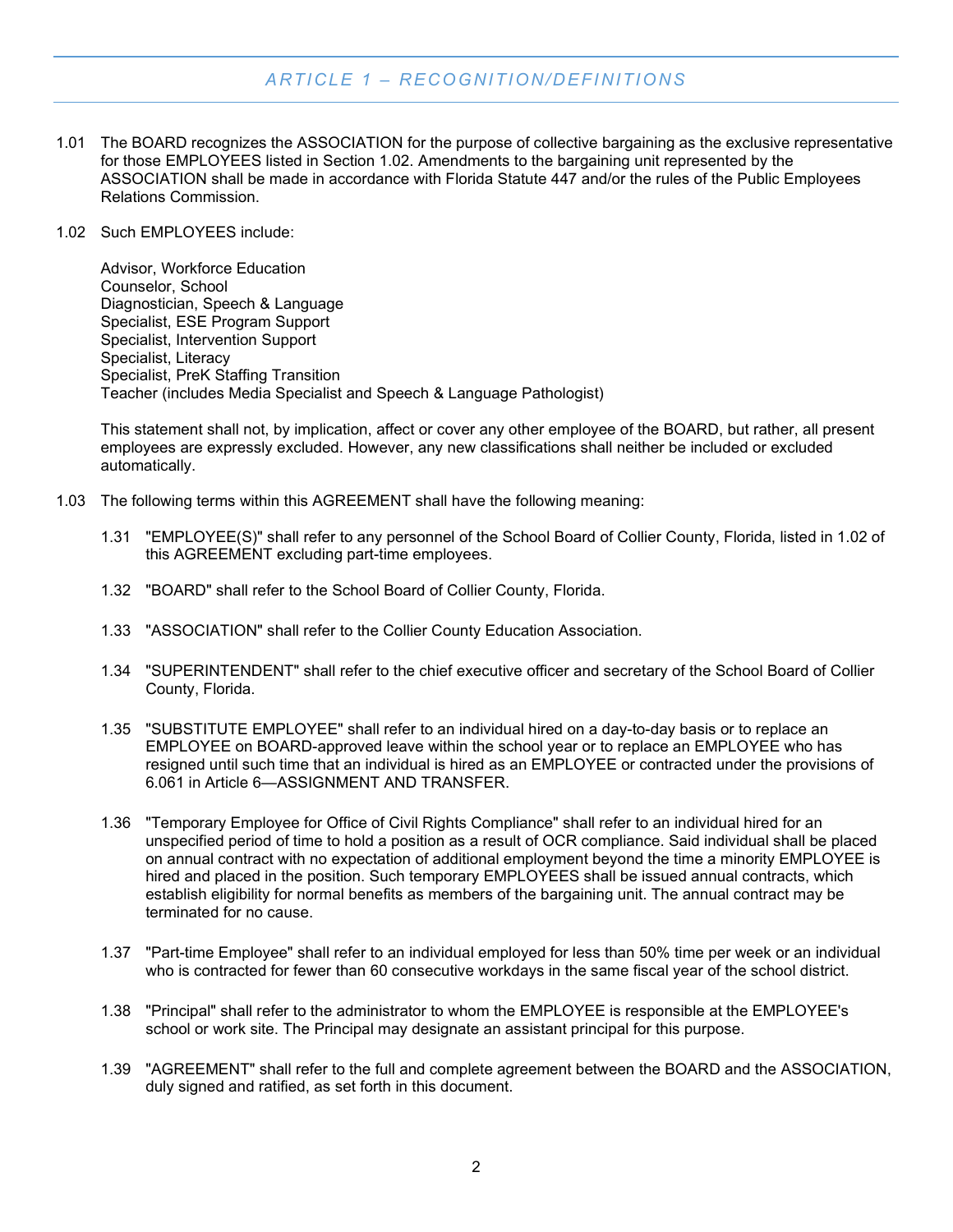## *ARTICLE 1 – RECOGNITION/DEFINITIONS*

1.01 The BOARD recognizes the ASSOCIATION for the purpose of collective bargaining as the exclusive representative for those EMPLOYEES listed in Section 1.02. Amendments to the bargaining unit represented by the ASSOCIATION shall be made in accordance with Florida Statute 447 and/or the rules of the Public Employees Relations Commission.

1.02 Such EMPLOYEES include:

Advisor, Workforce Education
Counselor, School
Diagnostician, Speech & Language
Specialist, ESE Program Support
Specialist, Intervention Support
Specialist, Literacy
Specialist, PreK Staffing Transition
Teacher (includes Media Specialist and Speech & Language Pathologist)

This statement shall not, by implication, affect or cover any other employee of the BOARD, but rather, all present employees are expressly excluded. However, any new classifications shall neither be included or excluded automatically.

1.03 The following terms within this AGREEMENT shall have the following meaning:

1.31 "EMPLOYEE(S)" shall refer to any personnel of the School Board of Collier County, Florida, listed in 1.02 of this AGREEMENT excluding part-time employees.

1.32 "BOARD" shall refer to the School Board of Collier County, Florida.

1.33 "ASSOCIATION" shall refer to the Collier County Education Association.

1.34 "SUPERINTENDENT" shall refer to the chief executive officer and secretary of the School Board of Collier County, Florida.

1.35 "SUBSTITUTE EMPLOYEE" shall refer to an individual hired on a day-to-day basis or to replace an EMPLOYEE on BOARD-approved leave within the school year or to replace an EMPLOYEE who has resigned until such time that an individual is hired as an EMPLOYEE or contracted under the provisions of 6.061 in Article 6—ASSIGNMENT AND TRANSFER.

1.36 "Temporary Employee for Office of Civil Rights Compliance" shall refer to an individual hired for an unspecified period of time to hold a position as a result of OCR compliance. Said individual shall be placed on annual contract with no expectation of additional employment beyond the time a minority EMPLOYEE is hired and placed in the position. Such temporary EMPLOYEES shall be issued annual contracts, which establish eligibility for normal benefits as members of the bargaining unit. The annual contract may be terminated for no cause.

1.37 "Part-time Employee" shall refer to an individual employed for less than 50% time per week or an individual who is contracted for fewer than 60 consecutive workdays in the same fiscal year of the school district.

1.38 "Principal" shall refer to the administrator to whom the EMPLOYEE is responsible at the EMPLOYEE's school or work site. The Principal may designate an assistant principal for this purpose.

1.39 "AGREEMENT" shall refer to the full and complete agreement between the BOARD and the ASSOCIATION, duly signed and ratified, as set forth in this document.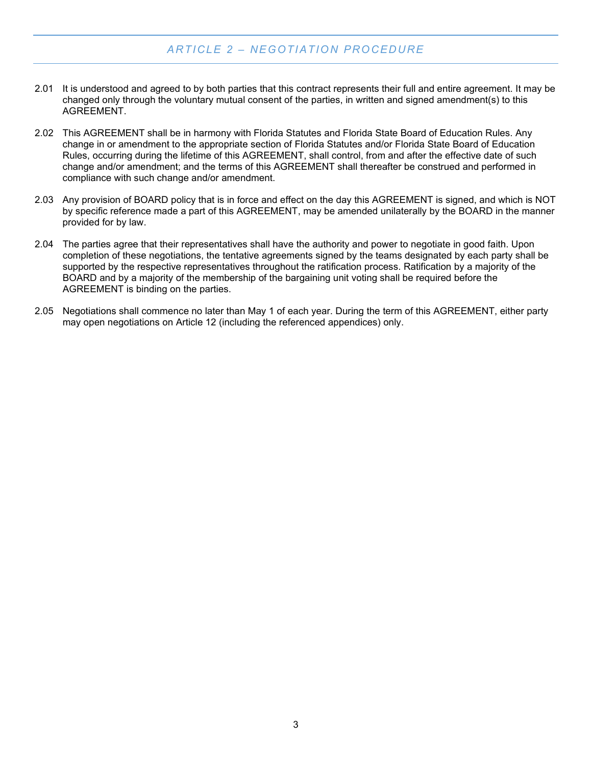## *ARTICLE 2 – NEGOTIATION PROCEDURE*

2.01 It is understood and agreed to by both parties that this contract represents their full and entire agreement. It may be changed only through the voluntary mutual consent of the parties, in written and signed amendment(s) to this AGREEMENT.

2.02 This AGREEMENT shall be in harmony with Florida Statutes and Florida State Board of Education Rules. Any change in or amendment to the appropriate section of Florida Statutes and/or Florida State Board of Education Rules, occurring during the lifetime of this AGREEMENT, shall control, from and after the effective date of such change and/or amendment; and the terms of this AGREEMENT shall thereafter be construed and performed in compliance with such change and/or amendment.

2.03 Any provision of BOARD policy that is in force and effect on the day this AGREEMENT is signed, and which is NOT by specific reference made a part of this AGREEMENT, may be amended unilaterally by the BOARD in the manner provided for by law.

2.04 The parties agree that their representatives shall have the authority and power to negotiate in good faith. Upon completion of these negotiations, the tentative agreements signed by the teams designated by each party shall be supported by the respective representatives throughout the ratification process. Ratification by a majority of the BOARD and by a majority of the membership of the bargaining unit voting shall be required before the AGREEMENT is binding on the parties.

2.05 Negotiations shall commence no later than May 1 of each year. During the term of this AGREEMENT, either party may open negotiations on Article 12 (including the referenced appendices) only.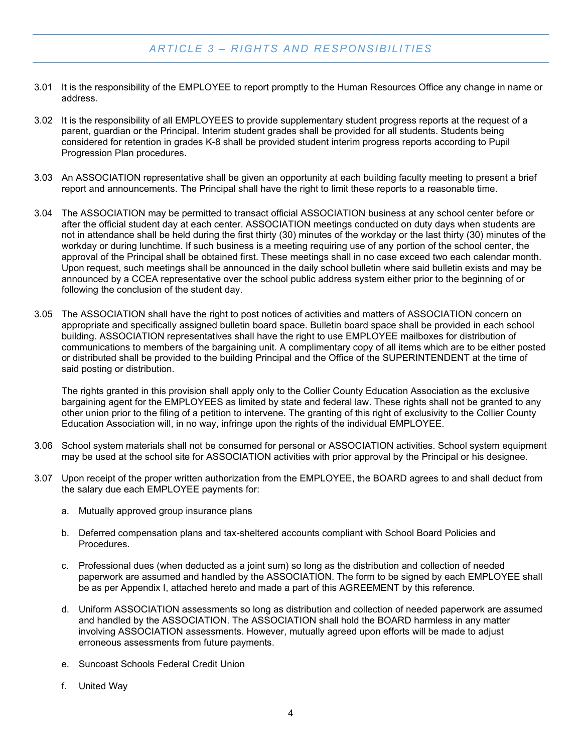## *ARTICLE 3 – RIGHTS AND RESPONSIBILITIES*

3.01 It is the responsibility of the EMPLOYEE to report promptly to the Human Resources Office any change in name or address.

3.02 It is the responsibility of all EMPLOYEES to provide supplementary student progress reports at the request of a parent, guardian or the Principal. Interim student grades shall be provided for all students. Students being considered for retention in grades K-8 shall be provided student interim progress reports according to Pupil Progression Plan procedures.

3.03 An ASSOCIATION representative shall be given an opportunity at each building faculty meeting to present a brief report and announcements. The Principal shall have the right to limit these reports to a reasonable time.

3.04 The ASSOCIATION may be permitted to transact official ASSOCIATION business at any school center before or after the official student day at each center. ASSOCIATION meetings conducted on duty days when students are not in attendance shall be held during the first thirty (30) minutes of the workday or the last thirty (30) minutes of the workday or during lunchtime. If such business is a meeting requiring use of any portion of the school center, the approval of the Principal shall be obtained first. These meetings shall in no case exceed two each calendar month. Upon request, such meetings shall be announced in the daily school bulletin where said bulletin exists and may be announced by a CCEA representative over the school public address system either prior to the beginning of or following the conclusion of the student day.

3.05 The ASSOCIATION shall have the right to post notices of activities and matters of ASSOCIATION concern on appropriate and specifically assigned bulletin board space. Bulletin board space shall be provided in each school building. ASSOCIATION representatives shall have the right to use EMPLOYEE mailboxes for distribution of communications to members of the bargaining unit. A complimentary copy of all items which are to be either posted or distributed shall be provided to the building Principal and the Office of the SUPERINTENDENT at the time of said posting or distribution.

The rights granted in this provision shall apply only to the Collier County Education Association as the exclusive bargaining agent for the EMPLOYEES as limited by state and federal law. These rights shall not be granted to any other union prior to the filing of a petition to intervene. The granting of this right of exclusivity to the Collier County Education Association will, in no way, infringe upon the rights of the individual EMPLOYEE.

3.06 School system materials shall not be consumed for personal or ASSOCIATION activities. School system equipment may be used at the school site for ASSOCIATION activities with prior approval by the Principal or his designee.

3.07 Upon receipt of the proper written authorization from the EMPLOYEE, the BOARD agrees to and shall deduct from the salary due each EMPLOYEE payments for:

a. Mutually approved group insurance plans

b. Deferred compensation plans and tax-sheltered accounts compliant with School Board Policies and Procedures.

c. Professional dues (when deducted as a joint sum) so long as the distribution and collection of needed paperwork are assumed and handled by the ASSOCIATION. The form to be signed by each EMPLOYEE shall be as per Appendix I, attached hereto and made a part of this AGREEMENT by this reference.

d. Uniform ASSOCIATION assessments so long as distribution and collection of needed paperwork are assumed and handled by the ASSOCIATION. The ASSOCIATION shall hold the BOARD harmless in any matter involving ASSOCIATION assessments. However, mutually agreed upon efforts will be made to adjust erroneous assessments from future payments.

e. Suncoast Schools Federal Credit Union

f. United Way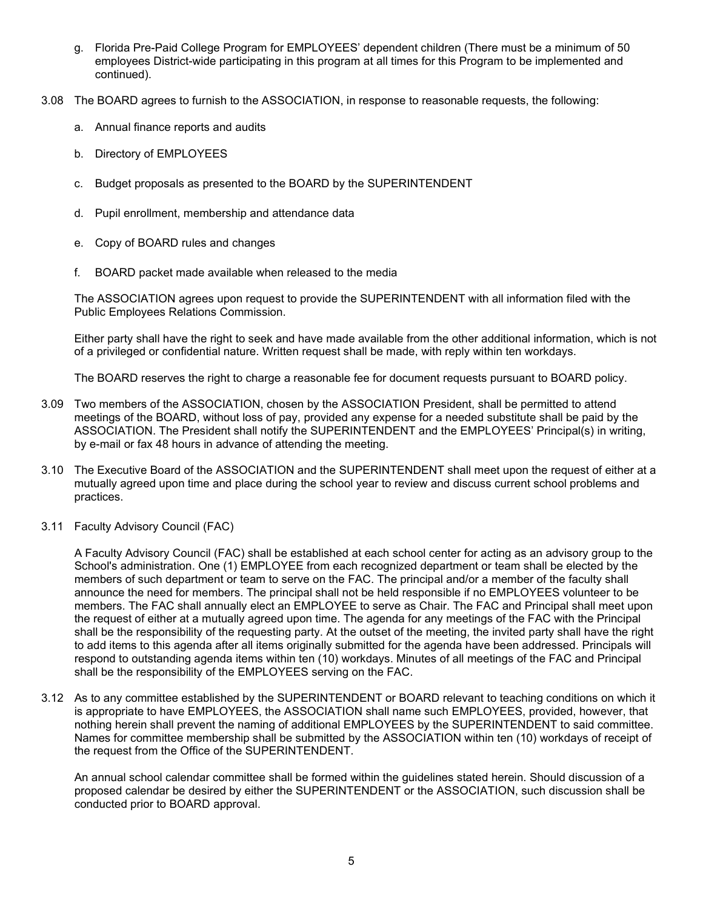g. Florida Pre-Paid College Program for EMPLOYEES' dependent children (There must be a minimum of 50 employees District-wide participating in this program at all times for this Program to be implemented and continued).

3.08 The BOARD agrees to furnish to the ASSOCIATION, in response to reasonable requests, the following:

a. Annual finance reports and audits

b. Directory of EMPLOYEES

c. Budget proposals as presented to the BOARD by the SUPERINTENDENT

d. Pupil enrollment, membership and attendance data

e. Copy of BOARD rules and changes

f. BOARD packet made available when released to the media

The ASSOCIATION agrees upon request to provide the SUPERINTENDENT with all information filed with the Public Employees Relations Commission.

Either party shall have the right to seek and have made available from the other additional information, which is not of a privileged or confidential nature. Written request shall be made, with reply within ten workdays.

The BOARD reserves the right to charge a reasonable fee for document requests pursuant to BOARD policy.

3.09 Two members of the ASSOCIATION, chosen by the ASSOCIATION President, shall be permitted to attend meetings of the BOARD, without loss of pay, provided any expense for a needed substitute shall be paid by the ASSOCIATION. The President shall notify the SUPERINTENDENT and the EMPLOYEES' Principal(s) in writing, by e-mail or fax 48 hours in advance of attending the meeting.

3.10 The Executive Board of the ASSOCIATION and the SUPERINTENDENT shall meet upon the request of either at a mutually agreed upon time and place during the school year to review and discuss current school problems and practices.

3.11 Faculty Advisory Council (FAC)

A Faculty Advisory Council (FAC) shall be established at each school center for acting as an advisory group to the School's administration. One (1) EMPLOYEE from each recognized department or team shall be elected by the members of such department or team to serve on the FAC. The principal and/or a member of the faculty shall announce the need for members. The principal shall not be held responsible if no EMPLOYEES volunteer to be members. The FAC shall annually elect an EMPLOYEE to serve as Chair. The FAC and Principal shall meet upon the request of either at a mutually agreed upon time. The agenda for any meetings of the FAC with the Principal shall be the responsibility of the requesting party. At the outset of the meeting, the invited party shall have the right to add items to this agenda after all items originally submitted for the agenda have been addressed. Principals will respond to outstanding agenda items within ten (10) workdays. Minutes of all meetings of the FAC and Principal shall be the responsibility of the EMPLOYEES serving on the FAC.

3.12 As to any committee established by the SUPERINTENDENT or BOARD relevant to teaching conditions on which it is appropriate to have EMPLOYEES, the ASSOCIATION shall name such EMPLOYEES, provided, however, that nothing herein shall prevent the naming of additional EMPLOYEES by the SUPERINTENDENT to said committee. Names for committee membership shall be submitted by the ASSOCIATION within ten (10) workdays of receipt of the request from the Office of the SUPERINTENDENT.

An annual school calendar committee shall be formed within the guidelines stated herein. Should discussion of a proposed calendar be desired by either the SUPERINTENDENT or the ASSOCIATION, such discussion shall be conducted prior to BOARD approval.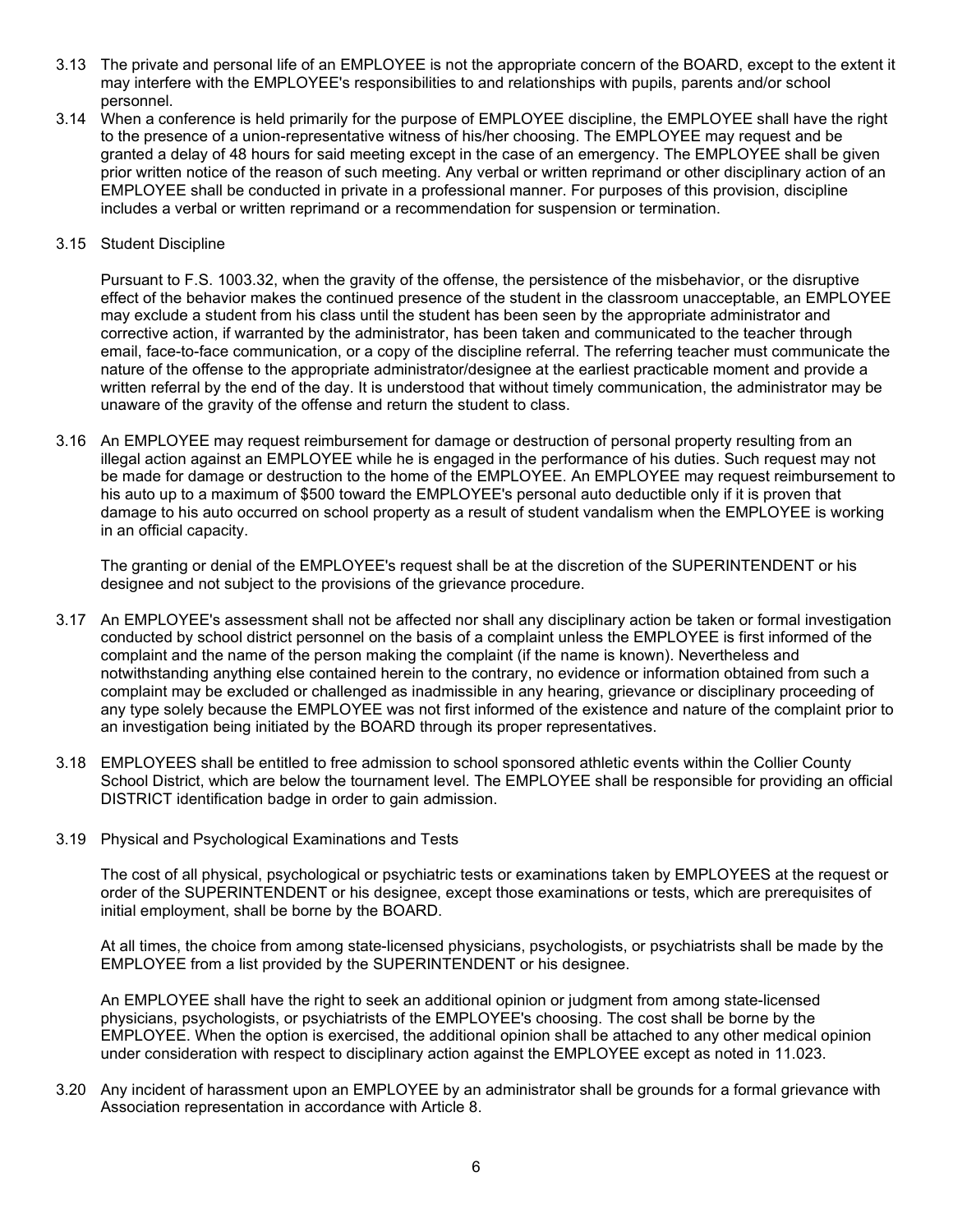3.13 The private and personal life of an EMPLOYEE is not the appropriate concern of the BOARD, except to the extent it may interfere with the EMPLOYEE's responsibilities to and relationships with pupils, parents and/or school personnel.

3.14 When a conference is held primarily for the purpose of EMPLOYEE discipline, the EMPLOYEE shall have the right to the presence of a union-representative witness of his/her choosing. The EMPLOYEE may request and be granted a delay of 48 hours for said meeting except in the case of an emergency. The EMPLOYEE shall be given prior written notice of the reason of such meeting. Any verbal or written reprimand or other disciplinary action of an EMPLOYEE shall be conducted in private in a professional manner. For purposes of this provision, discipline includes a verbal or written reprimand or a recommendation for suspension or termination.

3.15 Student Discipline

Pursuant to F.S. 1003.32, when the gravity of the offense, the persistence of the misbehavior, or the disruptive effect of the behavior makes the continued presence of the student in the classroom unacceptable, an EMPLOYEE may exclude a student from his class until the student has been seen by the appropriate administrator and corrective action, if warranted by the administrator, has been taken and communicated to the teacher through email, face-to-face communication, or a copy of the discipline referral. The referring teacher must communicate the nature of the offense to the appropriate administrator/designee at the earliest practicable moment and provide a written referral by the end of the day. It is understood that without timely communication, the administrator may be unaware of the gravity of the offense and return the student to class.

3.16 An EMPLOYEE may request reimbursement for damage or destruction of personal property resulting from an illegal action against an EMPLOYEE while he is engaged in the performance of his duties. Such request may not be made for damage or destruction to the home of the EMPLOYEE. An EMPLOYEE may request reimbursement to his auto up to a maximum of $500 toward the EMPLOYEE's personal auto deductible only if it is proven that damage to his auto occurred on school property as a result of student vandalism when the EMPLOYEE is working in an official capacity.

The granting or denial of the EMPLOYEE's request shall be at the discretion of the SUPERINTENDENT or his designee and not subject to the provisions of the grievance procedure.

3.17 An EMPLOYEE's assessment shall not be affected nor shall any disciplinary action be taken or formal investigation conducted by school district personnel on the basis of a complaint unless the EMPLOYEE is first informed of the complaint and the name of the person making the complaint (if the name is known). Nevertheless and notwithstanding anything else contained herein to the contrary, no evidence or information obtained from such a complaint may be excluded or challenged as inadmissible in any hearing, grievance or disciplinary proceeding of any type solely because the EMPLOYEE was not first informed of the existence and nature of the complaint prior to an investigation being initiated by the BOARD through its proper representatives.

3.18 EMPLOYEES shall be entitled to free admission to school sponsored athletic events within the Collier County School District, which are below the tournament level. The EMPLOYEE shall be responsible for providing an official DISTRICT identification badge in order to gain admission.

3.19 Physical and Psychological Examinations and Tests

The cost of all physical, psychological or psychiatric tests or examinations taken by EMPLOYEES at the request or order of the SUPERINTENDENT or his designee, except those examinations or tests, which are prerequisites of initial employment, shall be borne by the BOARD.

At all times, the choice from among state-licensed physicians, psychologists, or psychiatrists shall be made by the EMPLOYEE from a list provided by the SUPERINTENDENT or his designee.

An EMPLOYEE shall have the right to seek an additional opinion or judgment from among state-licensed physicians, psychologists, or psychiatrists of the EMPLOYEE's choosing. The cost shall be borne by the EMPLOYEE. When the option is exercised, the additional opinion shall be attached to any other medical opinion under consideration with respect to disciplinary action against the EMPLOYEE except as noted in 11.023.

3.20 Any incident of harassment upon an EMPLOYEE by an administrator shall be grounds for a formal grievance with Association representation in accordance with Article 8.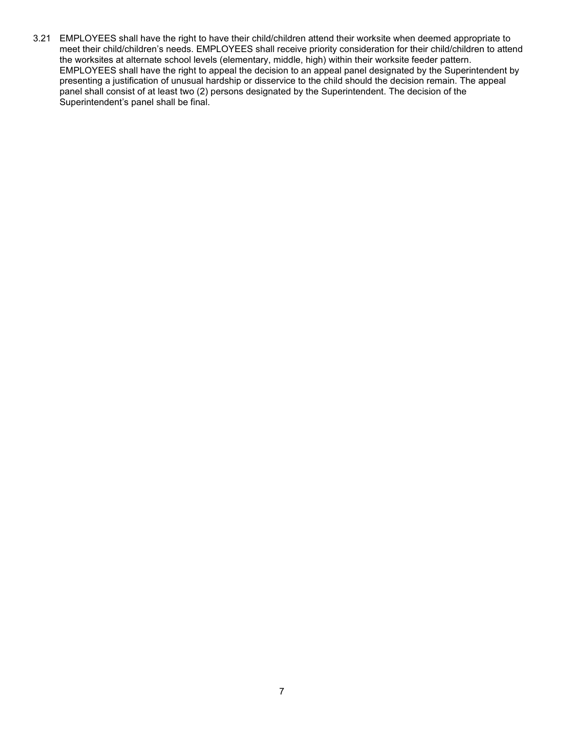3.21 EMPLOYEES shall have the right to have their child/children attend their worksite when deemed appropriate to meet their child/children's needs. EMPLOYEES shall receive priority consideration for their child/children to attend the worksites at alternate school levels (elementary, middle, high) within their worksite feeder pattern. EMPLOYEES shall have the right to appeal the decision to an appeal panel designated by the Superintendent by presenting a justification of unusual hardship or disservice to the child should the decision remain. The appeal panel shall consist of at least two (2) persons designated by the Superintendent. The decision of the Superintendent's panel shall be final.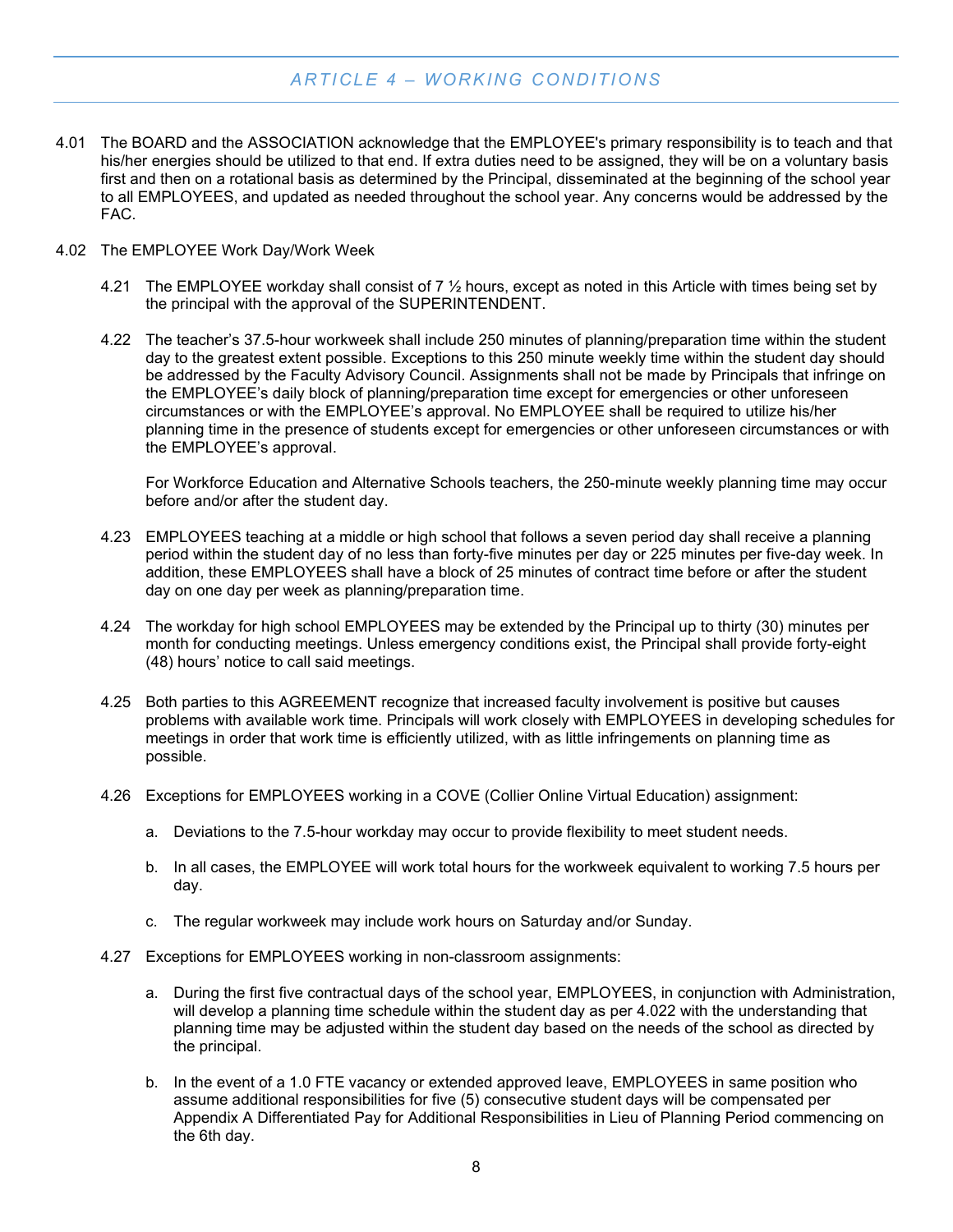## *ARTICLE 4 – WORKING CONDITIONS*

4.01 The BOARD and the ASSOCIATION acknowledge that the EMPLOYEE's primary responsibility is to teach and that his/her energies should be utilized to that end. If extra duties need to be assigned, they will be on a voluntary basis first and then on a rotational basis as determined by the Principal, disseminated at the beginning of the school year to all EMPLOYEES, and updated as needed throughout the school year. Any concerns would be addressed by the FAC.

4.02 The EMPLOYEE Work Day/Work Week

4.21 The EMPLOYEE workday shall consist of 7 ½ hours, except as noted in this Article with times being set by the principal with the approval of the SUPERINTENDENT.

4.22 The teacher's 37.5-hour workweek shall include 250 minutes of planning/preparation time within the student day to the greatest extent possible. Exceptions to this 250 minute weekly time within the student day should be addressed by the Faculty Advisory Council. Assignments shall not be made by Principals that infringe on the EMPLOYEE's daily block of planning/preparation time except for emergencies or other unforeseen circumstances or with the EMPLOYEE's approval. No EMPLOYEE shall be required to utilize his/her planning time in the presence of students except for emergencies or other unforeseen circumstances or with the EMPLOYEE's approval.

For Workforce Education and Alternative Schools teachers, the 250-minute weekly planning time may occur before and/or after the student day.

4.23 EMPLOYEES teaching at a middle or high school that follows a seven period day shall receive a planning period within the student day of no less than forty-five minutes per day or 225 minutes per five-day week. In addition, these EMPLOYEES shall have a block of 25 minutes of contract time before or after the student day on one day per week as planning/preparation time.

4.24 The workday for high school EMPLOYEES may be extended by the Principal up to thirty (30) minutes per month for conducting meetings. Unless emergency conditions exist, the Principal shall provide forty-eight (48) hours' notice to call said meetings.

4.25 Both parties to this AGREEMENT recognize that increased faculty involvement is positive but causes problems with available work time. Principals will work closely with EMPLOYEES in developing schedules for meetings in order that work time is efficiently utilized, with as little infringements on planning time as possible.

4.26 Exceptions for EMPLOYEES working in a COVE (Collier Online Virtual Education) assignment:

a. Deviations to the 7.5-hour workday may occur to provide flexibility to meet student needs.

b. In all cases, the EMPLOYEE will work total hours for the workweek equivalent to working 7.5 hours per day.

c. The regular workweek may include work hours on Saturday and/or Sunday.

4.27 Exceptions for EMPLOYEES working in non-classroom assignments:

a. During the first five contractual days of the school year, EMPLOYEES, in conjunction with Administration, will develop a planning time schedule within the student day as per 4.022 with the understanding that planning time may be adjusted within the student day based on the needs of the school as directed by the principal.

b. In the event of a 1.0 FTE vacancy or extended approved leave, EMPLOYEES in same position who assume additional responsibilities for five (5) consecutive student days will be compensated per Appendix A Differentiated Pay for Additional Responsibilities in Lieu of Planning Period commencing on the 6th day.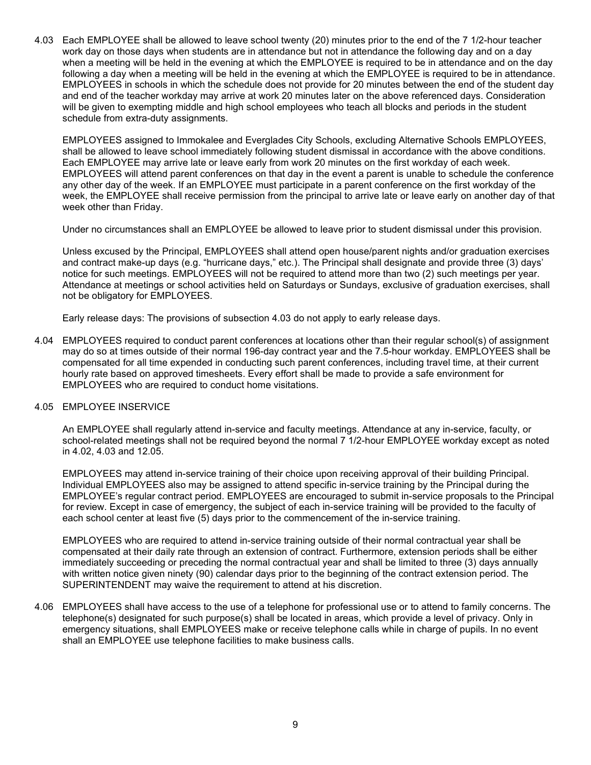4.03 Each EMPLOYEE shall be allowed to leave school twenty (20) minutes prior to the end of the 7 1/2-hour teacher work day on those days when students are in attendance but not in attendance the following day and on a day when a meeting will be held in the evening at which the EMPLOYEE is required to be in attendance and on the day following a day when a meeting will be held in the evening at which the EMPLOYEE is required to be in attendance. EMPLOYEES in schools in which the schedule does not provide for 20 minutes between the end of the student day and end of the teacher workday may arrive at work 20 minutes later on the above referenced days. Consideration will be given to exempting middle and high school employees who teach all blocks and periods in the student schedule from extra-duty assignments.

EMPLOYEES assigned to Immokalee and Everglades City Schools, excluding Alternative Schools EMPLOYEES, shall be allowed to leave school immediately following student dismissal in accordance with the above conditions. Each EMPLOYEE may arrive late or leave early from work 20 minutes on the first workday of each week. EMPLOYEES will attend parent conferences on that day in the event a parent is unable to schedule the conference any other day of the week. If an EMPLOYEE must participate in a parent conference on the first workday of the week, the EMPLOYEE shall receive permission from the principal to arrive late or leave early on another day of that week other than Friday.

Under no circumstances shall an EMPLOYEE be allowed to leave prior to student dismissal under this provision.

Unless excused by the Principal, EMPLOYEES shall attend open house/parent nights and/or graduation exercises and contract make-up days (e.g. "hurricane days," etc.). The Principal shall designate and provide three (3) days' notice for such meetings. EMPLOYEES will not be required to attend more than two (2) such meetings per year. Attendance at meetings or school activities held on Saturdays or Sundays, exclusive of graduation exercises, shall not be obligatory for EMPLOYEES.

Early release days: The provisions of subsection 4.03 do not apply to early release days.

4.04 EMPLOYEES required to conduct parent conferences at locations other than their regular school(s) of assignment may do so at times outside of their normal 196-day contract year and the 7.5-hour workday. EMPLOYEES shall be compensated for all time expended in conducting such parent conferences, including travel time, at their current hourly rate based on approved timesheets. Every effort shall be made to provide a safe environment for EMPLOYEES who are required to conduct home visitations.

4.05 EMPLOYEE INSERVICE

An EMPLOYEE shall regularly attend in-service and faculty meetings. Attendance at any in-service, faculty, or school-related meetings shall not be required beyond the normal 7 1/2-hour EMPLOYEE workday except as noted in 4.02, 4.03 and 12.05.

EMPLOYEES may attend in-service training of their choice upon receiving approval of their building Principal. Individual EMPLOYEES also may be assigned to attend specific in-service training by the Principal during the EMPLOYEE's regular contract period. EMPLOYEES are encouraged to submit in-service proposals to the Principal for review. Except in case of emergency, the subject of each in-service training will be provided to the faculty of each school center at least five (5) days prior to the commencement of the in-service training.

EMPLOYEES who are required to attend in-service training outside of their normal contractual year shall be compensated at their daily rate through an extension of contract. Furthermore, extension periods shall be either immediately succeeding or preceding the normal contractual year and shall be limited to three (3) days annually with written notice given ninety (90) calendar days prior to the beginning of the contract extension period. The SUPERINTENDENT may waive the requirement to attend at his discretion.

4.06 EMPLOYEES shall have access to the use of a telephone for professional use or to attend to family concerns. The telephone(s) designated for such purpose(s) shall be located in areas, which provide a level of privacy. Only in emergency situations, shall EMPLOYEES make or receive telephone calls while in charge of pupils. In no event shall an EMPLOYEE use telephone facilities to make business calls.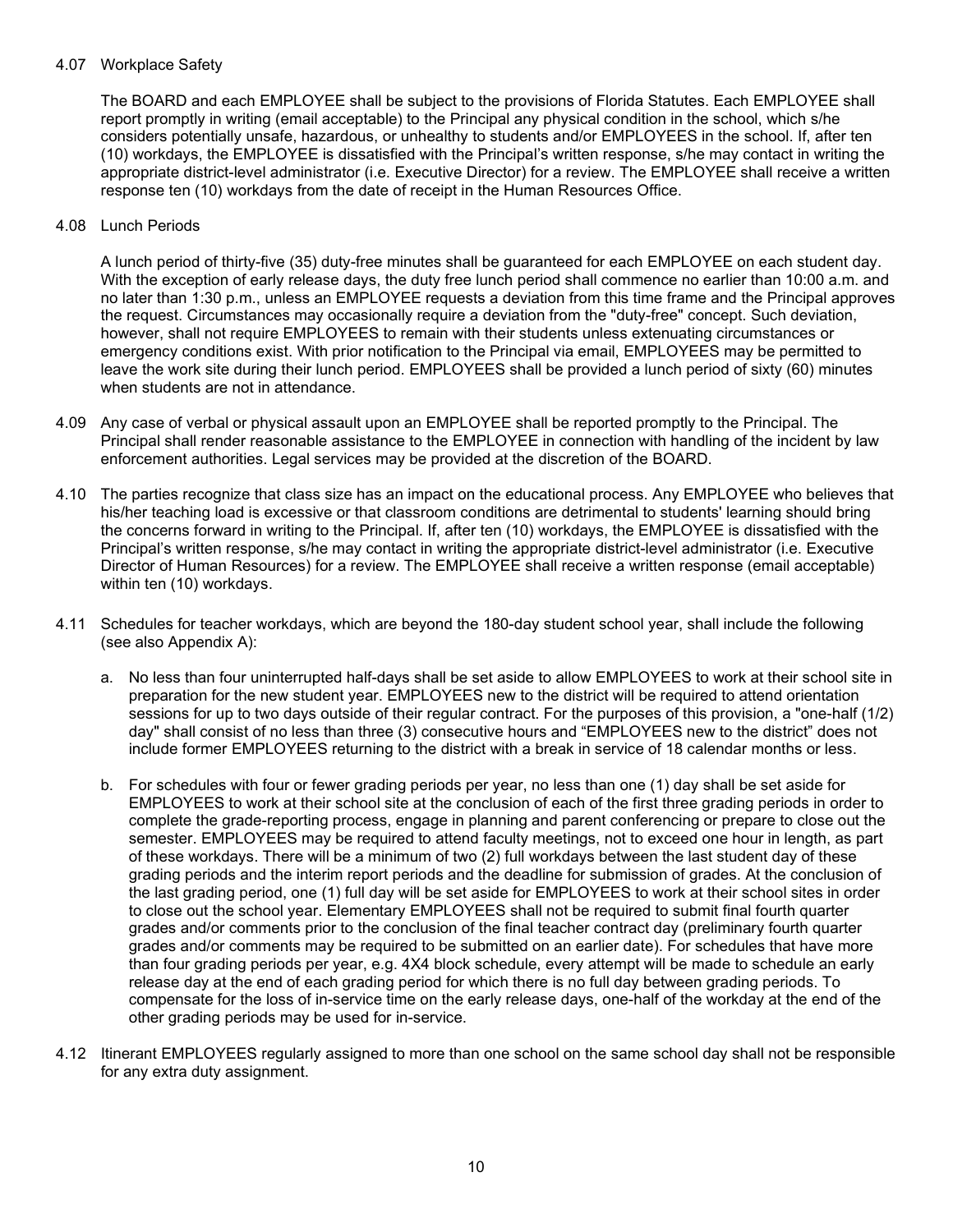4.07 Workplace Safety

The BOARD and each EMPLOYEE shall be subject to the provisions of Florida Statutes. Each EMPLOYEE shall report promptly in writing (email acceptable) to the Principal any physical condition in the school, which s/he considers potentially unsafe, hazardous, or unhealthy to students and/or EMPLOYEES in the school. If, after ten (10) workdays, the EMPLOYEE is dissatisfied with the Principal's written response, s/he may contact in writing the appropriate district-level administrator (i.e. Executive Director) for a review. The EMPLOYEE shall receive a written response ten (10) workdays from the date of receipt in the Human Resources Office.

4.08 Lunch Periods

A lunch period of thirty-five (35) duty-free minutes shall be guaranteed for each EMPLOYEE on each student day. With the exception of early release days, the duty free lunch period shall commence no earlier than 10:00 a.m. and no later than 1:30 p.m., unless an EMPLOYEE requests a deviation from this time frame and the Principal approves the request. Circumstances may occasionally require a deviation from the "duty-free" concept. Such deviation, however, shall not require EMPLOYEES to remain with their students unless extenuating circumstances or emergency conditions exist. With prior notification to the Principal via email, EMPLOYEES may be permitted to leave the work site during their lunch period. EMPLOYEES shall be provided a lunch period of sixty (60) minutes when students are not in attendance.

4.09 Any case of verbal or physical assault upon an EMPLOYEE shall be reported promptly to the Principal. The Principal shall render reasonable assistance to the EMPLOYEE in connection with handling of the incident by law enforcement authorities. Legal services may be provided at the discretion of the BOARD.

4.10 The parties recognize that class size has an impact on the educational process. Any EMPLOYEE who believes that his/her teaching load is excessive or that classroom conditions are detrimental to students' learning should bring the concerns forward in writing to the Principal. If, after ten (10) workdays, the EMPLOYEE is dissatisfied with the Principal's written response, s/he may contact in writing the appropriate district-level administrator (i.e. Executive Director of Human Resources) for a review. The EMPLOYEE shall receive a written response (email acceptable) within ten (10) workdays.

4.11 Schedules for teacher workdays, which are beyond the 180-day student school year, shall include the following (see also Appendix A):

a. No less than four uninterrupted half-days shall be set aside to allow EMPLOYEES to work at their school site in preparation for the new student year. EMPLOYEES new to the district will be required to attend orientation sessions for up to two days outside of their regular contract. For the purposes of this provision, a "one-half (1/2) day" shall consist of no less than three (3) consecutive hours and "EMPLOYEES new to the district" does not include former EMPLOYEES returning to the district with a break in service of 18 calendar months or less.

b. For schedules with four or fewer grading periods per year, no less than one (1) day shall be set aside for EMPLOYEES to work at their school site at the conclusion of each of the first three grading periods in order to complete the grade-reporting process, engage in planning and parent conferencing or prepare to close out the semester. EMPLOYEES may be required to attend faculty meetings, not to exceed one hour in length, as part of these workdays. There will be a minimum of two (2) full workdays between the last student day of these grading periods and the interim report periods and the deadline for submission of grades. At the conclusion of the last grading period, one (1) full day will be set aside for EMPLOYEES to work at their school sites in order to close out the school year. Elementary EMPLOYEES shall not be required to submit final fourth quarter grades and/or comments prior to the conclusion of the final teacher contract day (preliminary fourth quarter grades and/or comments may be required to be submitted on an earlier date). For schedules that have more than four grading periods per year, e.g. 4X4 block schedule, every attempt will be made to schedule an early release day at the end of each grading period for which there is no full day between grading periods. To compensate for the loss of in-service time on the early release days, one-half of the workday at the end of the other grading periods may be used for in-service.

4.12 Itinerant EMPLOYEES regularly assigned to more than one school on the same school day shall not be responsible for any extra duty assignment.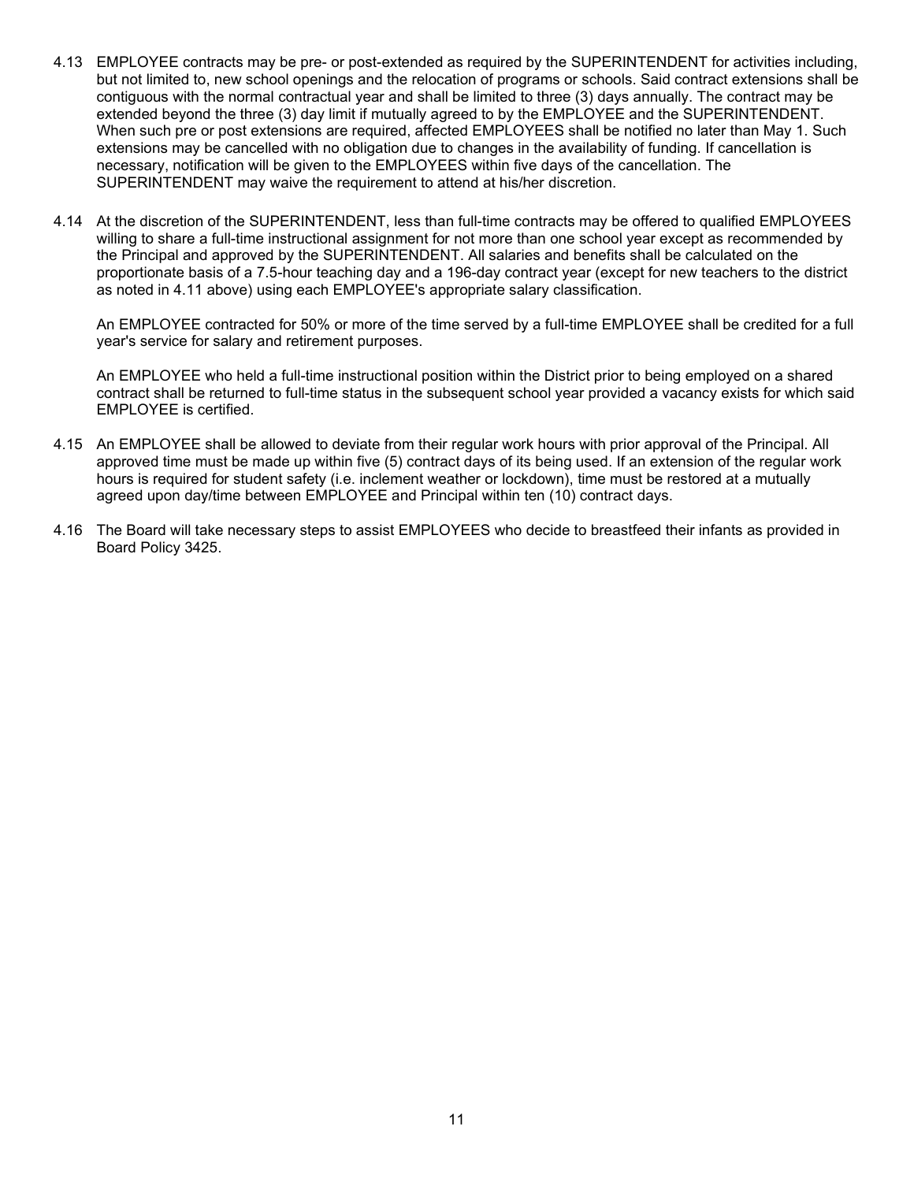4.13 EMPLOYEE contracts may be pre- or post-extended as required by the SUPERINTENDENT for activities including, but not limited to, new school openings and the relocation of programs or schools. Said contract extensions shall be contiguous with the normal contractual year and shall be limited to three (3) days annually. The contract may be extended beyond the three (3) day limit if mutually agreed to by the EMPLOYEE and the SUPERINTENDENT. When such pre or post extensions are required, affected EMPLOYEES shall be notified no later than May 1. Such extensions may be cancelled with no obligation due to changes in the availability of funding. If cancellation is necessary, notification will be given to the EMPLOYEES within five days of the cancellation. The SUPERINTENDENT may waive the requirement to attend at his/her discretion.

4.14 At the discretion of the SUPERINTENDENT, less than full-time contracts may be offered to qualified EMPLOYEES willing to share a full-time instructional assignment for not more than one school year except as recommended by the Principal and approved by the SUPERINTENDENT. All salaries and benefits shall be calculated on the proportionate basis of a 7.5-hour teaching day and a 196-day contract year (except for new teachers to the district as noted in 4.11 above) using each EMPLOYEE's appropriate salary classification.

An EMPLOYEE contracted for 50% or more of the time served by a full-time EMPLOYEE shall be credited for a full year's service for salary and retirement purposes.

An EMPLOYEE who held a full-time instructional position within the District prior to being employed on a shared contract shall be returned to full-time status in the subsequent school year provided a vacancy exists for which said EMPLOYEE is certified.

4.15 An EMPLOYEE shall be allowed to deviate from their regular work hours with prior approval of the Principal. All approved time must be made up within five (5) contract days of its being used. If an extension of the regular work hours is required for student safety (i.e. inclement weather or lockdown), time must be restored at a mutually agreed upon day/time between EMPLOYEE and Principal within ten (10) contract days.

4.16 The Board will take necessary steps to assist EMPLOYEES who decide to breastfeed their infants as provided in Board Policy 3425.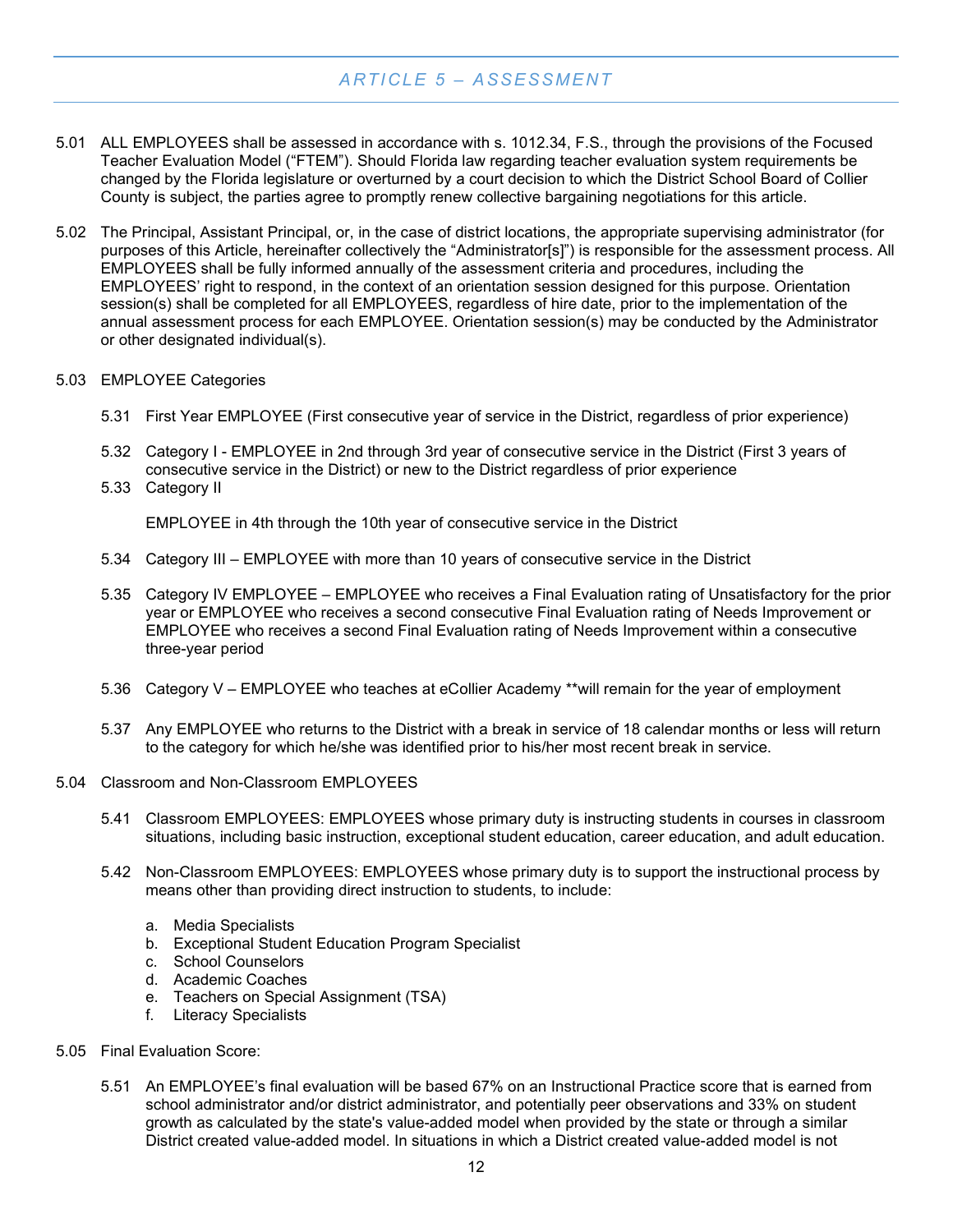## *ARTICLE 5 – ASSESSMENT*

5.01 ALL EMPLOYEES shall be assessed in accordance with s. 1012.34, F.S., through the provisions of the Focused Teacher Evaluation Model ("FTEM"). Should Florida law regarding teacher evaluation system requirements be changed by the Florida legislature or overturned by a court decision to which the District School Board of Collier County is subject, the parties agree to promptly renew collective bargaining negotiations for this article.

5.02 The Principal, Assistant Principal, or, in the case of district locations, the appropriate supervising administrator (for purposes of this Article, hereinafter collectively the "Administrator[s]") is responsible for the assessment process. All EMPLOYEES shall be fully informed annually of the assessment criteria and procedures, including the EMPLOYEES' right to respond, in the context of an orientation session designed for this purpose. Orientation session(s) shall be completed for all EMPLOYEES, regardless of hire date, prior to the implementation of the annual assessment process for each EMPLOYEE. Orientation session(s) may be conducted by the Administrator or other designated individual(s).

5.03 EMPLOYEE Categories

- 5.31 First Year EMPLOYEE (First consecutive year of service in the District, regardless of prior experience)
- 5.32 Category I - EMPLOYEE in 2nd through 3rd year of consecutive service in the District (First 3 years of consecutive service in the District) or new to the District regardless of prior experience
- 5.33 Category II

  EMPLOYEE in 4th through the 10th year of consecutive service in the District

- 5.34 Category III – EMPLOYEE with more than 10 years of consecutive service in the District
- 5.35 Category IV EMPLOYEE – EMPLOYEE who receives a Final Evaluation rating of Unsatisfactory for the prior year or EMPLOYEE who receives a second consecutive Final Evaluation rating of Needs Improvement or EMPLOYEE who receives a second Final Evaluation rating of Needs Improvement within a consecutive three-year period
- 5.36 Category V – EMPLOYEE who teaches at eCollier Academy **will remain for the year of employment
- 5.37 Any EMPLOYEE who returns to the District with a break in service of 18 calendar months or less will return to the category for which he/she was identified prior to his/her most recent break in service.

5.04 Classroom and Non-Classroom EMPLOYEES

- 5.41 Classroom EMPLOYEES: EMPLOYEES whose primary duty is instructing students in courses in classroom situations, including basic instruction, exceptional student education, career education, and adult education.
- 5.42 Non-Classroom EMPLOYEES: EMPLOYEES whose primary duty is to support the instructional process by means other than providing direct instruction to students, to include:

  a. Media Specialists
  b. Exceptional Student Education Program Specialist
  c. School Counselors
  d. Academic Coaches
  e. Teachers on Special Assignment (TSA)
  f. Literacy Specialists

5.05 Final Evaluation Score:

- 5.51 An EMPLOYEE's final evaluation will be based 67% on an Instructional Practice score that is earned from school administrator and/or district administrator, and potentially peer observations and 33% on student growth as calculated by the state's value-added model when provided by the state or through a similar District created value-added model. In situations in which a District created value-added model is not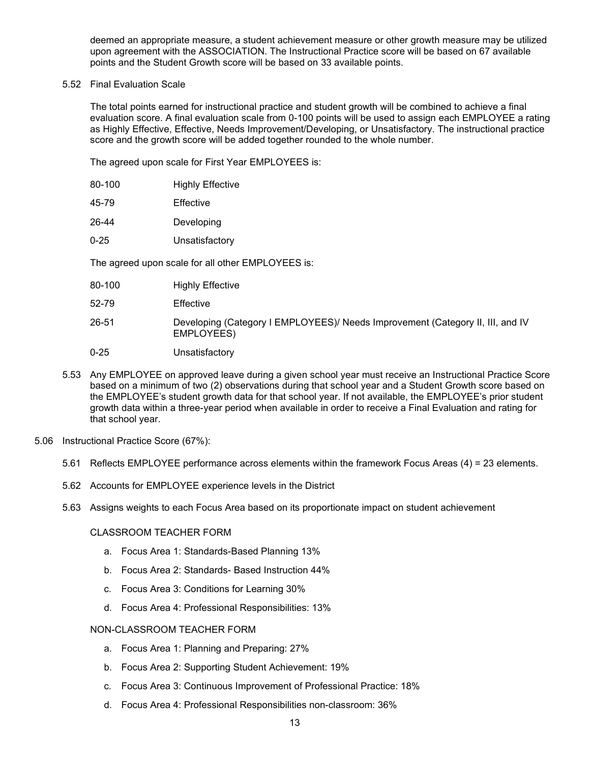deemed an appropriate measure, a student achievement measure or other growth measure may be utilized upon agreement with the ASSOCIATION. The Instructional Practice score will be based on 67 available points and the Student Growth score will be based on 33 available points.

5.52 Final Evaluation Scale

The total points earned for instructional practice and student growth will be combined to achieve a final evaluation score. A final evaluation scale from 0-100 points will be used to assign each EMPLOYEE a rating as Highly Effective, Effective, Needs Improvement/Developing, or Unsatisfactory. The instructional practice score and the growth score will be added together rounded to the whole number.

The agreed upon scale for First Year EMPLOYEES is:

| | |
|---|---|
| 80-100 | Highly Effective |
| 45-79 | Effective |
| 26-44 | Developing |
| 0-25 | Unsatisfactory |

The agreed upon scale for all other EMPLOYEES is:

| | |
|---|---|
| 80-100 | Highly Effective |
| 52-79 | Effective |
| 26-51 | Developing (Category I EMPLOYEES)/ Needs Improvement (Category II, III, and IV EMPLOYEES) |
| 0-25 | Unsatisfactory |

5.53 Any EMPLOYEE on approved leave during a given school year must receive an Instructional Practice Score based on a minimum of two (2) observations during that school year and a Student Growth score based on the EMPLOYEE's student growth data for that school year. If not available, the EMPLOYEE's prior student growth data within a three-year period when available in order to receive a Final Evaluation and rating for that school year.

5.06 Instructional Practice Score (67%):

5.61 Reflects EMPLOYEE performance across elements within the framework Focus Areas (4) = 23 elements.

5.62 Accounts for EMPLOYEE experience levels in the District

5.63 Assigns weights to each Focus Area based on its proportionate impact on student achievement

CLASSROOM TEACHER FORM

a. Focus Area 1: Standards-Based Planning 13%
b. Focus Area 2: Standards- Based Instruction 44%
c. Focus Area 3: Conditions for Learning 30%
d. Focus Area 4: Professional Responsibilities: 13%

NON-CLASSROOM TEACHER FORM

a. Focus Area 1: Planning and Preparing: 27%
b. Focus Area 2: Supporting Student Achievement: 19%
c. Focus Area 3: Continuous Improvement of Professional Practice: 18%
d. Focus Area 4: Professional Responsibilities non-classroom: 36%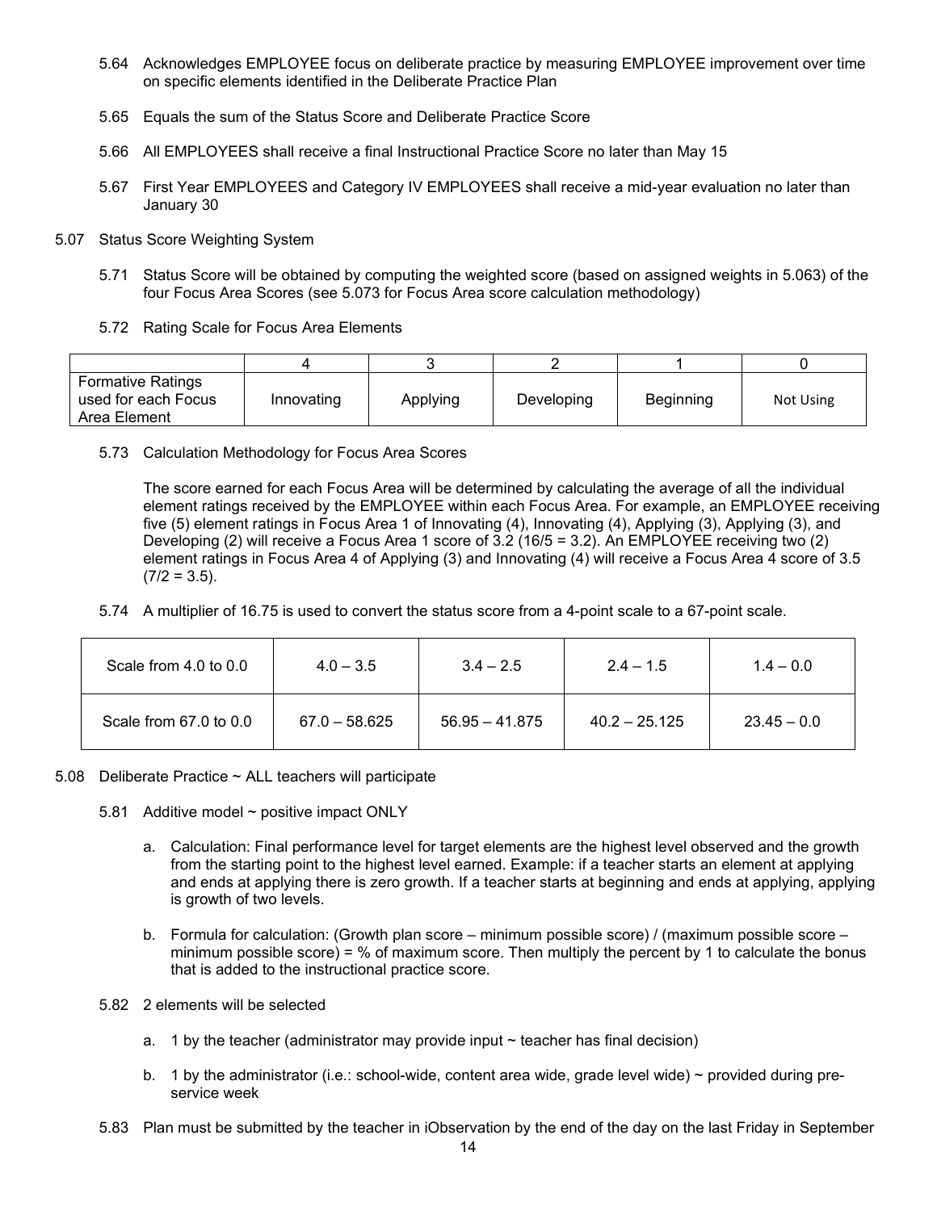5.64 Acknowledges EMPLOYEE focus on deliberate practice by measuring EMPLOYEE improvement over time on specific elements identified in the Deliberate Practice Plan

5.65 Equals the sum of the Status Score and Deliberate Practice Score

5.66 All EMPLOYEES shall receive a final Instructional Practice Score no later than May 15

5.67 First Year EMPLOYEES and Category IV EMPLOYEES shall receive a mid-year evaluation no later than January 30

5.07 Status Score Weighting System

5.71 Status Score will be obtained by computing the weighted score (based on assigned weights in 5.063) of the four Focus Area Scores (see 5.073 for Focus Area score calculation methodology)

5.72 Rating Scale for Focus Area Elements

| | 4 | 3 | 2 | 1 | 0 |
|---|---|---|---|---|---|
| Formative Ratings used for each Focus Area Element | Innovating | Applying | Developing | Beginning | Not Using |

5.73 Calculation Methodology for Focus Area Scores

The score earned for each Focus Area will be determined by calculating the average of all the individual element ratings received by the EMPLOYEE within each Focus Area. For example, an EMPLOYEE receiving five (5) element ratings in Focus Area 1 of Innovating (4), Innovating (4), Applying (3), Applying (3), and Developing (2) will receive a Focus Area 1 score of 3.2 (16/5 = 3.2). An EMPLOYEE receiving two (2) element ratings in Focus Area 4 of Applying (3) and Innovating (4) will receive a Focus Area 4 score of 3.5 (7/2 = 3.5).

5.74 A multiplier of 16.75 is used to convert the status score from a 4-point scale to a 67-point scale.

| Scale from 4.0 to 0.0 | 4.0 – 3.5 | 3.4 – 2.5 | 2.4 – 1.5 | 1.4 – 0.0 |
|---|---|---|---|---|
| Scale from 67.0 to 0.0 | 67.0 – 58.625 | 56.95 – 41.875 | 40.2 – 25.125 | 23.45 – 0.0 |

5.08 Deliberate Practice ~ ALL teachers will participate

5.81 Additive model ~ positive impact ONLY

a. Calculation: Final performance level for target elements are the highest level observed and the growth from the starting point to the highest level earned. Example: if a teacher starts an element at applying and ends at applying there is zero growth. If a teacher starts at beginning and ends at applying, applying is growth of two levels.

b. Formula for calculation: (Growth plan score – minimum possible score) / (maximum possible score – minimum possible score) = % of maximum score. Then multiply the percent by 1 to calculate the bonus that is added to the instructional practice score.

5.82 2 elements will be selected

a. 1 by the teacher (administrator may provide input ~ teacher has final decision)

b. 1 by the administrator (i.e.: school-wide, content area wide, grade level wide) ~ provided during pre-service week

5.83 Plan must be submitted by the teacher in iObservation by the end of the day on the last Friday in September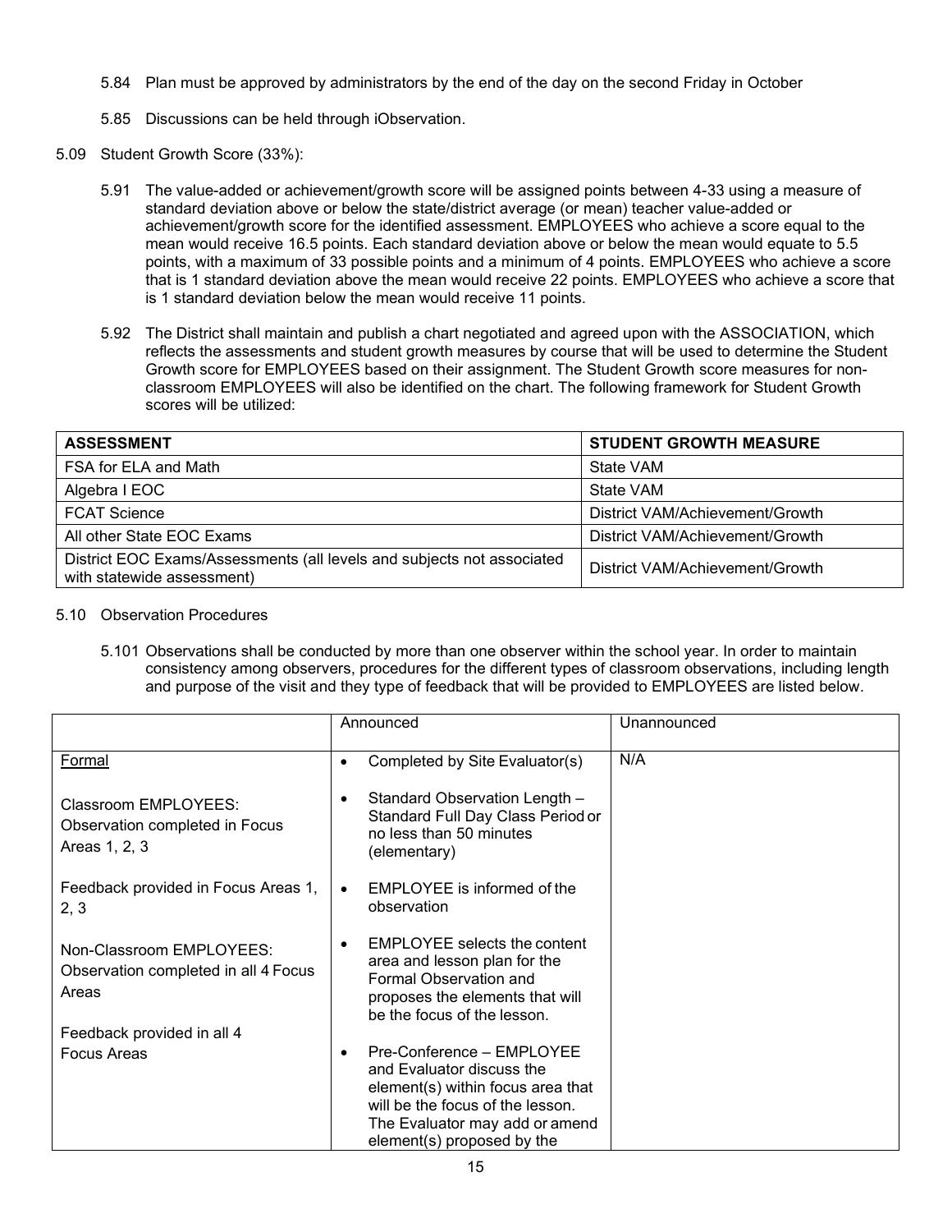5.84 Plan must be approved by administrators by the end of the day on the second Friday in October

5.85 Discussions can be held through iObservation.

5.09 Student Growth Score (33%):

5.91 The value-added or achievement/growth score will be assigned points between 4-33 using a measure of standard deviation above or below the state/district average (or mean) teacher value-added or achievement/growth score for the identified assessment. EMPLOYEES who achieve a score equal to the mean would receive 16.5 points. Each standard deviation above or below the mean would equate to 5.5 points, with a maximum of 33 possible points and a minimum of 4 points. EMPLOYEES who achieve a score that is 1 standard deviation above the mean would receive 22 points. EMPLOYEES who achieve a score that is 1 standard deviation below the mean would receive 11 points.

5.92 The District shall maintain and publish a chart negotiated and agreed upon with the ASSOCIATION, which reflects the assessments and student growth measures by course that will be used to determine the Student Growth score for EMPLOYEES based on their assignment. The Student Growth score measures for non-classroom EMPLOYEES will also be identified on the chart. The following framework for Student Growth scores will be utilized:

| ASSESSMENT | STUDENT GROWTH MEASURE |
|---|---|
| FSA for ELA and Math | State VAM |
| Algebra I EOC | State VAM |
| FCAT Science | District VAM/Achievement/Growth |
| All other State EOC Exams | District VAM/Achievement/Growth |
| District EOC Exams/Assessments (all levels and subjects not associated with statewide assessment) | District VAM/Achievement/Growth |

5.10 Observation Procedures

5.101 Observations shall be conducted by more than one observer within the school year. In order to maintain consistency among observers, procedures for the different types of classroom observations, including length and purpose of the visit and they type of feedback that will be provided to EMPLOYEES are listed below.

| | Announced | Unannounced |
|---|---|---|
| Formal<br><br>Classroom EMPLOYEES: Observation completed in Focus Areas 1, 2, 3<br><br>Feedback provided in Focus Areas 1, 2, 3<br><br>Non-Classroom EMPLOYEES: Observation completed in all 4 Focus Areas<br><br>Feedback provided in all 4 Focus Areas | • Completed by Site Evaluator(s)<br>• Standard Observation Length – Standard Full Day Class Period or no less than 50 minutes (elementary)<br>• EMPLOYEE is informed of the observation<br>• EMPLOYEE selects the content area and lesson plan for the Formal Observation and proposes the elements that will be the focus of the lesson.<br>• Pre-Conference – EMPLOYEE and Evaluator discuss the element(s) within focus area that will be the focus of the lesson. The Evaluator may add or amend element(s) proposed by the | N/A |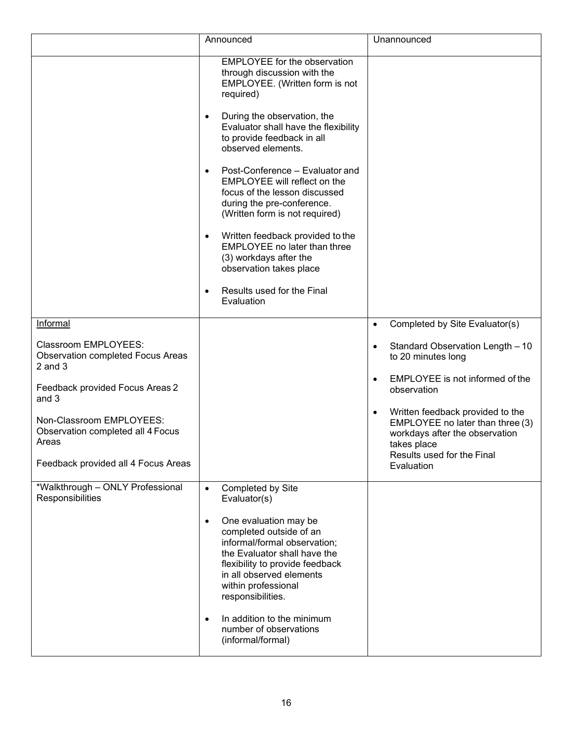| | Announced | Unannounced |
|---|---|---|
| | EMPLOYEE for the observation through discussion with the EMPLOYEE. (Written form is not required)<br><br>• During the observation, the Evaluator shall have the flexibility to provide feedback in all observed elements.<br><br>• Post-Conference – Evaluator and EMPLOYEE will reflect on the focus of the lesson discussed during the pre-conference. (Written form is not required)<br><br>• Written feedback provided to the EMPLOYEE no later than three (3) workdays after the observation takes place<br><br>• Results used for the Final Evaluation | |
| <u>Informal</u><br><br>Classroom EMPLOYEES: Observation completed Focus Areas 2 and 3<br><br>Feedback provided Focus Areas 2 and 3<br><br>Non-Classroom EMPLOYEES: Observation completed all 4 Focus Areas<br><br>Feedback provided all 4 Focus Areas | | • Completed by Site Evaluator(s)<br><br>• Standard Observation Length – 10 to 20 minutes long<br><br>• EMPLOYEE is not informed of the observation<br><br>• Written feedback provided to the EMPLOYEE no later than three (3) workdays after the observation takes place<br>Results used for the Final Evaluation |
| *Walkthrough – ONLY Professional Responsibilities | • Completed by Site Evaluator(s)<br><br>• One evaluation may be completed outside of an informal/formal observation; the Evaluator shall have the flexibility to provide feedback in all observed elements within professional responsibilities.<br><br>• In addition to the minimum number of observations (informal/formal) | |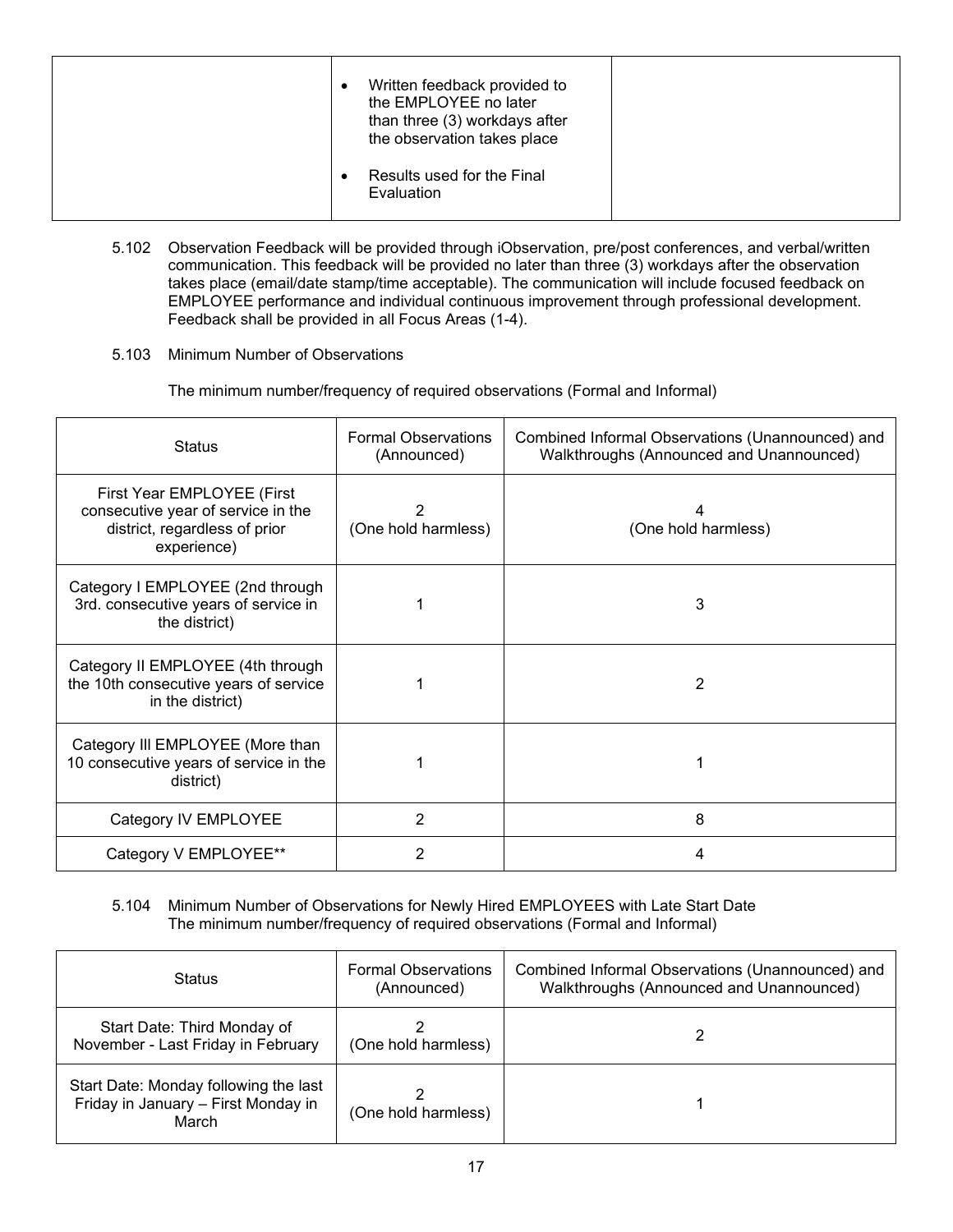|  | • Written feedback provided to the EMPLOYEE no later than three (3) workdays after the observation takes place<br>• Results used for the Final Evaluation |  |
|---|---|---|

5.102 Observation Feedback will be provided through iObservation, pre/post conferences, and verbal/written communication. This feedback will be provided no later than three (3) workdays after the observation takes place (email/date stamp/time acceptable). The communication will include focused feedback on EMPLOYEE performance and individual continuous improvement through professional development. Feedback shall be provided in all Focus Areas (1-4).

5.103 Minimum Number of Observations

The minimum number/frequency of required observations (Formal and Informal)

| Status | Formal Observations (Announced) | Combined Informal Observations (Unannounced) and Walkthroughs (Announced and Unannounced) |
|---|---|---|
| First Year EMPLOYEE (First consecutive year of service in the district, regardless of prior experience) | 2<br>(One hold harmless) | 4<br>(One hold harmless) |
| Category I EMPLOYEE (2nd through 3rd. consecutive years of service in the district) | 1 | 3 |
| Category II EMPLOYEE (4th through the 10th consecutive years of service in the district) | 1 | 2 |
| Category III EMPLOYEE (More than 10 consecutive years of service in the district) | 1 | 1 |
| Category IV EMPLOYEE | 2 | 8 |
| Category V EMPLOYEE** | 2 | 4 |

5.104 Minimum Number of Observations for Newly Hired EMPLOYEES with Late Start Date
The minimum number/frequency of required observations (Formal and Informal)

| Status | Formal Observations (Announced) | Combined Informal Observations (Unannounced) and Walkthroughs (Announced and Unannounced) |
|---|---|---|
| Start Date: Third Monday of November - Last Friday in February | 2<br>(One hold harmless) | 2 |
| Start Date: Monday following the last Friday in January – First Monday in March | 2<br>(One hold harmless) | 1 |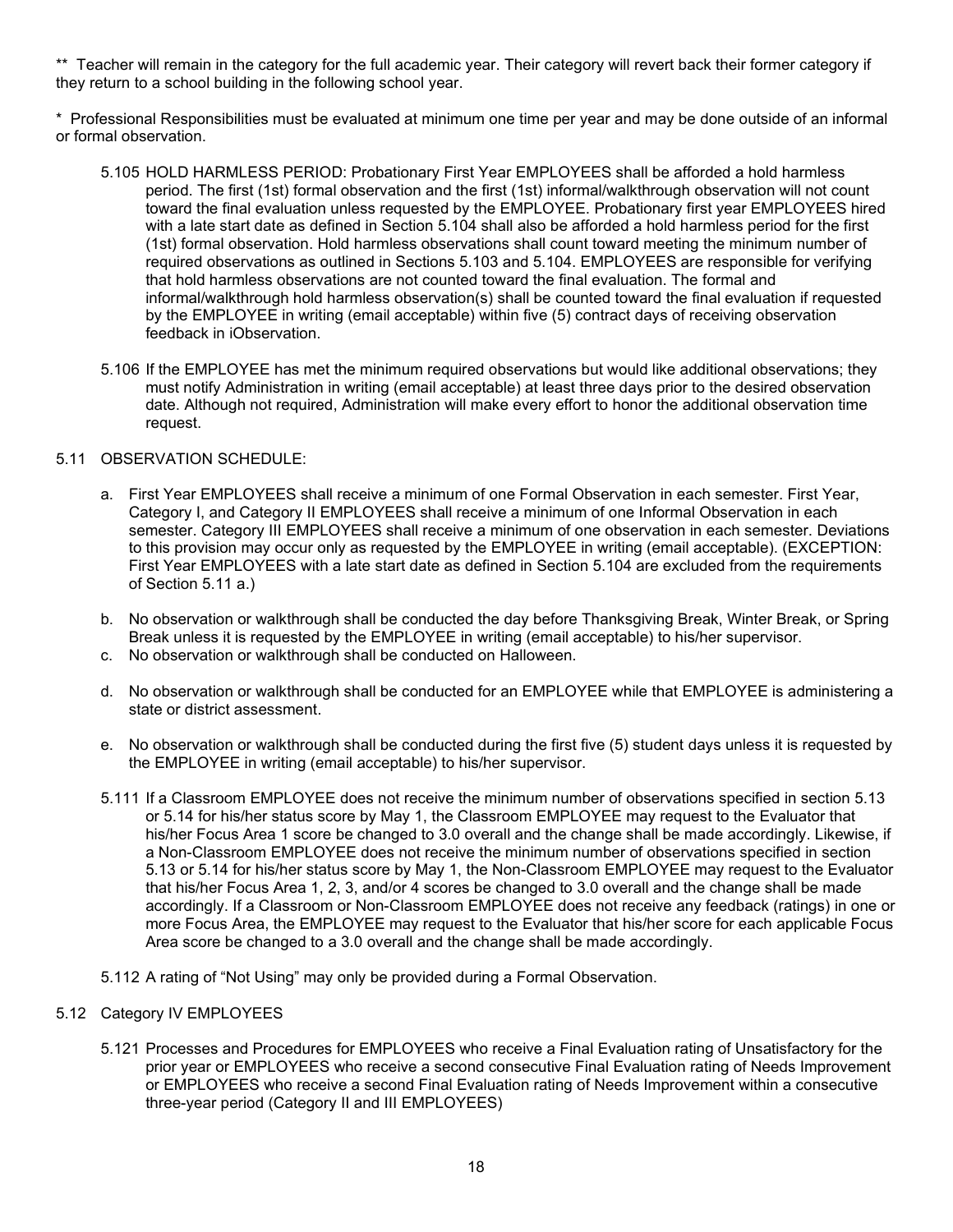** Teacher will remain in the category for the full academic year. Their category will revert back their former category if they return to a school building in the following school year.

* Professional Responsibilities must be evaluated at minimum one time per year and may be done outside of an informal or formal observation.

5.105 HOLD HARMLESS PERIOD: Probationary First Year EMPLOYEES shall be afforded a hold harmless period. The first (1st) formal observation and the first (1st) informal/walkthrough observation will not count toward the final evaluation unless requested by the EMPLOYEE. Probationary first year EMPLOYEES hired with a late start date as defined in Section 5.104 shall also be afforded a hold harmless period for the first (1st) formal observation. Hold harmless observations shall count toward meeting the minimum number of required observations as outlined in Sections 5.103 and 5.104. EMPLOYEES are responsible for verifying that hold harmless observations are not counted toward the final evaluation. The formal and informal/walkthrough hold harmless observation(s) shall be counted toward the final evaluation if requested by the EMPLOYEE in writing (email acceptable) within five (5) contract days of receiving observation feedback in iObservation.

5.106 If the EMPLOYEE has met the minimum required observations but would like additional observations; they must notify Administration in writing (email acceptable) at least three days prior to the desired observation date. Although not required, Administration will make every effort to honor the additional observation time request.

5.11 OBSERVATION SCHEDULE:

a. First Year EMPLOYEES shall receive a minimum of one Formal Observation in each semester. First Year, Category I, and Category II EMPLOYEES shall receive a minimum of one Informal Observation in each semester. Category III EMPLOYEES shall receive a minimum of one observation in each semester. Deviations to this provision may occur only as requested by the EMPLOYEE in writing (email acceptable). (EXCEPTION: First Year EMPLOYEES with a late start date as defined in Section 5.104 are excluded from the requirements of Section 5.11 a.)

b. No observation or walkthrough shall be conducted the day before Thanksgiving Break, Winter Break, or Spring Break unless it is requested by the EMPLOYEE in writing (email acceptable) to his/her supervisor.

c. No observation or walkthrough shall be conducted on Halloween.

d. No observation or walkthrough shall be conducted for an EMPLOYEE while that EMPLOYEE is administering a state or district assessment.

e. No observation or walkthrough shall be conducted during the first five (5) student days unless it is requested by the EMPLOYEE in writing (email acceptable) to his/her supervisor.

5.111 If a Classroom EMPLOYEE does not receive the minimum number of observations specified in section 5.13 or 5.14 for his/her status score by May 1, the Classroom EMPLOYEE may request to the Evaluator that his/her Focus Area 1 score be changed to 3.0 overall and the change shall be made accordingly. Likewise, if a Non-Classroom EMPLOYEE does not receive the minimum number of observations specified in section 5.13 or 5.14 for his/her status score by May 1, the Non-Classroom EMPLOYEE may request to the Evaluator that his/her Focus Area 1, 2, 3, and/or 4 scores be changed to 3.0 overall and the change shall be made accordingly. If a Classroom or Non-Classroom EMPLOYEE does not receive any feedback (ratings) in one or more Focus Area, the EMPLOYEE may request to the Evaluator that his/her score for each applicable Focus Area score be changed to a 3.0 overall and the change shall be made accordingly.

5.112 A rating of "Not Using" may only be provided during a Formal Observation.

5.12 Category IV EMPLOYEES

5.121 Processes and Procedures for EMPLOYEES who receive a Final Evaluation rating of Unsatisfactory for the prior year or EMPLOYEES who receive a second consecutive Final Evaluation rating of Needs Improvement or EMPLOYEES who receive a second Final Evaluation rating of Needs Improvement within a consecutive three-year period (Category II and III EMPLOYEES)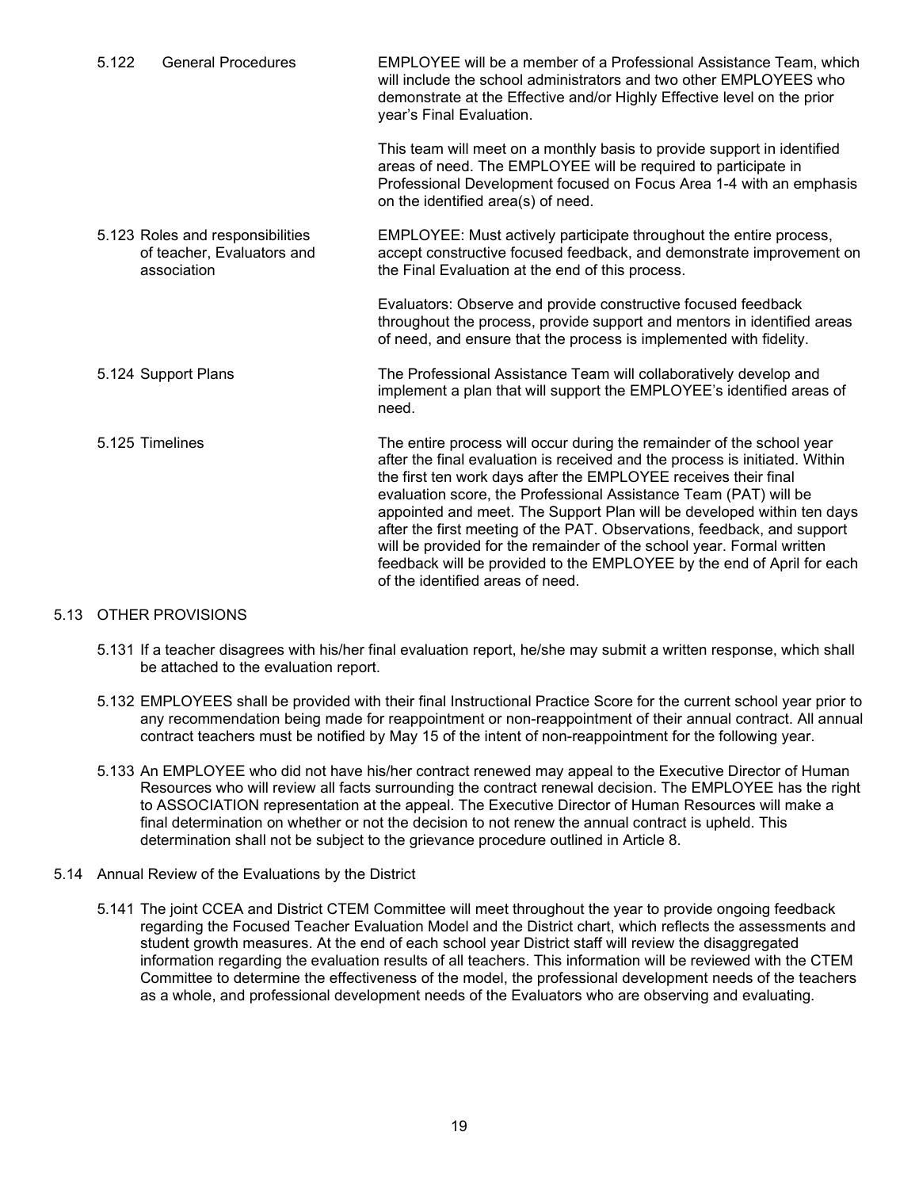5.122 **General Procedures**

EMPLOYEE will be a member of a Professional Assistance Team, which will include the school administrators and two other EMPLOYEES who demonstrate at the Effective and/or Highly Effective level on the prior year's Final Evaluation.

This team will meet on a monthly basis to provide support in identified areas of need. The EMPLOYEE will be required to participate in Professional Development focused on Focus Area 1-4 with an emphasis on the identified area(s) of need.

5.123 **Roles and responsibilities of teacher, Evaluators and association**

EMPLOYEE: Must actively participate throughout the entire process, accept constructive focused feedback, and demonstrate improvement on the Final Evaluation at the end of this process.

Evaluators: Observe and provide constructive focused feedback throughout the process, provide support and mentors in identified areas of need, and ensure that the process is implemented with fidelity.

5.124 **Support Plans**

The Professional Assistance Team will collaboratively develop and implement a plan that will support the EMPLOYEE's identified areas of need.

5.125 **Timelines**

The entire process will occur during the remainder of the school year after the final evaluation is received and the process is initiated. Within the first ten work days after the EMPLOYEE receives their final evaluation score, the Professional Assistance Team (PAT) will be appointed and meet. The Support Plan will be developed within ten days after the first meeting of the PAT. Observations, feedback, and support will be provided for the remainder of the school year. Formal written feedback will be provided to the EMPLOYEE by the end of April for each of the identified areas of need.

## 5.13 OTHER PROVISIONS

5.131 If a teacher disagrees with his/her final evaluation report, he/she may submit a written response, which shall be attached to the evaluation report.

5.132 EMPLOYEES shall be provided with their final Instructional Practice Score for the current school year prior to any recommendation being made for reappointment or non-reappointment of their annual contract. All annual contract teachers must be notified by May 15 of the intent of non-reappointment for the following year.

5.133 An EMPLOYEE who did not have his/her contract renewed may appeal to the Executive Director of Human Resources who will review all facts surrounding the contract renewal decision. The EMPLOYEE has the right to ASSOCIATION representation at the appeal. The Executive Director of Human Resources will make a final determination on whether or not the decision to not renew the annual contract is upheld. This determination shall not be subject to the grievance procedure outlined in Article 8.

## 5.14 Annual Review of the Evaluations by the District

5.141 The joint CCEA and District CTEM Committee will meet throughout the year to provide ongoing feedback regarding the Focused Teacher Evaluation Model and the District chart, which reflects the assessments and student growth measures. At the end of each school year District staff will review the disaggregated information regarding the evaluation results of all teachers. This information will be reviewed with the CTEM Committee to determine the effectiveness of the model, the professional development needs of the teachers as a whole, and professional development needs of the Evaluators who are observing and evaluating.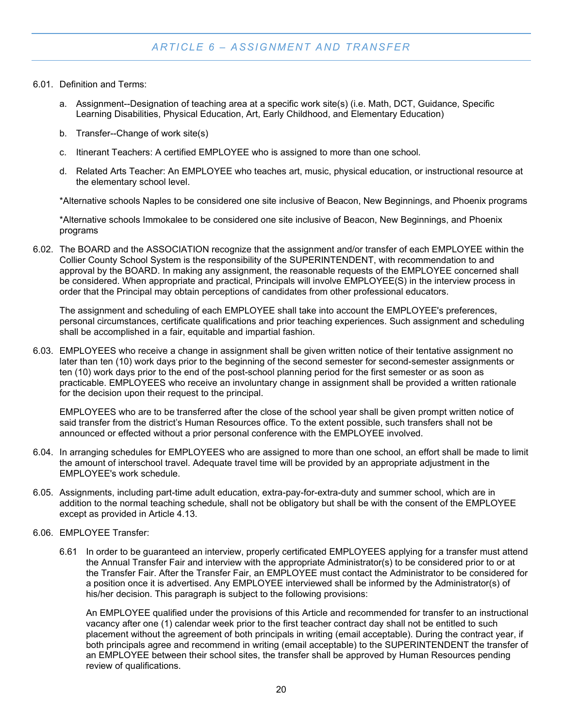## *ARTICLE 6 – ASSIGNMENT AND TRANSFER*

6.01. Definition and Terms:

a. Assignment--Designation of teaching area at a specific work site(s) (i.e. Math, DCT, Guidance, Specific Learning Disabilities, Physical Education, Art, Early Childhood, and Elementary Education)

b. Transfer--Change of work site(s)

c. Itinerant Teachers: A certified EMPLOYEE who is assigned to more than one school.

d. Related Arts Teacher: An EMPLOYEE who teaches art, music, physical education, or instructional resource at the elementary school level.

*Alternative schools Naples to be considered one site inclusive of Beacon, New Beginnings, and Phoenix programs

*Alternative schools Immokalee to be considered one site inclusive of Beacon, New Beginnings, and Phoenix programs

6.02. The BOARD and the ASSOCIATION recognize that the assignment and/or transfer of each EMPLOYEE within the Collier County School System is the responsibility of the SUPERINTENDENT, with recommendation to and approval by the BOARD. In making any assignment, the reasonable requests of the EMPLOYEE concerned shall be considered. When appropriate and practical, Principals will involve EMPLOYEE(S) in the interview process in order that the Principal may obtain perceptions of candidates from other professional educators.

The assignment and scheduling of each EMPLOYEE shall take into account the EMPLOYEE's preferences, personal circumstances, certificate qualifications and prior teaching experiences. Such assignment and scheduling shall be accomplished in a fair, equitable and impartial fashion.

6.03. EMPLOYEES who receive a change in assignment shall be given written notice of their tentative assignment no later than ten (10) work days prior to the beginning of the second semester for second-semester assignments or ten (10) work days prior to the end of the post-school planning period for the first semester or as soon as practicable. EMPLOYEES who receive an involuntary change in assignment shall be provided a written rationale for the decision upon their request to the principal.

EMPLOYEES who are to be transferred after the close of the school year shall be given prompt written notice of said transfer from the district's Human Resources office. To the extent possible, such transfers shall not be announced or effected without a prior personal conference with the EMPLOYEE involved.

6.04. In arranging schedules for EMPLOYEES who are assigned to more than one school, an effort shall be made to limit the amount of interschool travel. Adequate travel time will be provided by an appropriate adjustment in the EMPLOYEE's work schedule.

6.05. Assignments, including part-time adult education, extra-pay-for-extra-duty and summer school, which are in addition to the normal teaching schedule, shall not be obligatory but shall be with the consent of the EMPLOYEE except as provided in Article 4.13.

6.06. EMPLOYEE Transfer:

6.61 In order to be guaranteed an interview, properly certificated EMPLOYEES applying for a transfer must attend the Annual Transfer Fair and interview with the appropriate Administrator(s) to be considered prior to or at the Transfer Fair. After the Transfer Fair, an EMPLOYEE must contact the Administrator to be considered for a position once it is advertised. Any EMPLOYEE interviewed shall be informed by the Administrator(s) of his/her decision. This paragraph is subject to the following provisions:

An EMPLOYEE qualified under the provisions of this Article and recommended for transfer to an instructional vacancy after one (1) calendar week prior to the first teacher contract day shall not be entitled to such placement without the agreement of both principals in writing (email acceptable). During the contract year, if both principals agree and recommend in writing (email acceptable) to the SUPERINTENDENT the transfer of an EMPLOYEE between their school sites, the transfer shall be approved by Human Resources pending review of qualifications.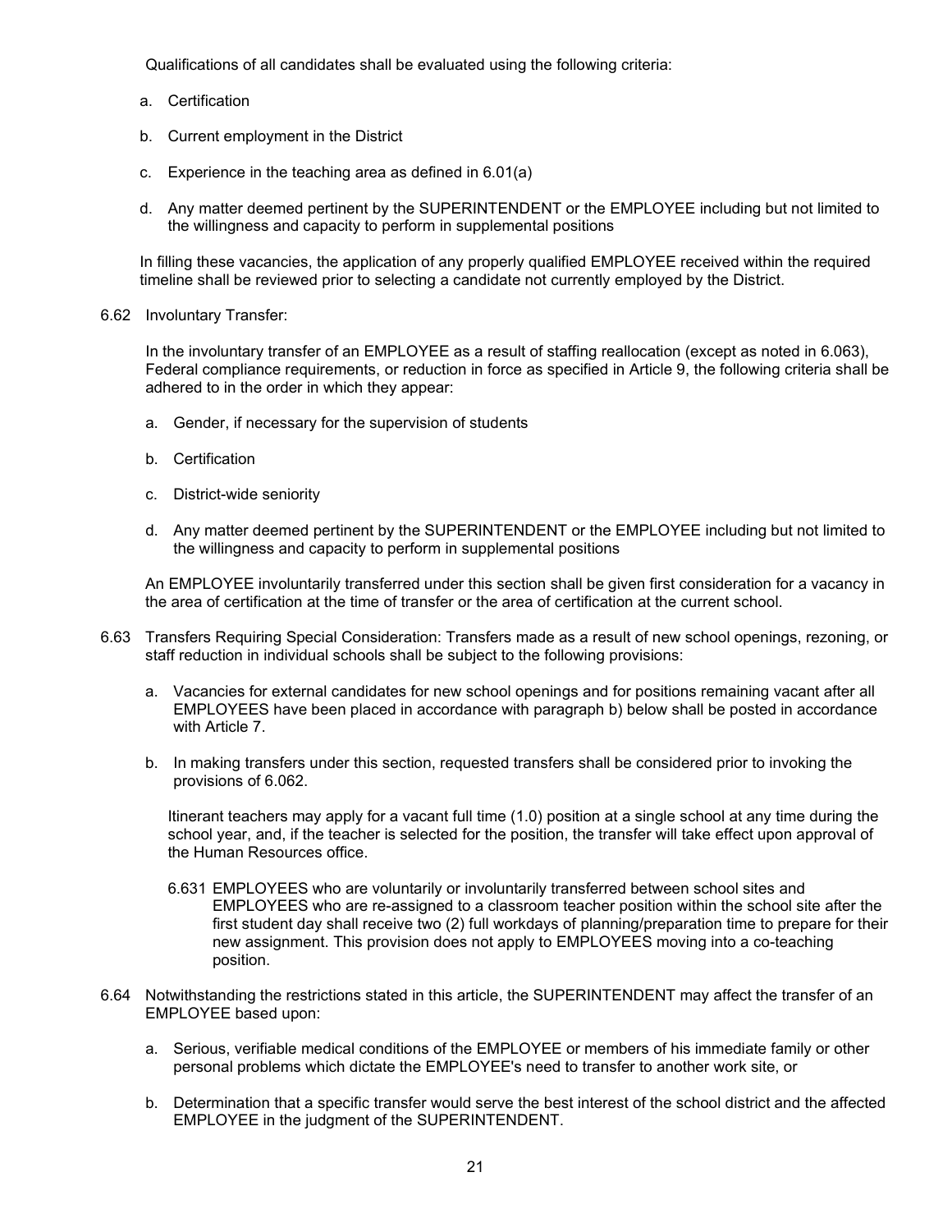Qualifications of all candidates shall be evaluated using the following criteria:

a. Certification

b. Current employment in the District

c. Experience in the teaching area as defined in 6.01(a)

d. Any matter deemed pertinent by the SUPERINTENDENT or the EMPLOYEE including but not limited to the willingness and capacity to perform in supplemental positions

In filling these vacancies, the application of any properly qualified EMPLOYEE received within the required timeline shall be reviewed prior to selecting a candidate not currently employed by the District.

6.62 Involuntary Transfer:

In the involuntary transfer of an EMPLOYEE as a result of staffing reallocation (except as noted in 6.063), Federal compliance requirements, or reduction in force as specified in Article 9, the following criteria shall be adhered to in the order in which they appear:

a. Gender, if necessary for the supervision of students

b. Certification

c. District-wide seniority

d. Any matter deemed pertinent by the SUPERINTENDENT or the EMPLOYEE including but not limited to the willingness and capacity to perform in supplemental positions

An EMPLOYEE involuntarily transferred under this section shall be given first consideration for a vacancy in the area of certification at the time of transfer or the area of certification at the current school.

6.63 Transfers Requiring Special Consideration: Transfers made as a result of new school openings, rezoning, or staff reduction in individual schools shall be subject to the following provisions:

a. Vacancies for external candidates for new school openings and for positions remaining vacant after all EMPLOYEES have been placed in accordance with paragraph b) below shall be posted in accordance with Article 7.

b. In making transfers under this section, requested transfers shall be considered prior to invoking the provisions of 6.062.

Itinerant teachers may apply for a vacant full time (1.0) position at a single school at any time during the school year, and, if the teacher is selected for the position, the transfer will take effect upon approval of the Human Resources office.

6.631 EMPLOYEES who are voluntarily or involuntarily transferred between school sites and EMPLOYEES who are re-assigned to a classroom teacher position within the school site after the first student day shall receive two (2) full workdays of planning/preparation time to prepare for their new assignment. This provision does not apply to EMPLOYEES moving into a co-teaching position.

6.64 Notwithstanding the restrictions stated in this article, the SUPERINTENDENT may affect the transfer of an EMPLOYEE based upon:

a. Serious, verifiable medical conditions of the EMPLOYEE or members of his immediate family or other personal problems which dictate the EMPLOYEE's need to transfer to another work site, or

b. Determination that a specific transfer would serve the best interest of the school district and the affected EMPLOYEE in the judgment of the SUPERINTENDENT.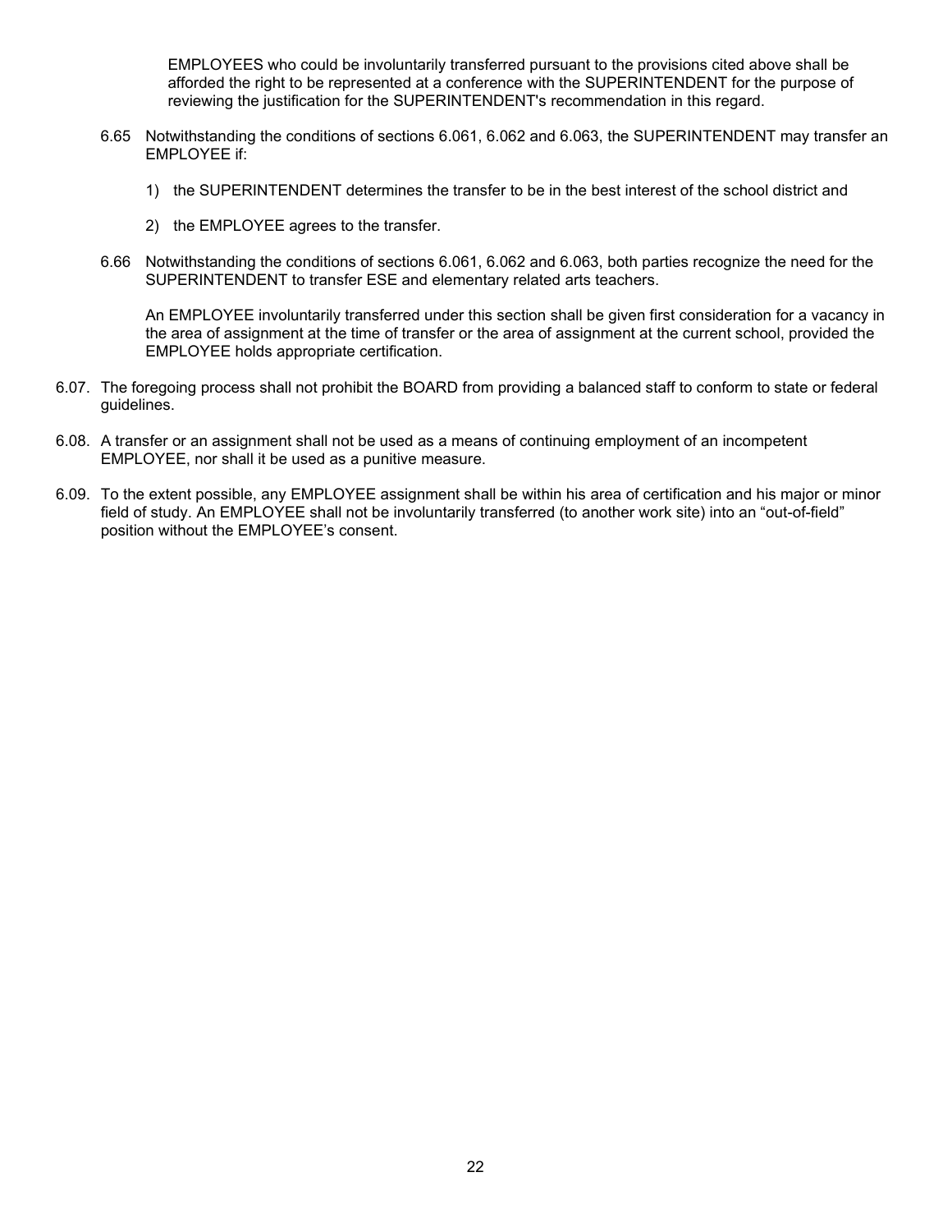EMPLOYEES who could be involuntarily transferred pursuant to the provisions cited above shall be afforded the right to be represented at a conference with the SUPERINTENDENT for the purpose of reviewing the justification for the SUPERINTENDENT's recommendation in this regard.

6.65 Notwithstanding the conditions of sections 6.061, 6.062 and 6.063, the SUPERINTENDENT may transfer an EMPLOYEE if:

1) the SUPERINTENDENT determines the transfer to be in the best interest of the school district and

2) the EMPLOYEE agrees to the transfer.

6.66 Notwithstanding the conditions of sections 6.061, 6.062 and 6.063, both parties recognize the need for the SUPERINTENDENT to transfer ESE and elementary related arts teachers.

An EMPLOYEE involuntarily transferred under this section shall be given first consideration for a vacancy in the area of assignment at the time of transfer or the area of assignment at the current school, provided the EMPLOYEE holds appropriate certification.

6.07. The foregoing process shall not prohibit the BOARD from providing a balanced staff to conform to state or federal guidelines.

6.08. A transfer or an assignment shall not be used as a means of continuing employment of an incompetent EMPLOYEE, nor shall it be used as a punitive measure.

6.09. To the extent possible, any EMPLOYEE assignment shall be within his area of certification and his major or minor field of study. An EMPLOYEE shall not be involuntarily transferred (to another work site) into an “out-of-field” position without the EMPLOYEE’s consent.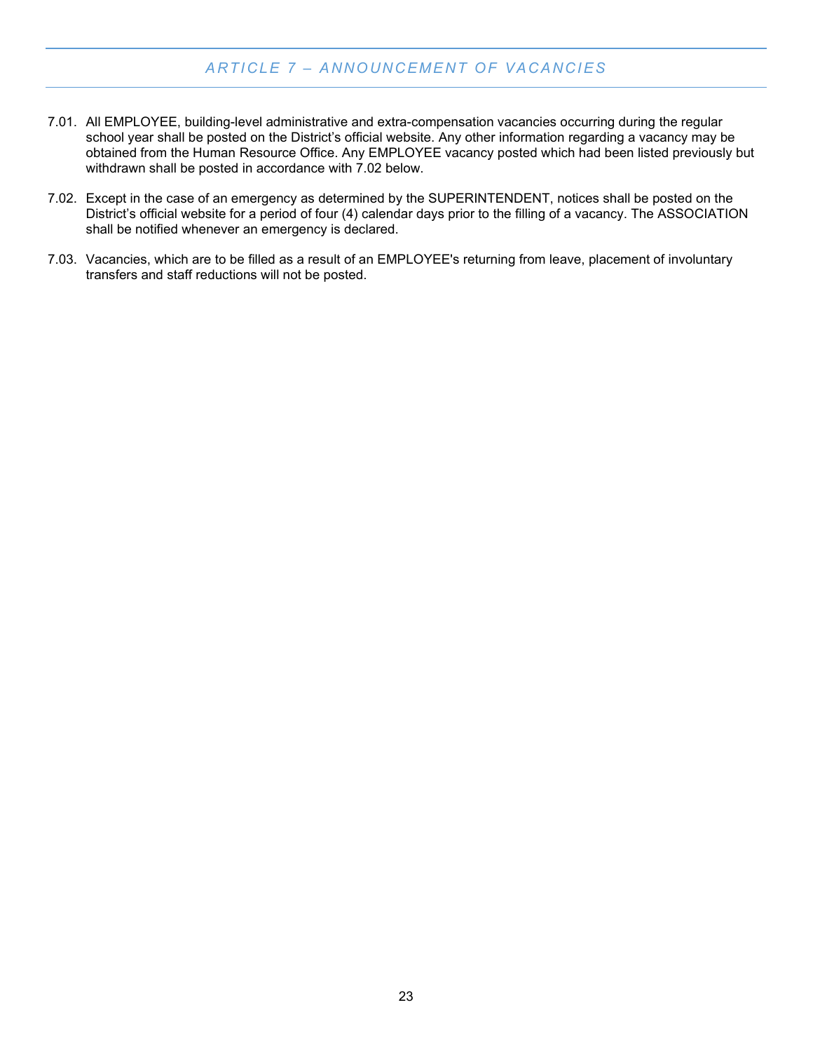## *ARTICLE 7 – ANNOUNCEMENT OF VACANCIES*

7.01. All EMPLOYEE, building-level administrative and extra-compensation vacancies occurring during the regular school year shall be posted on the District's official website. Any other information regarding a vacancy may be obtained from the Human Resource Office. Any EMPLOYEE vacancy posted which had been listed previously but withdrawn shall be posted in accordance with 7.02 below.

7.02. Except in the case of an emergency as determined by the SUPERINTENDENT, notices shall be posted on the District's official website for a period of four (4) calendar days prior to the filling of a vacancy. The ASSOCIATION shall be notified whenever an emergency is declared.

7.03. Vacancies, which are to be filled as a result of an EMPLOYEE's returning from leave, placement of involuntary transfers and staff reductions will not be posted.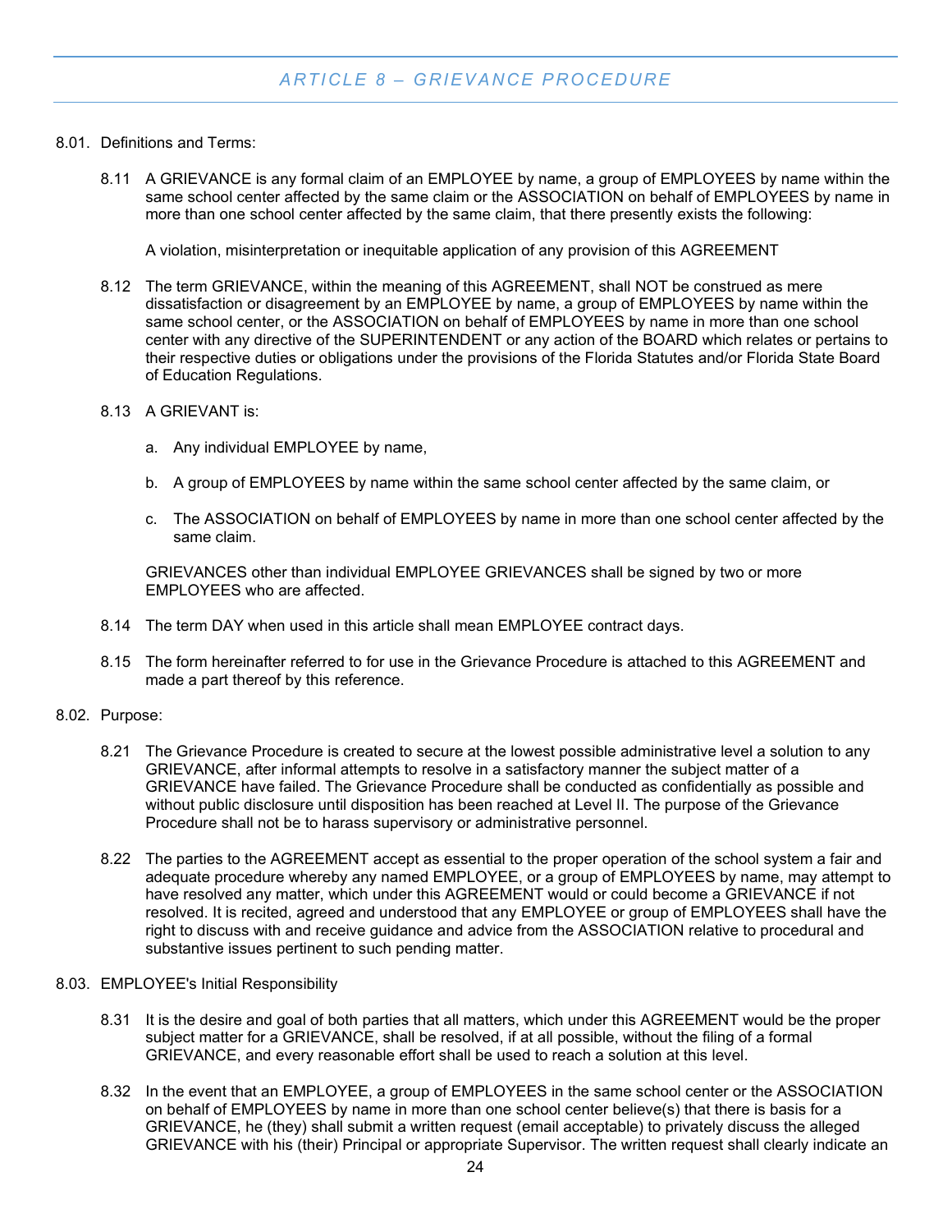## ARTICLE 8 – GRIEVANCE PROCEDURE

8.01. Definitions and Terms:

8.11 A GRIEVANCE is any formal claim of an EMPLOYEE by name, a group of EMPLOYEES by name within the same school center affected by the same claim or the ASSOCIATION on behalf of EMPLOYEES by name in more than one school center affected by the same claim, that there presently exists the following:

A violation, misinterpretation or inequitable application of any provision of this AGREEMENT

8.12 The term GRIEVANCE, within the meaning of this AGREEMENT, shall NOT be construed as mere dissatisfaction or disagreement by an EMPLOYEE by name, a group of EMPLOYEES by name within the same school center, or the ASSOCIATION on behalf of EMPLOYEES by name in more than one school center with any directive of the SUPERINTENDENT or any action of the BOARD which relates or pertains to their respective duties or obligations under the provisions of the Florida Statutes and/or Florida State Board of Education Regulations.

8.13 A GRIEVANT is:

a. Any individual EMPLOYEE by name,

b. A group of EMPLOYEES by name within the same school center affected by the same claim, or

c. The ASSOCIATION on behalf of EMPLOYEES by name in more than one school center affected by the same claim.

GRIEVANCES other than individual EMPLOYEE GRIEVANCES shall be signed by two or more EMPLOYEES who are affected.

8.14 The term DAY when used in this article shall mean EMPLOYEE contract days.

8.15 The form hereinafter referred to for use in the Grievance Procedure is attached to this AGREEMENT and made a part thereof by this reference.

8.02. Purpose:

8.21 The Grievance Procedure is created to secure at the lowest possible administrative level a solution to any GRIEVANCE, after informal attempts to resolve in a satisfactory manner the subject matter of a GRIEVANCE have failed. The Grievance Procedure shall be conducted as confidentially as possible and without public disclosure until disposition has been reached at Level II. The purpose of the Grievance Procedure shall not be to harass supervisory or administrative personnel.

8.22 The parties to the AGREEMENT accept as essential to the proper operation of the school system a fair and adequate procedure whereby any named EMPLOYEE, or a group of EMPLOYEES by name, may attempt to have resolved any matter, which under this AGREEMENT would or could become a GRIEVANCE if not resolved. It is recited, agreed and understood that any EMPLOYEE or group of EMPLOYEES shall have the right to discuss with and receive guidance and advice from the ASSOCIATION relative to procedural and substantive issues pertinent to such pending matter.

8.03. EMPLOYEE's Initial Responsibility

8.31 It is the desire and goal of both parties that all matters, which under this AGREEMENT would be the proper subject matter for a GRIEVANCE, shall be resolved, if at all possible, without the filing of a formal GRIEVANCE, and every reasonable effort shall be used to reach a solution at this level.

8.32 In the event that an EMPLOYEE, a group of EMPLOYEES in the same school center or the ASSOCIATION on behalf of EMPLOYEES by name in more than one school center believe(s) that there is basis for a GRIEVANCE, he (they) shall submit a written request (email acceptable) to privately discuss the alleged GRIEVANCE with his (their) Principal or appropriate Supervisor. The written request shall clearly indicate an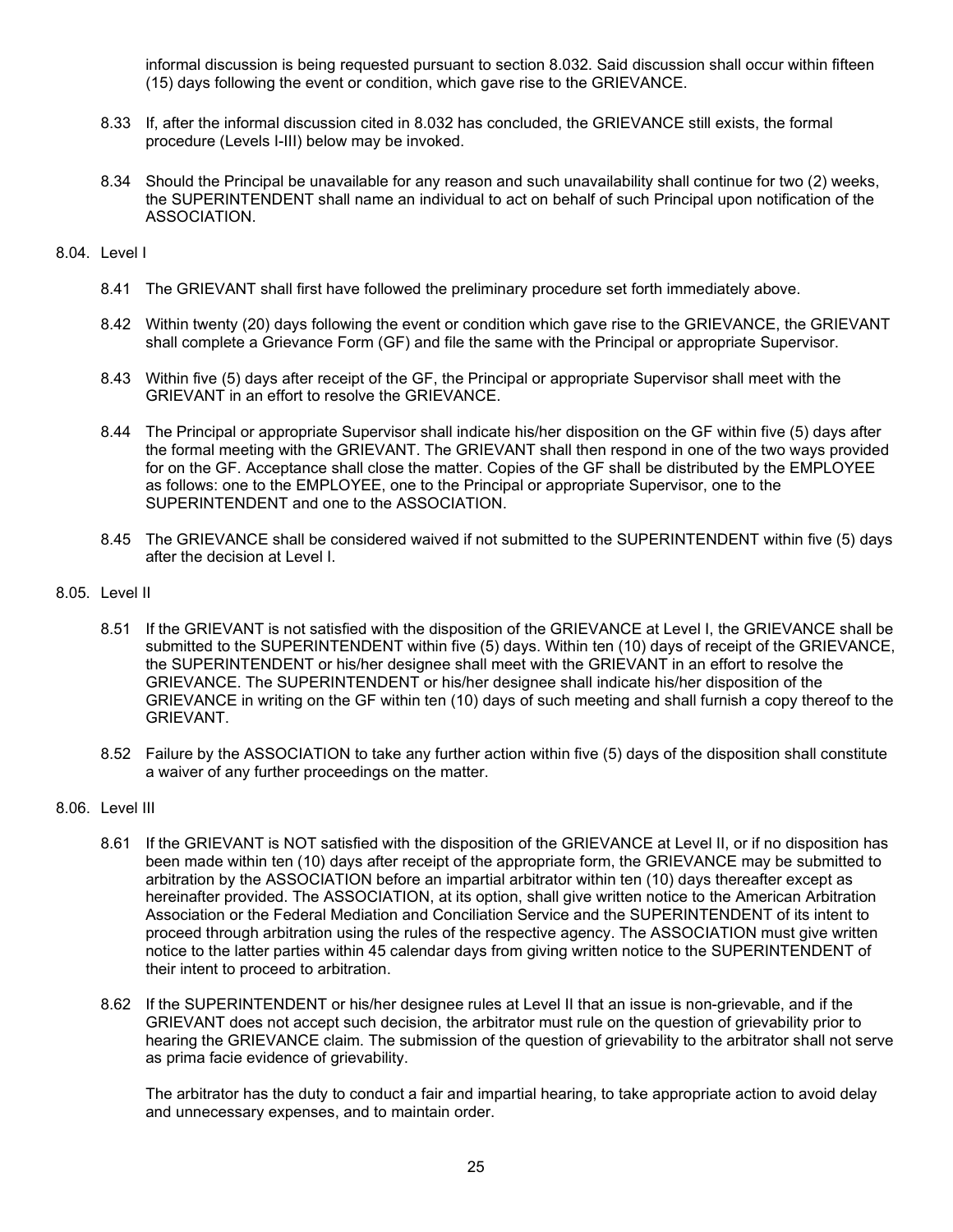informal discussion is being requested pursuant to section 8.032. Said discussion shall occur within fifteen (15) days following the event or condition, which gave rise to the GRIEVANCE.

8.33 If, after the informal discussion cited in 8.032 has concluded, the GRIEVANCE still exists, the formal procedure (Levels I-III) below may be invoked.

8.34 Should the Principal be unavailable for any reason and such unavailability shall continue for two (2) weeks, the SUPERINTENDENT shall name an individual to act on behalf of such Principal upon notification of the ASSOCIATION.

8.04. Level I

8.41 The GRIEVANT shall first have followed the preliminary procedure set forth immediately above.

8.42 Within twenty (20) days following the event or condition which gave rise to the GRIEVANCE, the GRIEVANT shall complete a Grievance Form (GF) and file the same with the Principal or appropriate Supervisor.

8.43 Within five (5) days after receipt of the GF, the Principal or appropriate Supervisor shall meet with the GRIEVANT in an effort to resolve the GRIEVANCE.

8.44 The Principal or appropriate Supervisor shall indicate his/her disposition on the GF within five (5) days after the formal meeting with the GRIEVANT. The GRIEVANT shall then respond in one of the two ways provided for on the GF. Acceptance shall close the matter. Copies of the GF shall be distributed by the EMPLOYEE as follows: one to the EMPLOYEE, one to the Principal or appropriate Supervisor, one to the SUPERINTENDENT and one to the ASSOCIATION.

8.45 The GRIEVANCE shall be considered waived if not submitted to the SUPERINTENDENT within five (5) days after the decision at Level I.

8.05. Level II

8.51 If the GRIEVANT is not satisfied with the disposition of the GRIEVANCE at Level I, the GRIEVANCE shall be submitted to the SUPERINTENDENT within five (5) days. Within ten (10) days of receipt of the GRIEVANCE, the SUPERINTENDENT or his/her designee shall meet with the GRIEVANT in an effort to resolve the GRIEVANCE. The SUPERINTENDENT or his/her designee shall indicate his/her disposition of the GRIEVANCE in writing on the GF within ten (10) days of such meeting and shall furnish a copy thereof to the GRIEVANT.

8.52 Failure by the ASSOCIATION to take any further action within five (5) days of the disposition shall constitute a waiver of any further proceedings on the matter.

8.06. Level III

8.61 If the GRIEVANT is NOT satisfied with the disposition of the GRIEVANCE at Level II, or if no disposition has been made within ten (10) days after receipt of the appropriate form, the GRIEVANCE may be submitted to arbitration by the ASSOCIATION before an impartial arbitrator within ten (10) days thereafter except as hereinafter provided. The ASSOCIATION, at its option, shall give written notice to the American Arbitration Association or the Federal Mediation and Conciliation Service and the SUPERINTENDENT of its intent to proceed through arbitration using the rules of the respective agency. The ASSOCIATION must give written notice to the latter parties within 45 calendar days from giving written notice to the SUPERINTENDENT of their intent to proceed to arbitration.

8.62 If the SUPERINTENDENT or his/her designee rules at Level II that an issue is non-grievable, and if the GRIEVANT does not accept such decision, the arbitrator must rule on the question of grievability prior to hearing the GRIEVANCE claim. The submission of the question of grievability to the arbitrator shall not serve as prima facie evidence of grievability.

The arbitrator has the duty to conduct a fair and impartial hearing, to take appropriate action to avoid delay and unnecessary expenses, and to maintain order.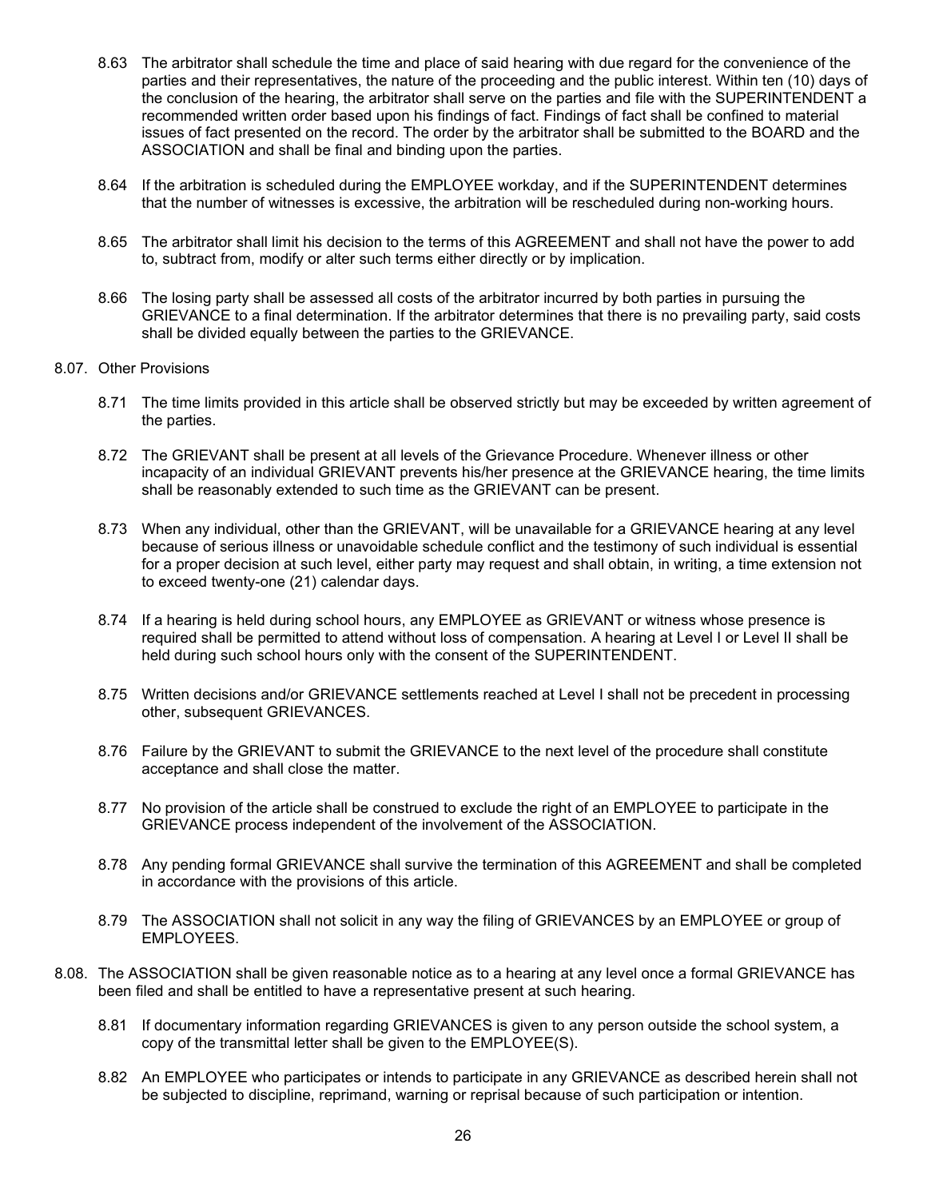8.63 The arbitrator shall schedule the time and place of said hearing with due regard for the convenience of the parties and their representatives, the nature of the proceeding and the public interest. Within ten (10) days of the conclusion of the hearing, the arbitrator shall serve on the parties and file with the SUPERINTENDENT a recommended written order based upon his findings of fact. Findings of fact shall be confined to material issues of fact presented on the record. The order by the arbitrator shall be submitted to the BOARD and the ASSOCIATION and shall be final and binding upon the parties.

8.64 If the arbitration is scheduled during the EMPLOYEE workday, and if the SUPERINTENDENT determines that the number of witnesses is excessive, the arbitration will be rescheduled during non-working hours.

8.65 The arbitrator shall limit his decision to the terms of this AGREEMENT and shall not have the power to add to, subtract from, modify or alter such terms either directly or by implication.

8.66 The losing party shall be assessed all costs of the arbitrator incurred by both parties in pursuing the GRIEVANCE to a final determination. If the arbitrator determines that there is no prevailing party, said costs shall be divided equally between the parties to the GRIEVANCE.

8.07. Other Provisions

8.71 The time limits provided in this article shall be observed strictly but may be exceeded by written agreement of the parties.

8.72 The GRIEVANT shall be present at all levels of the Grievance Procedure. Whenever illness or other incapacity of an individual GRIEVANT prevents his/her presence at the GRIEVANCE hearing, the time limits shall be reasonably extended to such time as the GRIEVANT can be present.

8.73 When any individual, other than the GRIEVANT, will be unavailable for a GRIEVANCE hearing at any level because of serious illness or unavoidable schedule conflict and the testimony of such individual is essential for a proper decision at such level, either party may request and shall obtain, in writing, a time extension not to exceed twenty-one (21) calendar days.

8.74 If a hearing is held during school hours, any EMPLOYEE as GRIEVANT or witness whose presence is required shall be permitted to attend without loss of compensation. A hearing at Level I or Level II shall be held during such school hours only with the consent of the SUPERINTENDENT.

8.75 Written decisions and/or GRIEVANCE settlements reached at Level I shall not be precedent in processing other, subsequent GRIEVANCES.

8.76 Failure by the GRIEVANT to submit the GRIEVANCE to the next level of the procedure shall constitute acceptance and shall close the matter.

8.77 No provision of the article shall be construed to exclude the right of an EMPLOYEE to participate in the GRIEVANCE process independent of the involvement of the ASSOCIATION.

8.78 Any pending formal GRIEVANCE shall survive the termination of this AGREEMENT and shall be completed in accordance with the provisions of this article.

8.79 The ASSOCIATION shall not solicit in any way the filing of GRIEVANCES by an EMPLOYEE or group of EMPLOYEES.

8.08. The ASSOCIATION shall be given reasonable notice as to a hearing at any level once a formal GRIEVANCE has been filed and shall be entitled to have a representative present at such hearing.

8.81 If documentary information regarding GRIEVANCES is given to any person outside the school system, a copy of the transmittal letter shall be given to the EMPLOYEE(S).

8.82 An EMPLOYEE who participates or intends to participate in any GRIEVANCE as described herein shall not be subjected to discipline, reprimand, warning or reprisal because of such participation or intention.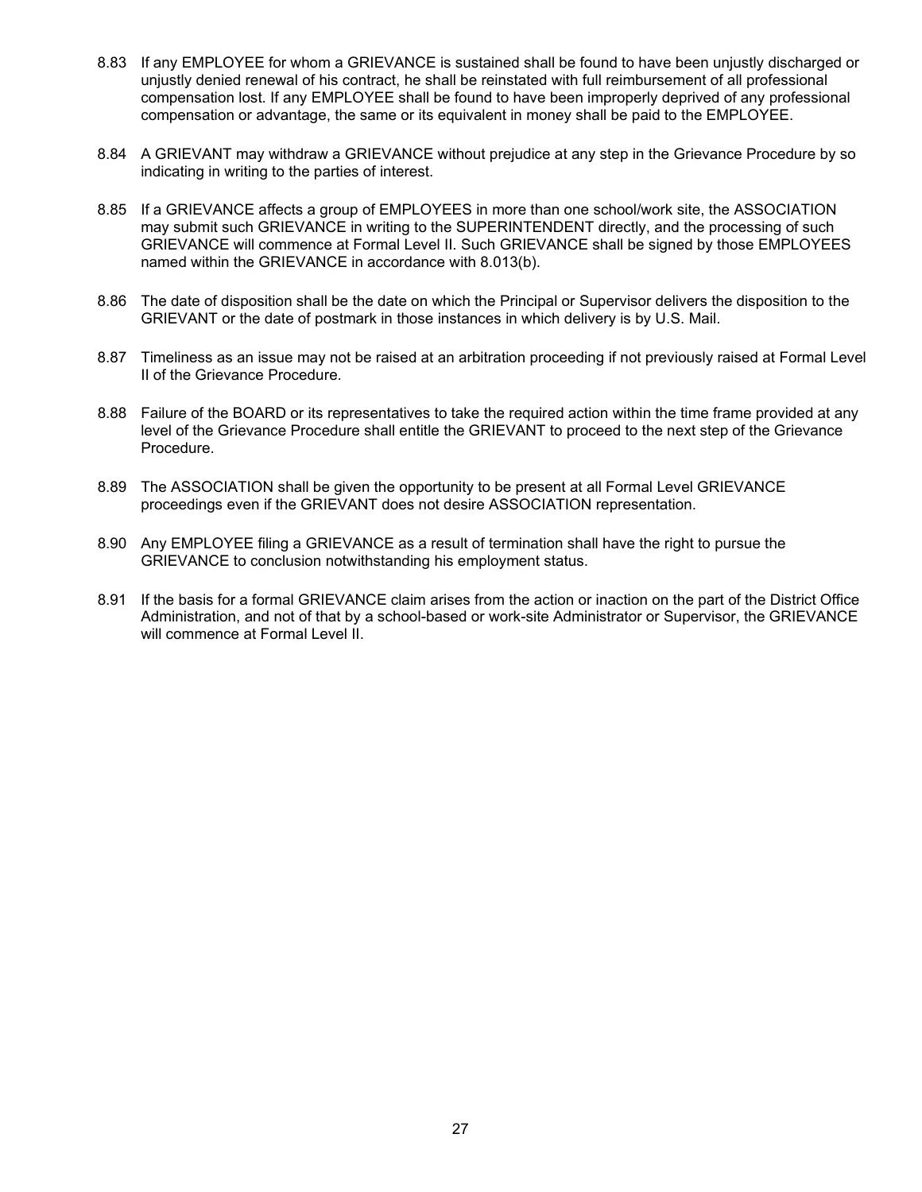8.83 If any EMPLOYEE for whom a GRIEVANCE is sustained shall be found to have been unjustly discharged or unjustly denied renewal of his contract, he shall be reinstated with full reimbursement of all professional compensation lost. If any EMPLOYEE shall be found to have been improperly deprived of any professional compensation or advantage, the same or its equivalent in money shall be paid to the EMPLOYEE.

8.84 A GRIEVANT may withdraw a GRIEVANCE without prejudice at any step in the Grievance Procedure by so indicating in writing to the parties of interest.

8.85 If a GRIEVANCE affects a group of EMPLOYEES in more than one school/work site, the ASSOCIATION may submit such GRIEVANCE in writing to the SUPERINTENDENT directly, and the processing of such GRIEVANCE will commence at Formal Level II. Such GRIEVANCE shall be signed by those EMPLOYEES named within the GRIEVANCE in accordance with 8.013(b).

8.86 The date of disposition shall be the date on which the Principal or Supervisor delivers the disposition to the GRIEVANT or the date of postmark in those instances in which delivery is by U.S. Mail.

8.87 Timeliness as an issue may not be raised at an arbitration proceeding if not previously raised at Formal Level II of the Grievance Procedure.

8.88 Failure of the BOARD or its representatives to take the required action within the time frame provided at any level of the Grievance Procedure shall entitle the GRIEVANT to proceed to the next step of the Grievance Procedure.

8.89 The ASSOCIATION shall be given the opportunity to be present at all Formal Level GRIEVANCE proceedings even if the GRIEVANT does not desire ASSOCIATION representation.

8.90 Any EMPLOYEE filing a GRIEVANCE as a result of termination shall have the right to pursue the GRIEVANCE to conclusion notwithstanding his employment status.

8.91 If the basis for a formal GRIEVANCE claim arises from the action or inaction on the part of the District Office Administration, and not of that by a school-based or work-site Administrator or Supervisor, the GRIEVANCE will commence at Formal Level II.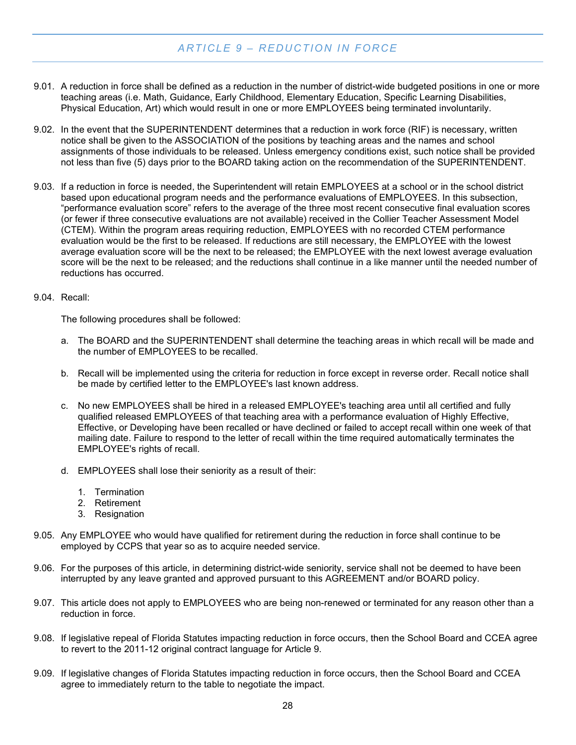## *ARTICLE 9 – REDUCTION IN FORCE*

9.01. A reduction in force shall be defined as a reduction in the number of district-wide budgeted positions in one or more teaching areas (i.e. Math, Guidance, Early Childhood, Elementary Education, Specific Learning Disabilities, Physical Education, Art) which would result in one or more EMPLOYEES being terminated involuntarily.

9.02. In the event that the SUPERINTENDENT determines that a reduction in work force (RIF) is necessary, written notice shall be given to the ASSOCIATION of the positions by teaching areas and the names and school assignments of those individuals to be released. Unless emergency conditions exist, such notice shall be provided not less than five (5) days prior to the BOARD taking action on the recommendation of the SUPERINTENDENT.

9.03. If a reduction in force is needed, the Superintendent will retain EMPLOYEES at a school or in the school district based upon educational program needs and the performance evaluations of EMPLOYEES. In this subsection, "performance evaluation score" refers to the average of the three most recent consecutive final evaluation scores (or fewer if three consecutive evaluations are not available) received in the Collier Teacher Assessment Model (CTEM). Within the program areas requiring reduction, EMPLOYEES with no recorded CTEM performance evaluation would be the first to be released. If reductions are still necessary, the EMPLOYEE with the lowest average evaluation score will be the next to be released; the EMPLOYEE with the next lowest average evaluation score will be the next to be released; and the reductions shall continue in a like manner until the needed number of reductions has occurred.

9.04. Recall:

The following procedures shall be followed:

a. The BOARD and the SUPERINTENDENT shall determine the teaching areas in which recall will be made and the number of EMPLOYEES to be recalled.

b. Recall will be implemented using the criteria for reduction in force except in reverse order. Recall notice shall be made by certified letter to the EMPLOYEE's last known address.

c. No new EMPLOYEES shall be hired in a released EMPLOYEE's teaching area until all certified and fully qualified released EMPLOYEES of that teaching area with a performance evaluation of Highly Effective, Effective, or Developing have been recalled or have declined or failed to accept recall within one week of that mailing date. Failure to respond to the letter of recall within the time required automatically terminates the EMPLOYEE's rights of recall.

d. EMPLOYEES shall lose their seniority as a result of their:

   1. Termination
   2. Retirement
   3. Resignation

9.05. Any EMPLOYEE who would have qualified for retirement during the reduction in force shall continue to be employed by CCPS that year so as to acquire needed service.

9.06. For the purposes of this article, in determining district-wide seniority, service shall not be deemed to have been interrupted by any leave granted and approved pursuant to this AGREEMENT and/or BOARD policy.

9.07. This article does not apply to EMPLOYEES who are being non-renewed or terminated for any reason other than a reduction in force.

9.08. If legislative repeal of Florida Statutes impacting reduction in force occurs, then the School Board and CCEA agree to revert to the 2011-12 original contract language for Article 9.

9.09. If legislative changes of Florida Statutes impacting reduction in force occurs, then the School Board and CCEA agree to immediately return to the table to negotiate the impact.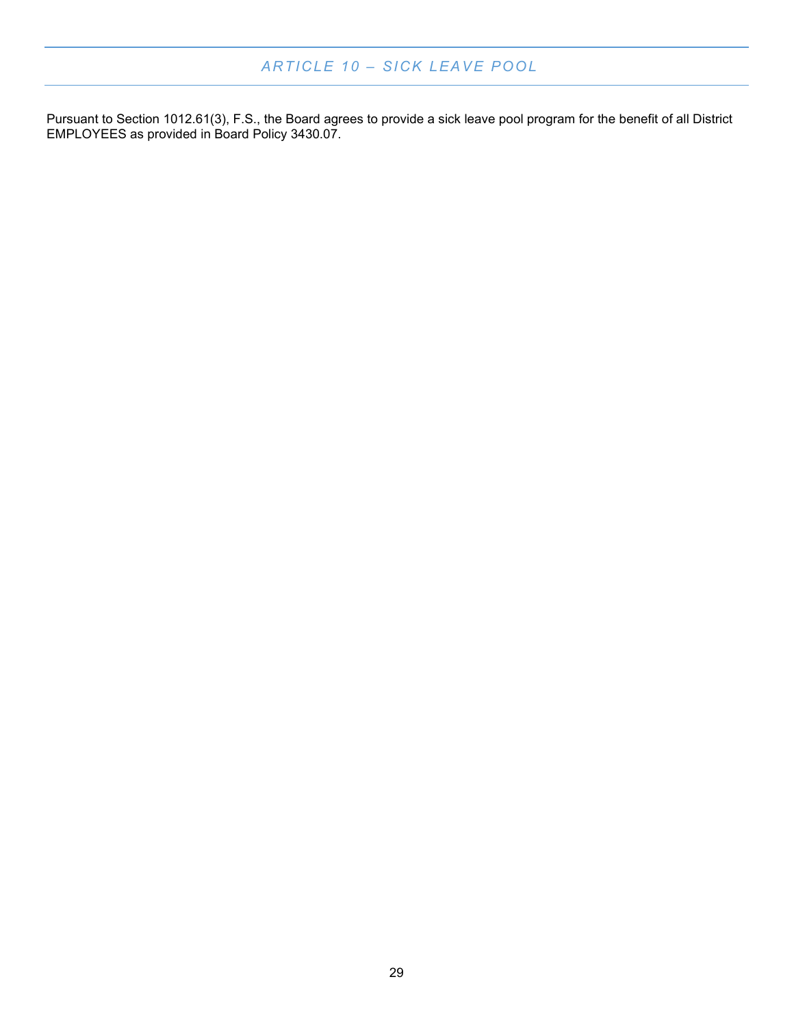# *ARTICLE 10 – SICK LEAVE POOL*

Pursuant to Section 1012.61(3), F.S., the Board agrees to provide a sick leave pool program for the benefit of all District EMPLOYEES as provided in Board Policy 3430.07.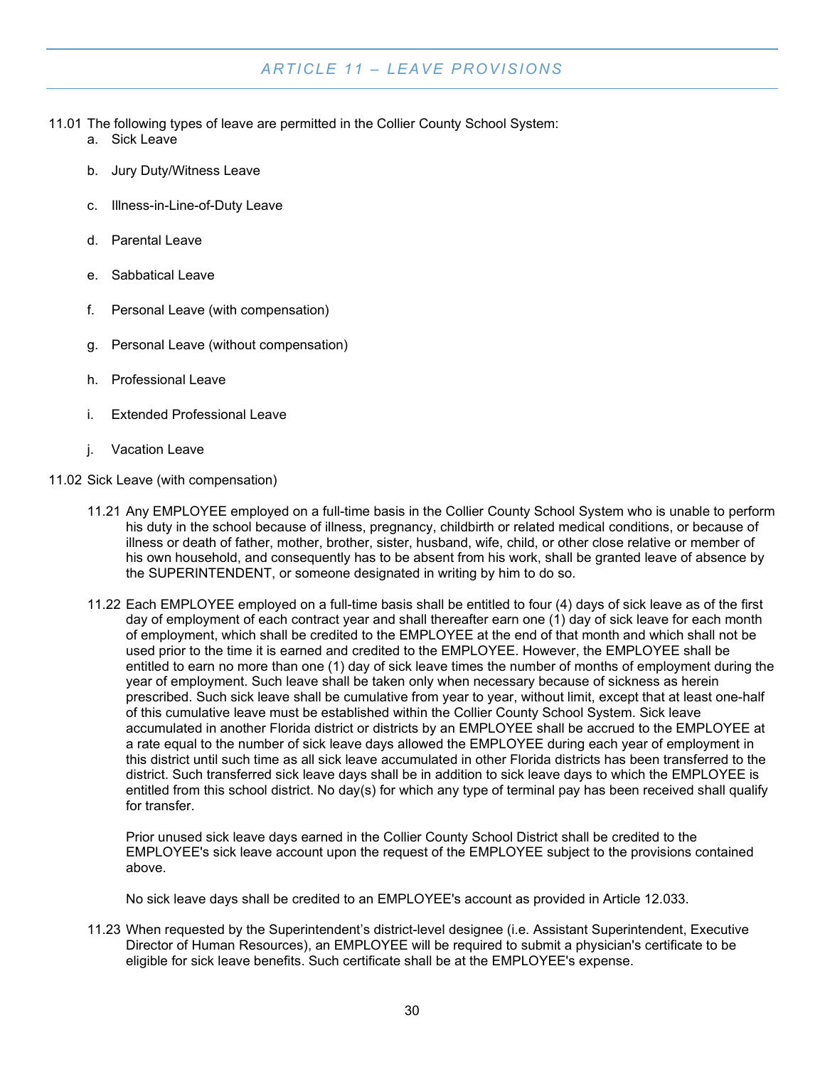## ARTICLE 11 – LEAVE PROVISIONS

11.01 The following types of leave are permitted in the Collier County School System:

a. Sick Leave

b. Jury Duty/Witness Leave

c. Illness-in-Line-of-Duty Leave

d. Parental Leave

e. Sabbatical Leave

f. Personal Leave (with compensation)

g. Personal Leave (without compensation)

h. Professional Leave

i. Extended Professional Leave

j. Vacation Leave

11.02 Sick Leave (with compensation)

11.21 Any EMPLOYEE employed on a full-time basis in the Collier County School System who is unable to perform his duty in the school because of illness, pregnancy, childbirth or related medical conditions, or because of illness or death of father, mother, brother, sister, husband, wife, child, or other close relative or member of his own household, and consequently has to be absent from his work, shall be granted leave of absence by the SUPERINTENDENT, or someone designated in writing by him to do so.

11.22 Each EMPLOYEE employed on a full-time basis shall be entitled to four (4) days of sick leave as of the first day of employment of each contract year and shall thereafter earn one (1) day of sick leave for each month of employment, which shall be credited to the EMPLOYEE at the end of that month and which shall not be used prior to the time it is earned and credited to the EMPLOYEE. However, the EMPLOYEE shall be entitled to earn no more than one (1) day of sick leave times the number of months of employment during the year of employment. Such leave shall be taken only when necessary because of sickness as herein prescribed. Such sick leave shall be cumulative from year to year, without limit, except that at least one-half of this cumulative leave must be established within the Collier County School System. Sick leave accumulated in another Florida district or districts by an EMPLOYEE shall be accrued to the EMPLOYEE at a rate equal to the number of sick leave days allowed the EMPLOYEE during each year of employment in this district until such time as all sick leave accumulated in other Florida districts has been transferred to the district. Such transferred sick leave days shall be in addition to sick leave days to which the EMPLOYEE is entitled from this school district. No day(s) for which any type of terminal pay has been received shall qualify for transfer.

Prior unused sick leave days earned in the Collier County School District shall be credited to the EMPLOYEE's sick leave account upon the request of the EMPLOYEE subject to the provisions contained above.

No sick leave days shall be credited to an EMPLOYEE's account as provided in Article 12.033.

11.23 When requested by the Superintendent's district-level designee (i.e. Assistant Superintendent, Executive Director of Human Resources), an EMPLOYEE will be required to submit a physician's certificate to be eligible for sick leave benefits. Such certificate shall be at the EMPLOYEE's expense.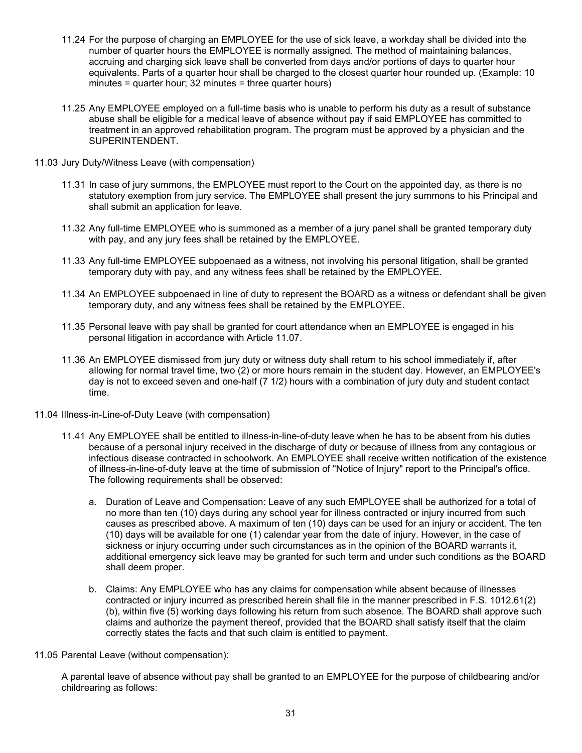11.24 For the purpose of charging an EMPLOYEE for the use of sick leave, a workday shall be divided into the number of quarter hours the EMPLOYEE is normally assigned. The method of maintaining balances, accruing and charging sick leave shall be converted from days and/or portions of days to quarter hour equivalents. Parts of a quarter hour shall be charged to the closest quarter hour rounded up. (Example: 10 minutes = quarter hour; 32 minutes = three quarter hours)

11.25 Any EMPLOYEE employed on a full-time basis who is unable to perform his duty as a result of substance abuse shall be eligible for a medical leave of absence without pay if said EMPLOYEE has committed to treatment in an approved rehabilitation program. The program must be approved by a physician and the SUPERINTENDENT.

11.03 Jury Duty/Witness Leave (with compensation)

11.31 In case of jury summons, the EMPLOYEE must report to the Court on the appointed day, as there is no statutory exemption from jury service. The EMPLOYEE shall present the jury summons to his Principal and shall submit an application for leave.

11.32 Any full-time EMPLOYEE who is summoned as a member of a jury panel shall be granted temporary duty with pay, and any jury fees shall be retained by the EMPLOYEE.

11.33 Any full-time EMPLOYEE subpoenaed as a witness, not involving his personal litigation, shall be granted temporary duty with pay, and any witness fees shall be retained by the EMPLOYEE.

11.34 An EMPLOYEE subpoenaed in line of duty to represent the BOARD as a witness or defendant shall be given temporary duty, and any witness fees shall be retained by the EMPLOYEE.

11.35 Personal leave with pay shall be granted for court attendance when an EMPLOYEE is engaged in his personal litigation in accordance with Article 11.07.

11.36 An EMPLOYEE dismissed from jury duty or witness duty shall return to his school immediately if, after allowing for normal travel time, two (2) or more hours remain in the student day. However, an EMPLOYEE's day is not to exceed seven and one-half (7 1/2) hours with a combination of jury duty and student contact time.

11.04 Illness-in-Line-of-Duty Leave (with compensation)

11.41 Any EMPLOYEE shall be entitled to illness-in-line-of-duty leave when he has to be absent from his duties because of a personal injury received in the discharge of duty or because of illness from any contagious or infectious disease contracted in schoolwork. An EMPLOYEE shall receive written notification of the existence of illness-in-line-of-duty leave at the time of submission of "Notice of Injury" report to the Principal's office. The following requirements shall be observed:

a. Duration of Leave and Compensation: Leave of any such EMPLOYEE shall be authorized for a total of no more than ten (10) days during any school year for illness contracted or injury incurred from such causes as prescribed above. A maximum of ten (10) days can be used for an injury or accident. The ten (10) days will be available for one (1) calendar year from the date of injury. However, in the case of sickness or injury occurring under such circumstances as in the opinion of the BOARD warrants it, additional emergency sick leave may be granted for such term and under such conditions as the BOARD shall deem proper.

b. Claims: Any EMPLOYEE who has any claims for compensation while absent because of illnesses contracted or injury incurred as prescribed herein shall file in the manner prescribed in F.S. 1012.61(2)(b), within five (5) working days following his return from such absence. The BOARD shall approve such claims and authorize the payment thereof, provided that the BOARD shall satisfy itself that the claim correctly states the facts and that such claim is entitled to payment.

11.05 Parental Leave (without compensation):

A parental leave of absence without pay shall be granted to an EMPLOYEE for the purpose of childbearing and/or childrearing as follows: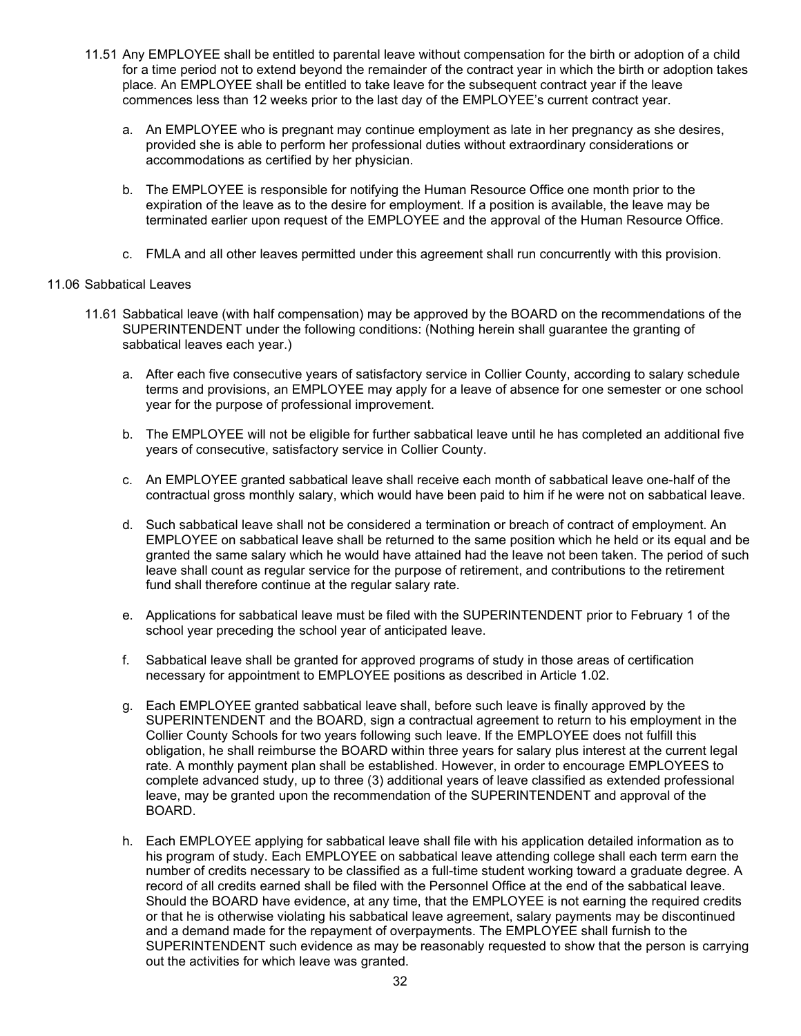11.51 Any EMPLOYEE shall be entitled to parental leave without compensation for the birth or adoption of a child for a time period not to extend beyond the remainder of the contract year in which the birth or adoption takes place. An EMPLOYEE shall be entitled to take leave for the subsequent contract year if the leave commences less than 12 weeks prior to the last day of the EMPLOYEE's current contract year.

a. An EMPLOYEE who is pregnant may continue employment as late in her pregnancy as she desires, provided she is able to perform her professional duties without extraordinary considerations or accommodations as certified by her physician.

b. The EMPLOYEE is responsible for notifying the Human Resource Office one month prior to the expiration of the leave as to the desire for employment. If a position is available, the leave may be terminated earlier upon request of the EMPLOYEE and the approval of the Human Resource Office.

c. FMLA and all other leaves permitted under this agreement shall run concurrently with this provision.

11.06 Sabbatical Leaves

11.61 Sabbatical leave (with half compensation) may be approved by the BOARD on the recommendations of the SUPERINTENDENT under the following conditions: (Nothing herein shall guarantee the granting of sabbatical leaves each year.)

a. After each five consecutive years of satisfactory service in Collier County, according to salary schedule terms and provisions, an EMPLOYEE may apply for a leave of absence for one semester or one school year for the purpose of professional improvement.

b. The EMPLOYEE will not be eligible for further sabbatical leave until he has completed an additional five years of consecutive, satisfactory service in Collier County.

c. An EMPLOYEE granted sabbatical leave shall receive each month of sabbatical leave one-half of the contractual gross monthly salary, which would have been paid to him if he were not on sabbatical leave.

d. Such sabbatical leave shall not be considered a termination or breach of contract of employment. An EMPLOYEE on sabbatical leave shall be returned to the same position which he held or its equal and be granted the same salary which he would have attained had the leave not been taken. The period of such leave shall count as regular service for the purpose of retirement, and contributions to the retirement fund shall therefore continue at the regular salary rate.

e. Applications for sabbatical leave must be filed with the SUPERINTENDENT prior to February 1 of the school year preceding the school year of anticipated leave.

f. Sabbatical leave shall be granted for approved programs of study in those areas of certification necessary for appointment to EMPLOYEE positions as described in Article 1.02.

g. Each EMPLOYEE granted sabbatical leave shall, before such leave is finally approved by the SUPERINTENDENT and the BOARD, sign a contractual agreement to return to his employment in the Collier County Schools for two years following such leave. If the EMPLOYEE does not fulfill this obligation, he shall reimburse the BOARD within three years for salary plus interest at the current legal rate. A monthly payment plan shall be established. However, in order to encourage EMPLOYEES to complete advanced study, up to three (3) additional years of leave classified as extended professional leave, may be granted upon the recommendation of the SUPERINTENDENT and approval of the BOARD.

h. Each EMPLOYEE applying for sabbatical leave shall file with his application detailed information as to his program of study. Each EMPLOYEE on sabbatical leave attending college shall each term earn the number of credits necessary to be classified as a full-time student working toward a graduate degree. A record of all credits earned shall be filed with the Personnel Office at the end of the sabbatical leave. Should the BOARD have evidence, at any time, that the EMPLOYEE is not earning the required credits or that he is otherwise violating his sabbatical leave agreement, salary payments may be discontinued and a demand made for the repayment of overpayments. The EMPLOYEE shall furnish to the SUPERINTENDENT such evidence as may be reasonably requested to show that the person is carrying out the activities for which leave was granted.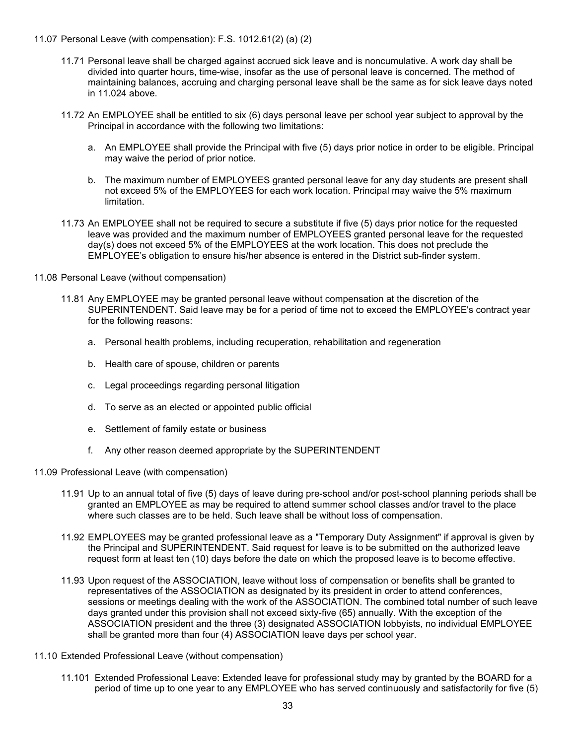11.07 Personal Leave (with compensation): F.S. 1012.61(2) (a) (2)

11.71 Personal leave shall be charged against accrued sick leave and is noncumulative. A work day shall be divided into quarter hours, time-wise, insofar as the use of personal leave is concerned. The method of maintaining balances, accruing and charging personal leave shall be the same as for sick leave days noted in 11.024 above.

11.72 An EMPLOYEE shall be entitled to six (6) days personal leave per school year subject to approval by the Principal in accordance with the following two limitations:

a. An EMPLOYEE shall provide the Principal with five (5) days prior notice in order to be eligible. Principal may waive the period of prior notice.

b. The maximum number of EMPLOYEES granted personal leave for any day students are present shall not exceed 5% of the EMPLOYEES for each work location. Principal may waive the 5% maximum limitation.

11.73 An EMPLOYEE shall not be required to secure a substitute if five (5) days prior notice for the requested leave was provided and the maximum number of EMPLOYEES granted personal leave for the requested day(s) does not exceed 5% of the EMPLOYEES at the work location. This does not preclude the EMPLOYEE's obligation to ensure his/her absence is entered in the District sub-finder system.

11.08 Personal Leave (without compensation)

11.81 Any EMPLOYEE may be granted personal leave without compensation at the discretion of the SUPERINTENDENT. Said leave may be for a period of time not to exceed the EMPLOYEE's contract year for the following reasons:

a. Personal health problems, including recuperation, rehabilitation and regeneration

b. Health care of spouse, children or parents

c. Legal proceedings regarding personal litigation

d. To serve as an elected or appointed public official

e. Settlement of family estate or business

f. Any other reason deemed appropriate by the SUPERINTENDENT

11.09 Professional Leave (with compensation)

11.91 Up to an annual total of five (5) days of leave during pre-school and/or post-school planning periods shall be granted an EMPLOYEE as may be required to attend summer school classes and/or travel to the place where such classes are to be held. Such leave shall be without loss of compensation.

11.92 EMPLOYEES may be granted professional leave as a "Temporary Duty Assignment" if approval is given by the Principal and SUPERINTENDENT. Said request for leave is to be submitted on the authorized leave request form at least ten (10) days before the date on which the proposed leave is to become effective.

11.93 Upon request of the ASSOCIATION, leave without loss of compensation or benefits shall be granted to representatives of the ASSOCIATION as designated by its president in order to attend conferences, sessions or meetings dealing with the work of the ASSOCIATION. The combined total number of such leave days granted under this provision shall not exceed sixty-five (65) annually. With the exception of the ASSOCIATION president and the three (3) designated ASSOCIATION lobbyists, no individual EMPLOYEE shall be granted more than four (4) ASSOCIATION leave days per school year.

11.10 Extended Professional Leave (without compensation)

11.101 Extended Professional Leave: Extended leave for professional study may by granted by the BOARD for a period of time up to one year to any EMPLOYEE who has served continuously and satisfactorily for five (5)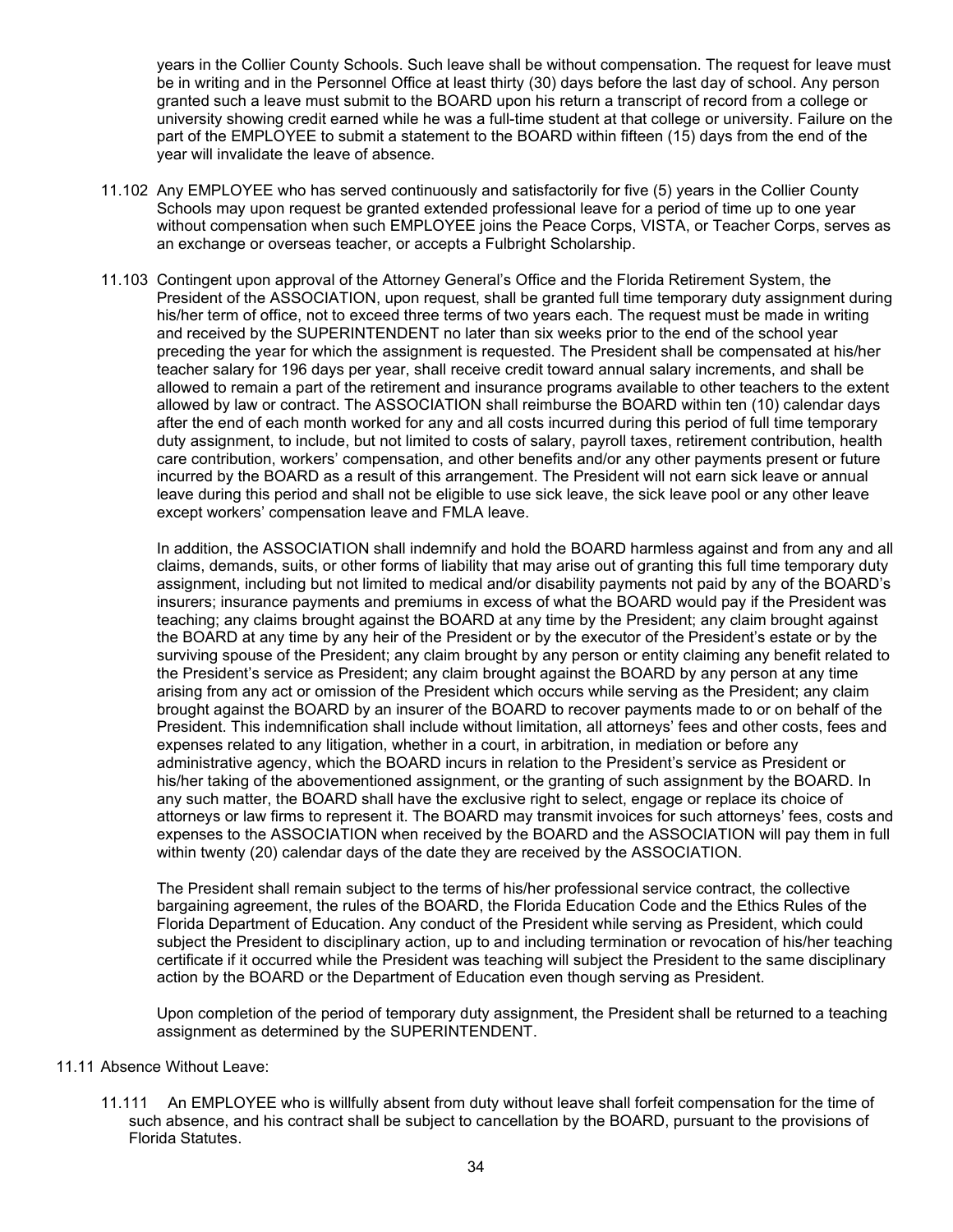years in the Collier County Schools. Such leave shall be without compensation. The request for leave must be in writing and in the Personnel Office at least thirty (30) days before the last day of school. Any person granted such a leave must submit to the BOARD upon his return a transcript of record from a college or university showing credit earned while he was a full-time student at that college or university. Failure on the part of the EMPLOYEE to submit a statement to the BOARD within fifteen (15) days from the end of the year will invalidate the leave of absence.

11.102 Any EMPLOYEE who has served continuously and satisfactorily for five (5) years in the Collier County Schools may upon request be granted extended professional leave for a period of time up to one year without compensation when such EMPLOYEE joins the Peace Corps, VISTA, or Teacher Corps, serves as an exchange or overseas teacher, or accepts a Fulbright Scholarship.

11.103 Contingent upon approval of the Attorney General's Office and the Florida Retirement System, the President of the ASSOCIATION, upon request, shall be granted full time temporary duty assignment during his/her term of office, not to exceed three terms of two years each. The request must be made in writing and received by the SUPERINTENDENT no later than six weeks prior to the end of the school year preceding the year for which the assignment is requested. The President shall be compensated at his/her teacher salary for 196 days per year, shall receive credit toward annual salary increments, and shall be allowed to remain a part of the retirement and insurance programs available to other teachers to the extent allowed by law or contract. The ASSOCIATION shall reimburse the BOARD within ten (10) calendar days after the end of each month worked for any and all costs incurred during this period of full time temporary duty assignment, to include, but not limited to costs of salary, payroll taxes, retirement contribution, health care contribution, workers' compensation, and other benefits and/or any other payments present or future incurred by the BOARD as a result of this arrangement. The President will not earn sick leave or annual leave during this period and shall not be eligible to use sick leave, the sick leave pool or any other leave except workers' compensation leave and FMLA leave.

In addition, the ASSOCIATION shall indemnify and hold the BOARD harmless against and from any and all claims, demands, suits, or other forms of liability that may arise out of granting this full time temporary duty assignment, including but not limited to medical and/or disability payments not paid by any of the BOARD's insurers; insurance payments and premiums in excess of what the BOARD would pay if the President was teaching; any claims brought against the BOARD at any time by the President; any claim brought against the BOARD at any time by any heir of the President or by the executor of the President's estate or by the surviving spouse of the President; any claim brought by any person or entity claiming any benefit related to the President's service as President; any claim brought against the BOARD by any person at any time arising from any act or omission of the President which occurs while serving as the President; any claim brought against the BOARD by an insurer of the BOARD to recover payments made to or on behalf of the President. This indemnification shall include without limitation, all attorneys' fees and other costs, fees and expenses related to any litigation, whether in a court, in arbitration, in mediation or before any administrative agency, which the BOARD incurs in relation to the President's service as President or his/her taking of the abovementioned assignment, or the granting of such assignment by the BOARD. In any such matter, the BOARD shall have the exclusive right to select, engage or replace its choice of attorneys or law firms to represent it. The BOARD may transmit invoices for such attorneys' fees, costs and expenses to the ASSOCIATION when received by the BOARD and the ASSOCIATION will pay them in full within twenty (20) calendar days of the date they are received by the ASSOCIATION.

The President shall remain subject to the terms of his/her professional service contract, the collective bargaining agreement, the rules of the BOARD, the Florida Education Code and the Ethics Rules of the Florida Department of Education. Any conduct of the President while serving as President, which could subject the President to disciplinary action, up to and including termination or revocation of his/her teaching certificate if it occurred while the President was teaching will subject the President to the same disciplinary action by the BOARD or the Department of Education even though serving as President.

Upon completion of the period of temporary duty assignment, the President shall be returned to a teaching assignment as determined by the SUPERINTENDENT.

11.11 Absence Without Leave:

11.111 An EMPLOYEE who is willfully absent from duty without leave shall forfeit compensation for the time of such absence, and his contract shall be subject to cancellation by the BOARD, pursuant to the provisions of Florida Statutes.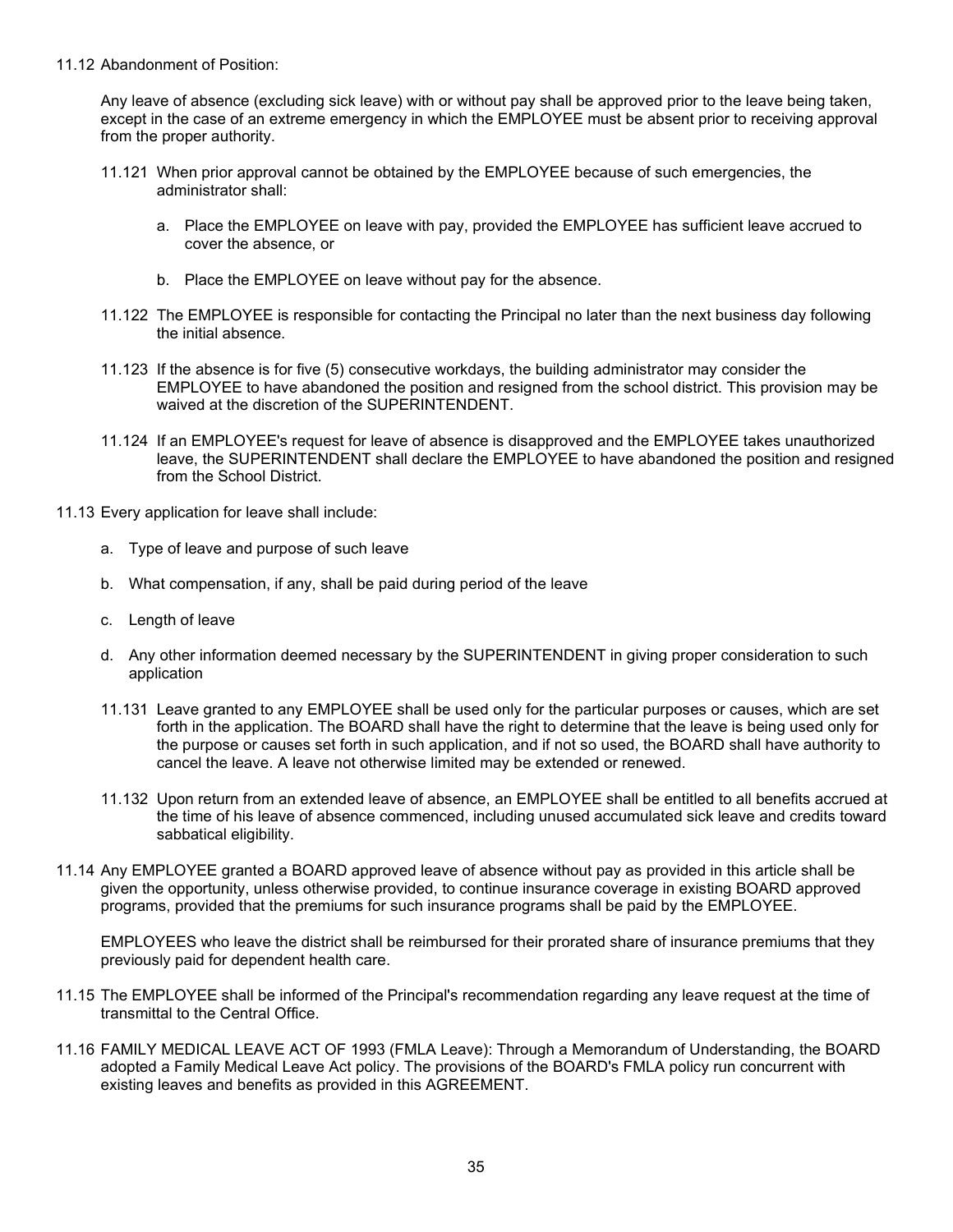11.12 Abandonment of Position:

Any leave of absence (excluding sick leave) with or without pay shall be approved prior to the leave being taken, except in the case of an extreme emergency in which the EMPLOYEE must be absent prior to receiving approval from the proper authority.

11.121 When prior approval cannot be obtained by the EMPLOYEE because of such emergencies, the administrator shall:

a. Place the EMPLOYEE on leave with pay, provided the EMPLOYEE has sufficient leave accrued to cover the absence, or

b. Place the EMPLOYEE on leave without pay for the absence.

11.122 The EMPLOYEE is responsible for contacting the Principal no later than the next business day following the initial absence.

11.123 If the absence is for five (5) consecutive workdays, the building administrator may consider the EMPLOYEE to have abandoned the position and resigned from the school district. This provision may be waived at the discretion of the SUPERINTENDENT.

11.124 If an EMPLOYEE's request for leave of absence is disapproved and the EMPLOYEE takes unauthorized leave, the SUPERINTENDENT shall declare the EMPLOYEE to have abandoned the position and resigned from the School District.

11.13 Every application for leave shall include:

a. Type of leave and purpose of such leave

b. What compensation, if any, shall be paid during period of the leave

c. Length of leave

d. Any other information deemed necessary by the SUPERINTENDENT in giving proper consideration to such application

11.131 Leave granted to any EMPLOYEE shall be used only for the particular purposes or causes, which are set forth in the application. The BOARD shall have the right to determine that the leave is being used only for the purpose or causes set forth in such application, and if not so used, the BOARD shall have authority to cancel the leave. A leave not otherwise limited may be extended or renewed.

11.132 Upon return from an extended leave of absence, an EMPLOYEE shall be entitled to all benefits accrued at the time of his leave of absence commenced, including unused accumulated sick leave and credits toward sabbatical eligibility.

11.14 Any EMPLOYEE granted a BOARD approved leave of absence without pay as provided in this article shall be given the opportunity, unless otherwise provided, to continue insurance coverage in existing BOARD approved programs, provided that the premiums for such insurance programs shall be paid by the EMPLOYEE.

EMPLOYEES who leave the district shall be reimbursed for their prorated share of insurance premiums that they previously paid for dependent health care.

11.15 The EMPLOYEE shall be informed of the Principal's recommendation regarding any leave request at the time of transmittal to the Central Office.

11.16 FAMILY MEDICAL LEAVE ACT OF 1993 (FMLA Leave): Through a Memorandum of Understanding, the BOARD adopted a Family Medical Leave Act policy. The provisions of the BOARD's FMLA policy run concurrent with existing leaves and benefits as provided in this AGREEMENT.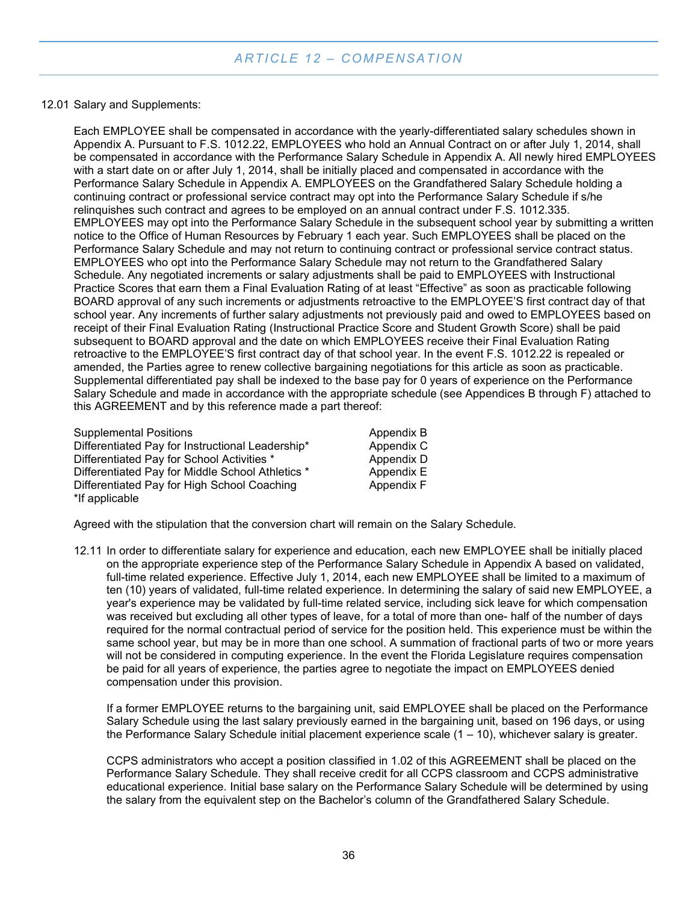## ARTICLE 12 – COMPENSATION

12.01 Salary and Supplements:

Each EMPLOYEE shall be compensated in accordance with the yearly-differentiated salary schedules shown in Appendix A. Pursuant to F.S. 1012.22, EMPLOYEES who hold an Annual Contract on or after July 1, 2014, shall be compensated in accordance with the Performance Salary Schedule in Appendix A. All newly hired EMPLOYEES with a start date on or after July 1, 2014, shall be initially placed and compensated in accordance with the Performance Salary Schedule in Appendix A. EMPLOYEES on the Grandfathered Salary Schedule holding a continuing contract or professional service contract may opt into the Performance Salary Schedule if s/he relinquishes such contract and agrees to be employed on an annual contract under F.S. 1012.335. EMPLOYEES may opt into the Performance Salary Schedule in the subsequent school year by submitting a written notice to the Office of Human Resources by February 1 each year. Such EMPLOYEES shall be placed on the Performance Salary Schedule and may not return to continuing contract or professional service contract status. EMPLOYEES who opt into the Performance Salary Schedule may not return to the Grandfathered Salary Schedule. Any negotiated increments or salary adjustments shall be paid to EMPLOYEES with Instructional Practice Scores that earn them a Final Evaluation Rating of at least "Effective" as soon as practicable following BOARD approval of any such increments or adjustments retroactive to the EMPLOYEE'S first contract day of that school year. Any increments of further salary adjustments not previously paid and owed to EMPLOYEES based on receipt of their Final Evaluation Rating (Instructional Practice Score and Student Growth Score) shall be paid subsequent to BOARD approval and the date on which EMPLOYEES receive their Final Evaluation Rating retroactive to the EMPLOYEE'S first contract day of that school year. In the event F.S. 1012.22 is repealed or amended, the Parties agree to renew collective bargaining negotiations for this article as soon as practicable. Supplemental differentiated pay shall be indexed to the base pay for 0 years of experience on the Performance Salary Schedule and made in accordance with the appropriate schedule (see Appendices B through F) attached to this AGREEMENT and by this reference made a part thereof:

| | |
|---|---|
| Supplemental Positions | Appendix B |
| Differentiated Pay for Instructional Leadership* | Appendix C |
| Differentiated Pay for School Activities * | Appendix D |
| Differentiated Pay for Middle School Athletics * | Appendix E |
| Differentiated Pay for High School Coaching | Appendix F |

*If applicable

Agreed with the stipulation that the conversion chart will remain on the Salary Schedule.

12.11 In order to differentiate salary for experience and education, each new EMPLOYEE shall be initially placed on the appropriate experience step of the Performance Salary Schedule in Appendix A based on validated, full-time related experience. Effective July 1, 2014, each new EMPLOYEE shall be limited to a maximum of ten (10) years of validated, full-time related experience. In determining the salary of said new EMPLOYEE, a year's experience may be validated by full-time related service, including sick leave for which compensation was received but excluding all other types of leave, for a total of more than one- half of the number of days required for the normal contractual period of service for the position held. This experience must be within the same school year, but may be in more than one school. A summation of fractional parts of two or more years will not be considered in computing experience. In the event the Florida Legislature requires compensation be paid for all years of experience, the parties agree to negotiate the impact on EMPLOYEES denied compensation under this provision.

If a former EMPLOYEE returns to the bargaining unit, said EMPLOYEE shall be placed on the Performance Salary Schedule using the last salary previously earned in the bargaining unit, based on 196 days, or using the Performance Salary Schedule initial placement experience scale (1 – 10), whichever salary is greater.

CCPS administrators who accept a position classified in 1.02 of this AGREEMENT shall be placed on the Performance Salary Schedule. They shall receive credit for all CCPS classroom and CCPS administrative educational experience. Initial base salary on the Performance Salary Schedule will be determined by using the salary from the equivalent step on the Bachelor's column of the Grandfathered Salary Schedule.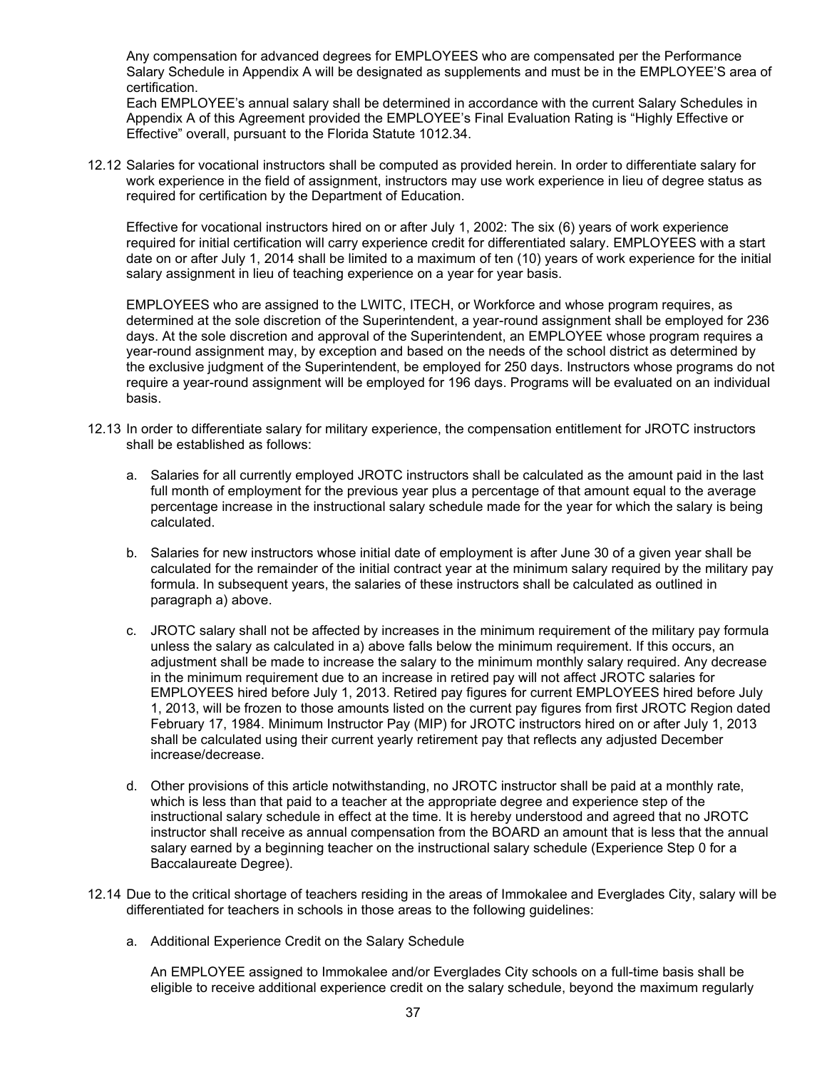Any compensation for advanced degrees for EMPLOYEES who are compensated per the Performance Salary Schedule in Appendix A will be designated as supplements and must be in the EMPLOYEE'S area of certification.

Each EMPLOYEE's annual salary shall be determined in accordance with the current Salary Schedules in Appendix A of this Agreement provided the EMPLOYEE's Final Evaluation Rating is "Highly Effective or Effective" overall, pursuant to the Florida Statute 1012.34.

12.12 Salaries for vocational instructors shall be computed as provided herein. In order to differentiate salary for work experience in the field of assignment, instructors may use work experience in lieu of degree status as required for certification by the Department of Education.

Effective for vocational instructors hired on or after July 1, 2002: The six (6) years of work experience required for initial certification will carry experience credit for differentiated salary. EMPLOYEES with a start date on or after July 1, 2014 shall be limited to a maximum of ten (10) years of work experience for the initial salary assignment in lieu of teaching experience on a year for year basis.

EMPLOYEES who are assigned to the LWITC, ITECH, or Workforce and whose program requires, as determined at the sole discretion of the Superintendent, a year-round assignment shall be employed for 236 days. At the sole discretion and approval of the Superintendent, an EMPLOYEE whose program requires a year-round assignment may, by exception and based on the needs of the school district as determined by the exclusive judgment of the Superintendent, be employed for 250 days. Instructors whose programs do not require a year-round assignment will be employed for 196 days. Programs will be evaluated on an individual basis.

12.13 In order to differentiate salary for military experience, the compensation entitlement for JROTC instructors shall be established as follows:

a. Salaries for all currently employed JROTC instructors shall be calculated as the amount paid in the last full month of employment for the previous year plus a percentage of that amount equal to the average percentage increase in the instructional salary schedule made for the year for which the salary is being calculated.

b. Salaries for new instructors whose initial date of employment is after June 30 of a given year shall be calculated for the remainder of the initial contract year at the minimum salary required by the military pay formula. In subsequent years, the salaries of these instructors shall be calculated as outlined in paragraph a) above.

c. JROTC salary shall not be affected by increases in the minimum requirement of the military pay formula unless the salary as calculated in a) above falls below the minimum requirement. If this occurs, an adjustment shall be made to increase the salary to the minimum monthly salary required. Any decrease in the minimum requirement due to an increase in retired pay will not affect JROTC salaries for EMPLOYEES hired before July 1, 2013. Retired pay figures for current EMPLOYEES hired before July 1, 2013, will be frozen to those amounts listed on the current pay figures from first JROTC Region dated February 17, 1984. Minimum Instructor Pay (MIP) for JROTC instructors hired on or after July 1, 2013 shall be calculated using their current yearly retirement pay that reflects any adjusted December increase/decrease.

d. Other provisions of this article notwithstanding, no JROTC instructor shall be paid at a monthly rate, which is less than that paid to a teacher at the appropriate degree and experience step of the instructional salary schedule in effect at the time. It is hereby understood and agreed that no JROTC instructor shall receive as annual compensation from the BOARD an amount that is less that the annual salary earned by a beginning teacher on the instructional salary schedule (Experience Step 0 for a Baccalaureate Degree).

12.14 Due to the critical shortage of teachers residing in the areas of Immokalee and Everglades City, salary will be differentiated for teachers in schools in those areas to the following guidelines:

a. Additional Experience Credit on the Salary Schedule

An EMPLOYEE assigned to Immokalee and/or Everglades City schools on a full-time basis shall be eligible to receive additional experience credit on the salary schedule, beyond the maximum regularly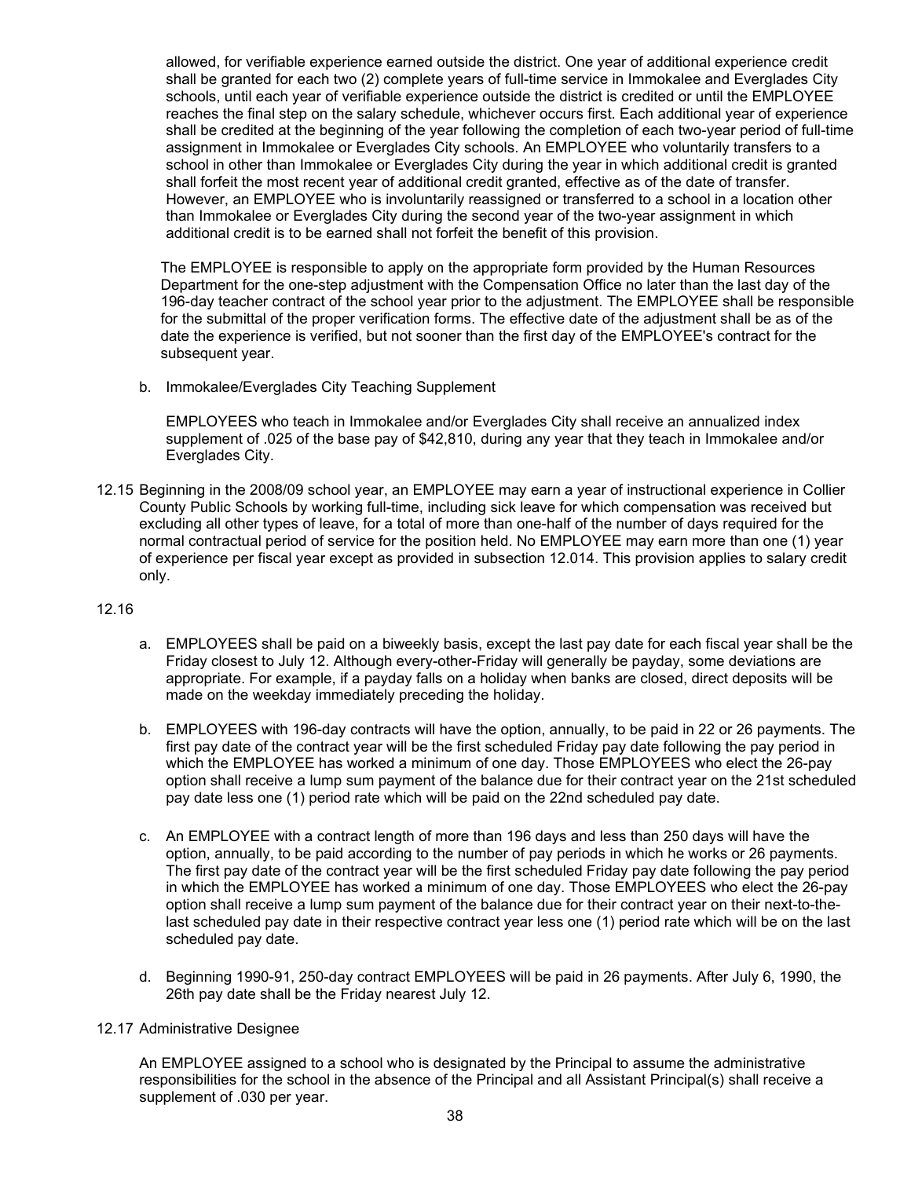allowed, for verifiable experience earned outside the district. One year of additional experience credit shall be granted for each two (2) complete years of full-time service in Immokalee and Everglades City schools, until each year of verifiable experience outside the district is credited or until the EMPLOYEE reaches the final step on the salary schedule, whichever occurs first. Each additional year of experience shall be credited at the beginning of the year following the completion of each two-year period of full-time assignment in Immokalee or Everglades City schools. An EMPLOYEE who voluntarily transfers to a school in other than Immokalee or Everglades City during the year in which additional credit is granted shall forfeit the most recent year of additional credit granted, effective as of the date of transfer. However, an EMPLOYEE who is involuntarily reassigned or transferred to a school in a location other than Immokalee or Everglades City during the second year of the two-year assignment in which additional credit is to be earned shall not forfeit the benefit of this provision.

The EMPLOYEE is responsible to apply on the appropriate form provided by the Human Resources Department for the one-step adjustment with the Compensation Office no later than the last day of the 196-day teacher contract of the school year prior to the adjustment. The EMPLOYEE shall be responsible for the submittal of the proper verification forms. The effective date of the adjustment shall be as of the date the experience is verified, but not sooner than the first day of the EMPLOYEE's contract for the subsequent year.

b. Immokalee/Everglades City Teaching Supplement

EMPLOYEES who teach in Immokalee and/or Everglades City shall receive an annualized index supplement of .025 of the base pay of $42,810, during any year that they teach in Immokalee and/or Everglades City.

12.15 Beginning in the 2008/09 school year, an EMPLOYEE may earn a year of instructional experience in Collier County Public Schools by working full-time, including sick leave for which compensation was received but excluding all other types of leave, for a total of more than one-half of the number of days required for the normal contractual period of service for the position held. No EMPLOYEE may earn more than one (1) year of experience per fiscal year except as provided in subsection 12.014. This provision applies to salary credit only.

12.16

a. EMPLOYEES shall be paid on a biweekly basis, except the last pay date for each fiscal year shall be the Friday closest to July 12. Although every-other-Friday will generally be payday, some deviations are appropriate. For example, if a payday falls on a holiday when banks are closed, direct deposits will be made on the weekday immediately preceding the holiday.

b. EMPLOYEES with 196-day contracts will have the option, annually, to be paid in 22 or 26 payments. The first pay date of the contract year will be the first scheduled Friday pay date following the pay period in which the EMPLOYEE has worked a minimum of one day. Those EMPLOYEES who elect the 26-pay option shall receive a lump sum payment of the balance due for their contract year on the 21st scheduled pay date less one (1) period rate which will be paid on the 22nd scheduled pay date.

c. An EMPLOYEE with a contract length of more than 196 days and less than 250 days will have the option, annually, to be paid according to the number of pay periods in which he works or 26 payments. The first pay date of the contract year will be the first scheduled Friday pay date following the pay period in which the EMPLOYEE has worked a minimum of one day. Those EMPLOYEES who elect the 26-pay option shall receive a lump sum payment of the balance due for their contract year on their next-to-the-last scheduled pay date in their respective contract year less one (1) period rate which will be on the last scheduled pay date.

d. Beginning 1990-91, 250-day contract EMPLOYEES will be paid in 26 payments. After July 6, 1990, the 26th pay date shall be the Friday nearest July 12.

12.17 Administrative Designee

An EMPLOYEE assigned to a school who is designated by the Principal to assume the administrative responsibilities for the school in the absence of the Principal and all Assistant Principal(s) shall receive a supplement of .030 per year.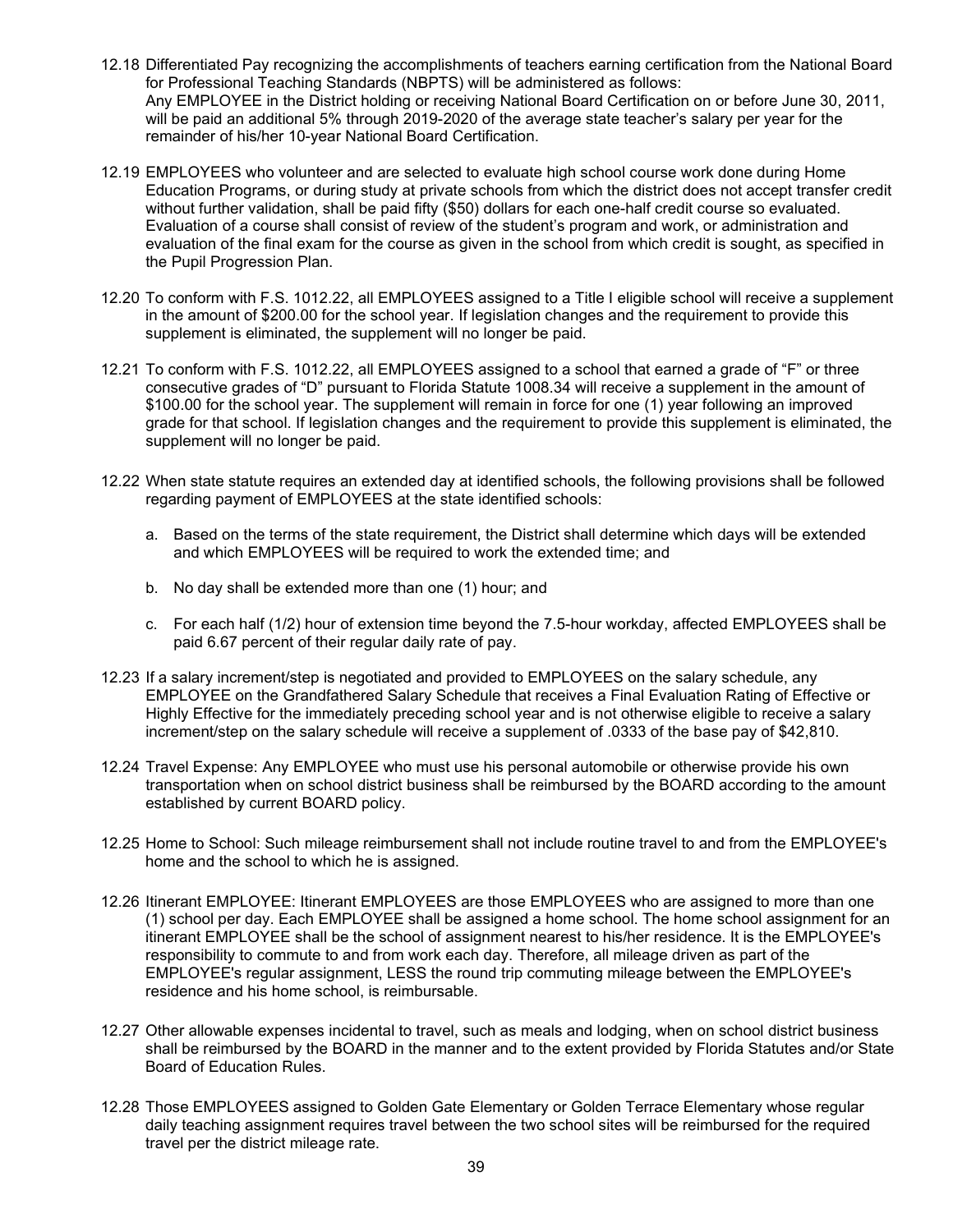12.18 Differentiated Pay recognizing the accomplishments of teachers earning certification from the National Board for Professional Teaching Standards (NBPTS) will be administered as follows:
Any EMPLOYEE in the District holding or receiving National Board Certification on or before June 30, 2011, will be paid an additional 5% through 2019-2020 of the average state teacher's salary per year for the remainder of his/her 10-year National Board Certification.

12.19 EMPLOYEES who volunteer and are selected to evaluate high school course work done during Home Education Programs, or during study at private schools from which the district does not accept transfer credit without further validation, shall be paid fifty ($50) dollars for each one-half credit course so evaluated. Evaluation of a course shall consist of review of the student's program and work, or administration and evaluation of the final exam for the course as given in the school from which credit is sought, as specified in the Pupil Progression Plan.

12.20 To conform with F.S. 1012.22, all EMPLOYEES assigned to a Title I eligible school will receive a supplement in the amount of $200.00 for the school year. If legislation changes and the requirement to provide this supplement is eliminated, the supplement will no longer be paid.

12.21 To conform with F.S. 1012.22, all EMPLOYEES assigned to a school that earned a grade of "F" or three consecutive grades of "D" pursuant to Florida Statute 1008.34 will receive a supplement in the amount of $100.00 for the school year. The supplement will remain in force for one (1) year following an improved grade for that school. If legislation changes and the requirement to provide this supplement is eliminated, the supplement will no longer be paid.

12.22 When state statute requires an extended day at identified schools, the following provisions shall be followed regarding payment of EMPLOYEES at the state identified schools:

a. Based on the terms of the state requirement, the District shall determine which days will be extended and which EMPLOYEES will be required to work the extended time; and

b. No day shall be extended more than one (1) hour; and

c. For each half (1/2) hour of extension time beyond the 7.5-hour workday, affected EMPLOYEES shall be paid 6.67 percent of their regular daily rate of pay.

12.23 If a salary increment/step is negotiated and provided to EMPLOYEES on the salary schedule, any EMPLOYEE on the Grandfathered Salary Schedule that receives a Final Evaluation Rating of Effective or Highly Effective for the immediately preceding school year and is not otherwise eligible to receive a salary increment/step on the salary schedule will receive a supplement of .0333 of the base pay of $42,810.

12.24 Travel Expense: Any EMPLOYEE who must use his personal automobile or otherwise provide his own transportation when on school district business shall be reimbursed by the BOARD according to the amount established by current BOARD policy.

12.25 Home to School: Such mileage reimbursement shall not include routine travel to and from the EMPLOYEE's home and the school to which he is assigned.

12.26 Itinerant EMPLOYEE: Itinerant EMPLOYEES are those EMPLOYEES who are assigned to more than one (1) school per day. Each EMPLOYEE shall be assigned a home school. The home school assignment for an itinerant EMPLOYEE shall be the school of assignment nearest to his/her residence. It is the EMPLOYEE's responsibility to commute to and from work each day. Therefore, all mileage driven as part of the EMPLOYEE's regular assignment, LESS the round trip commuting mileage between the EMPLOYEE's residence and his home school, is reimbursable.

12.27 Other allowable expenses incidental to travel, such as meals and lodging, when on school district business shall be reimbursed by the BOARD in the manner and to the extent provided by Florida Statutes and/or State Board of Education Rules.

12.28 Those EMPLOYEES assigned to Golden Gate Elementary or Golden Terrace Elementary whose regular daily teaching assignment requires travel between the two school sites will be reimbursed for the required travel per the district mileage rate.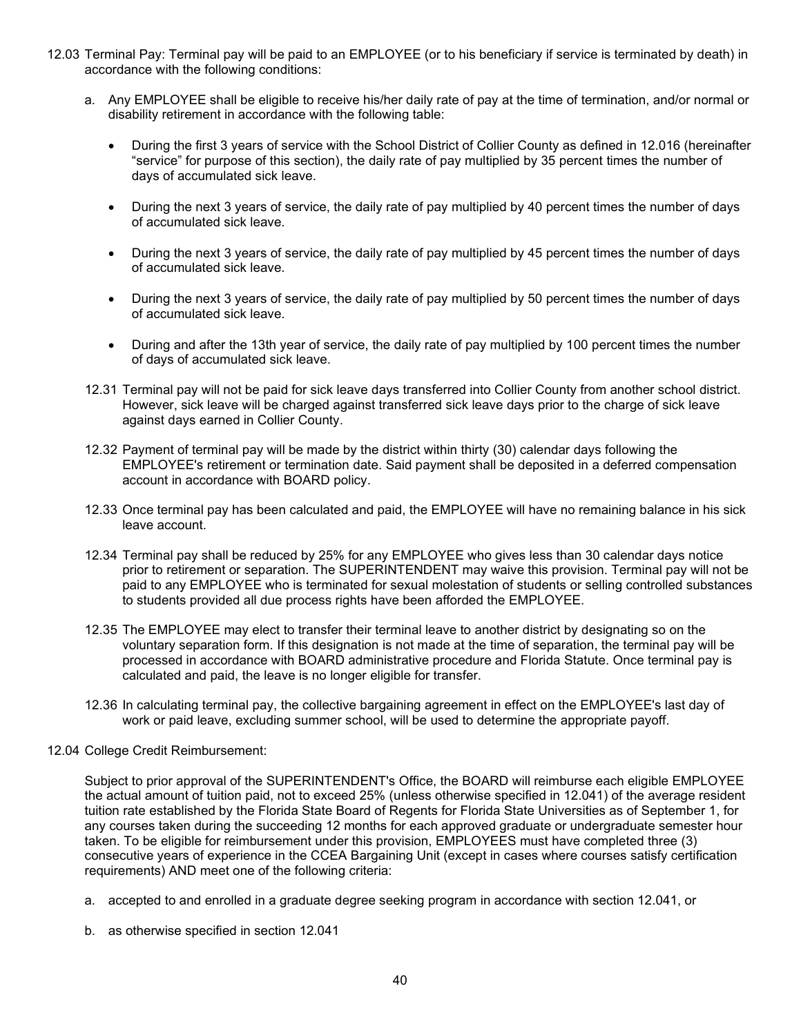12.03 Terminal Pay: Terminal pay will be paid to an EMPLOYEE (or to his beneficiary if service is terminated by death) in accordance with the following conditions:

a. Any EMPLOYEE shall be eligible to receive his/her daily rate of pay at the time of termination, and/or normal or disability retirement in accordance with the following table:

- During the first 3 years of service with the School District of Collier County as defined in 12.016 (hereinafter "service" for purpose of this section), the daily rate of pay multiplied by 35 percent times the number of days of accumulated sick leave.
- During the next 3 years of service, the daily rate of pay multiplied by 40 percent times the number of days of accumulated sick leave.
- During the next 3 years of service, the daily rate of pay multiplied by 45 percent times the number of days of accumulated sick leave.
- During the next 3 years of service, the daily rate of pay multiplied by 50 percent times the number of days of accumulated sick leave.
- During and after the 13th year of service, the daily rate of pay multiplied by 100 percent times the number of days of accumulated sick leave.

12.31 Terminal pay will not be paid for sick leave days transferred into Collier County from another school district. However, sick leave will be charged against transferred sick leave days prior to the charge of sick leave against days earned in Collier County.

12.32 Payment of terminal pay will be made by the district within thirty (30) calendar days following the EMPLOYEE's retirement or termination date. Said payment shall be deposited in a deferred compensation account in accordance with BOARD policy.

12.33 Once terminal pay has been calculated and paid, the EMPLOYEE will have no remaining balance in his sick leave account.

12.34 Terminal pay shall be reduced by 25% for any EMPLOYEE who gives less than 30 calendar days notice prior to retirement or separation. The SUPERINTENDENT may waive this provision. Terminal pay will not be paid to any EMPLOYEE who is terminated for sexual molestation of students or selling controlled substances to students provided all due process rights have been afforded the EMPLOYEE.

12.35 The EMPLOYEE may elect to transfer their terminal leave to another district by designating so on the voluntary separation form. If this designation is not made at the time of separation, the terminal pay will be processed in accordance with BOARD administrative procedure and Florida Statute. Once terminal pay is calculated and paid, the leave is no longer eligible for transfer.

12.36 In calculating terminal pay, the collective bargaining agreement in effect on the EMPLOYEE's last day of work or paid leave, excluding summer school, will be used to determine the appropriate payoff.

12.04 College Credit Reimbursement:

Subject to prior approval of the SUPERINTENDENT's Office, the BOARD will reimburse each eligible EMPLOYEE the actual amount of tuition paid, not to exceed 25% (unless otherwise specified in 12.041) of the average resident tuition rate established by the Florida State Board of Regents for Florida State Universities as of September 1, for any courses taken during the succeeding 12 months for each approved graduate or undergraduate semester hour taken. To be eligible for reimbursement under this provision, EMPLOYEES must have completed three (3) consecutive years of experience in the CCEA Bargaining Unit (except in cases where courses satisfy certification requirements) AND meet one of the following criteria:

a. accepted to and enrolled in a graduate degree seeking program in accordance with section 12.041, or

b. as otherwise specified in section 12.041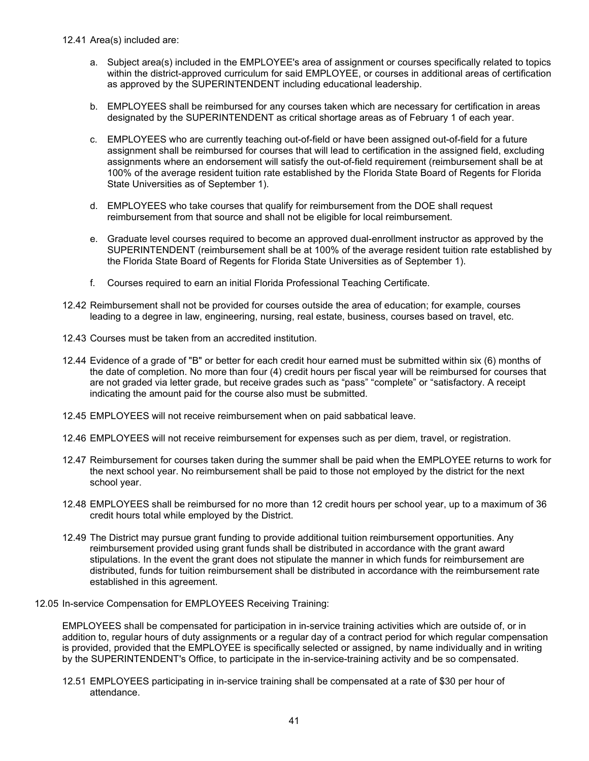12.41 Area(s) included are:

a. Subject area(s) included in the EMPLOYEE's area of assignment or courses specifically related to topics within the district-approved curriculum for said EMPLOYEE, or courses in additional areas of certification as approved by the SUPERINTENDENT including educational leadership.

b. EMPLOYEES shall be reimbursed for any courses taken which are necessary for certification in areas designated by the SUPERINTENDENT as critical shortage areas as of February 1 of each year.

c. EMPLOYEES who are currently teaching out-of-field or have been assigned out-of-field for a future assignment shall be reimbursed for courses that will lead to certification in the assigned field, excluding assignments where an endorsement will satisfy the out-of-field requirement (reimbursement shall be at 100% of the average resident tuition rate established by the Florida State Board of Regents for Florida State Universities as of September 1).

d. EMPLOYEES who take courses that qualify for reimbursement from the DOE shall request reimbursement from that source and shall not be eligible for local reimbursement.

e. Graduate level courses required to become an approved dual-enrollment instructor as approved by the SUPERINTENDENT (reimbursement shall be at 100% of the average resident tuition rate established by the Florida State Board of Regents for Florida State Universities as of September 1).

f. Courses required to earn an initial Florida Professional Teaching Certificate.

12.42 Reimbursement shall not be provided for courses outside the area of education; for example, courses leading to a degree in law, engineering, nursing, real estate, business, courses based on travel, etc.

12.43 Courses must be taken from an accredited institution.

12.44 Evidence of a grade of "B" or better for each credit hour earned must be submitted within six (6) months of the date of completion. No more than four (4) credit hours per fiscal year will be reimbursed for courses that are not graded via letter grade, but receive grades such as “pass” “complete” or “satisfactory. A receipt indicating the amount paid for the course also must be submitted.

12.45 EMPLOYEES will not receive reimbursement when on paid sabbatical leave.

12.46 EMPLOYEES will not receive reimbursement for expenses such as per diem, travel, or registration.

12.47 Reimbursement for courses taken during the summer shall be paid when the EMPLOYEE returns to work for the next school year. No reimbursement shall be paid to those not employed by the district for the next school year.

12.48 EMPLOYEES shall be reimbursed for no more than 12 credit hours per school year, up to a maximum of 36 credit hours total while employed by the District.

12.49 The District may pursue grant funding to provide additional tuition reimbursement opportunities. Any reimbursement provided using grant funds shall be distributed in accordance with the grant award stipulations. In the event the grant does not stipulate the manner in which funds for reimbursement are distributed, funds for tuition reimbursement shall be distributed in accordance with the reimbursement rate established in this agreement.

12.05 In-service Compensation for EMPLOYEES Receiving Training:

EMPLOYEES shall be compensated for participation in in-service training activities which are outside of, or in addition to, regular hours of duty assignments or a regular day of a contract period for which regular compensation is provided, provided that the EMPLOYEE is specifically selected or assigned, by name individually and in writing by the SUPERINTENDENT's Office, to participate in the in-service-training activity and be so compensated.

12.51 EMPLOYEES participating in in-service training shall be compensated at a rate of $30 per hour of attendance.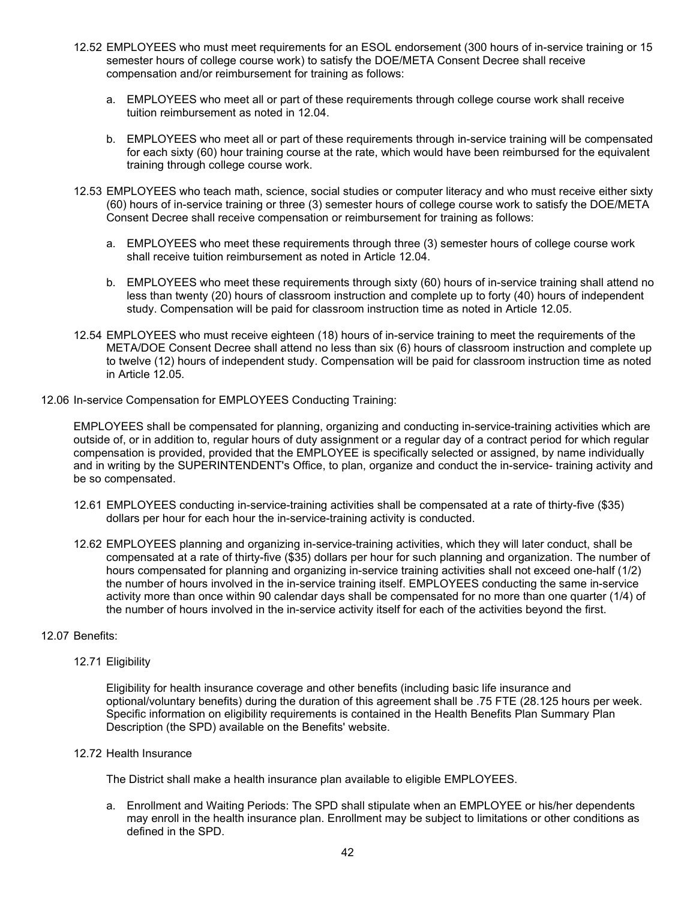12.52 EMPLOYEES who must meet requirements for an ESOL endorsement (300 hours of in-service training or 15 semester hours of college course work) to satisfy the DOE/META Consent Decree shall receive compensation and/or reimbursement for training as follows:

a. EMPLOYEES who meet all or part of these requirements through college course work shall receive tuition reimbursement as noted in 12.04.

b. EMPLOYEES who meet all or part of these requirements through in-service training will be compensated for each sixty (60) hour training course at the rate, which would have been reimbursed for the equivalent training through college course work.

12.53 EMPLOYEES who teach math, science, social studies or computer literacy and who must receive either sixty (60) hours of in-service training or three (3) semester hours of college course work to satisfy the DOE/META Consent Decree shall receive compensation or reimbursement for training as follows:

a. EMPLOYEES who meet these requirements through three (3) semester hours of college course work shall receive tuition reimbursement as noted in Article 12.04.

b. EMPLOYEES who meet these requirements through sixty (60) hours of in-service training shall attend no less than twenty (20) hours of classroom instruction and complete up to forty (40) hours of independent study. Compensation will be paid for classroom instruction time as noted in Article 12.05.

12.54 EMPLOYEES who must receive eighteen (18) hours of in-service training to meet the requirements of the META/DOE Consent Decree shall attend no less than six (6) hours of classroom instruction and complete up to twelve (12) hours of independent study. Compensation will be paid for classroom instruction time as noted in Article 12.05.

12.06 In-service Compensation for EMPLOYEES Conducting Training:

EMPLOYEES shall be compensated for planning, organizing and conducting in-service-training activities which are outside of, or in addition to, regular hours of duty assignment or a regular day of a contract period for which regular compensation is provided, provided that the EMPLOYEE is specifically selected or assigned, by name individually and in writing by the SUPERINTENDENT's Office, to plan, organize and conduct the in-service- training activity and be so compensated.

12.61 EMPLOYEES conducting in-service-training activities shall be compensated at a rate of thirty-five ($35) dollars per hour for each hour the in-service-training activity is conducted.

12.62 EMPLOYEES planning and organizing in-service-training activities, which they will later conduct, shall be compensated at a rate of thirty-five ($35) dollars per hour for such planning and organization. The number of hours compensated for planning and organizing in-service training activities shall not exceed one-half (1/2) the number of hours involved in the in-service training itself. EMPLOYEES conducting the same in-service activity more than once within 90 calendar days shall be compensated for no more than one quarter (1/4) of the number of hours involved in the in-service activity itself for each of the activities beyond the first.

12.07 Benefits:

12.71 Eligibility

Eligibility for health insurance coverage and other benefits (including basic life insurance and optional/voluntary benefits) during the duration of this agreement shall be .75 FTE (28.125 hours per week. Specific information on eligibility requirements is contained in the Health Benefits Plan Summary Plan Description (the SPD) available on the Benefits' website.

12.72 Health Insurance

The District shall make a health insurance plan available to eligible EMPLOYEES.

a. Enrollment and Waiting Periods: The SPD shall stipulate when an EMPLOYEE or his/her dependents may enroll in the health insurance plan. Enrollment may be subject to limitations or other conditions as defined in the SPD.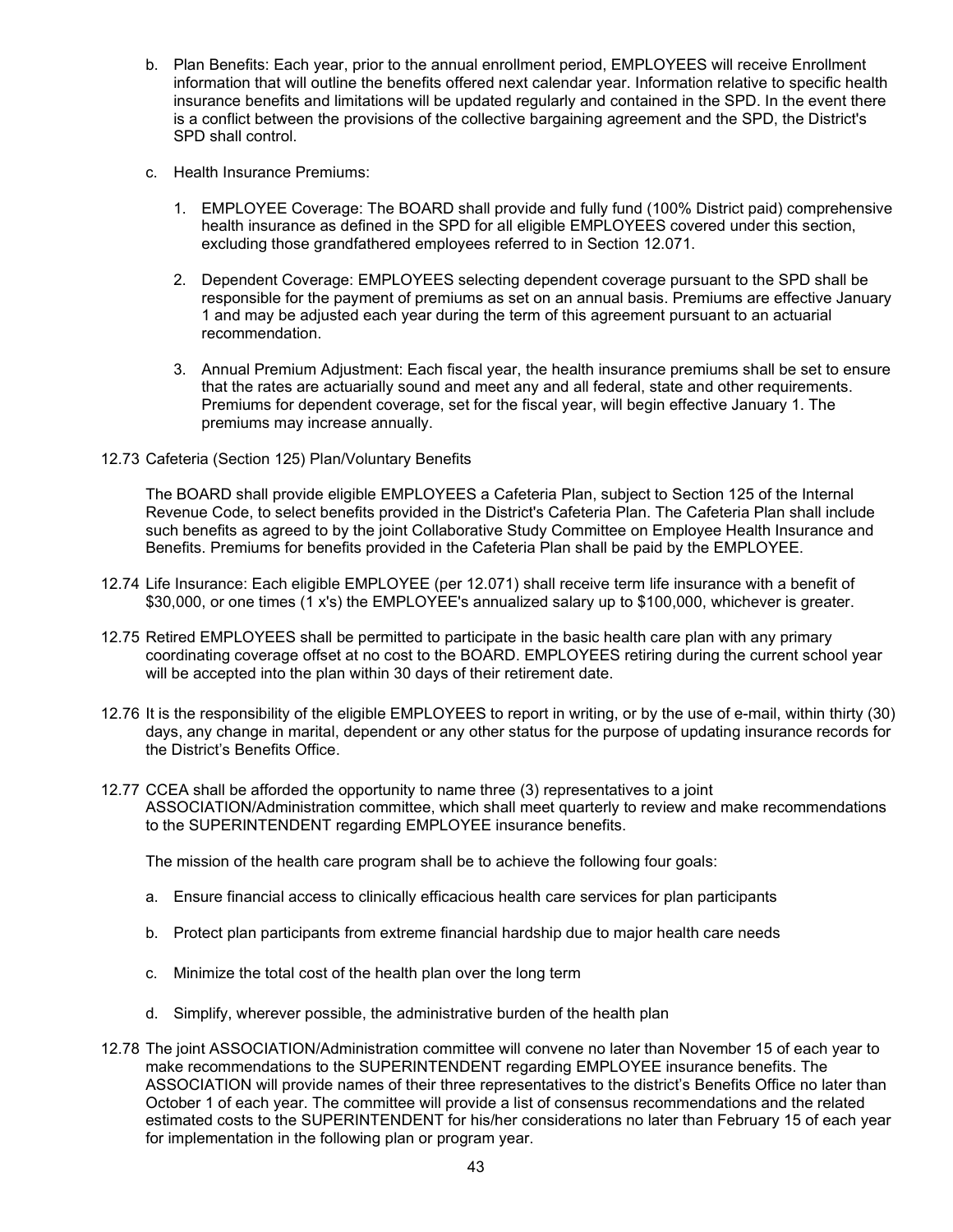b. Plan Benefits: Each year, prior to the annual enrollment period, EMPLOYEES will receive Enrollment information that will outline the benefits offered next calendar year. Information relative to specific health insurance benefits and limitations will be updated regularly and contained in the SPD. In the event there is a conflict between the provisions of the collective bargaining agreement and the SPD, the District's SPD shall control.

c. Health Insurance Premiums:

   1. EMPLOYEE Coverage: The BOARD shall provide and fully fund (100% District paid) comprehensive health insurance as defined in the SPD for all eligible EMPLOYEES covered under this section, excluding those grandfathered employees referred to in Section 12.071.

   2. Dependent Coverage: EMPLOYEES selecting dependent coverage pursuant to the SPD shall be responsible for the payment of premiums as set on an annual basis. Premiums are effective January 1 and may be adjusted each year during the term of this agreement pursuant to an actuarial recommendation.

   3. Annual Premium Adjustment: Each fiscal year, the health insurance premiums shall be set to ensure that the rates are actuarially sound and meet any and all federal, state and other requirements. Premiums for dependent coverage, set for the fiscal year, will begin effective January 1. The premiums may increase annually.

12.73 Cafeteria (Section 125) Plan/Voluntary Benefits

The BOARD shall provide eligible EMPLOYEES a Cafeteria Plan, subject to Section 125 of the Internal Revenue Code, to select benefits provided in the District's Cafeteria Plan. The Cafeteria Plan shall include such benefits as agreed to by the joint Collaborative Study Committee on Employee Health Insurance and Benefits. Premiums for benefits provided in the Cafeteria Plan shall be paid by the EMPLOYEE.

12.74 Life Insurance: Each eligible EMPLOYEE (per 12.071) shall receive term life insurance with a benefit of $30,000, or one times (1 x's) the EMPLOYEE's annualized salary up to $100,000, whichever is greater.

12.75 Retired EMPLOYEES shall be permitted to participate in the basic health care plan with any primary coordinating coverage offset at no cost to the BOARD. EMPLOYEES retiring during the current school year will be accepted into the plan within 30 days of their retirement date.

12.76 It is the responsibility of the eligible EMPLOYEES to report in writing, or by the use of e-mail, within thirty (30) days, any change in marital, dependent or any other status for the purpose of updating insurance records for the District's Benefits Office.

12.77 CCEA shall be afforded the opportunity to name three (3) representatives to a joint ASSOCIATION/Administration committee, which shall meet quarterly to review and make recommendations to the SUPERINTENDENT regarding EMPLOYEE insurance benefits.

The mission of the health care program shall be to achieve the following four goals:

a. Ensure financial access to clinically efficacious health care services for plan participants

b. Protect plan participants from extreme financial hardship due to major health care needs

c. Minimize the total cost of the health plan over the long term

d. Simplify, wherever possible, the administrative burden of the health plan

12.78 The joint ASSOCIATION/Administration committee will convene no later than November 15 of each year to make recommendations to the SUPERINTENDENT regarding EMPLOYEE insurance benefits. The ASSOCIATION will provide names of their three representatives to the district's Benefits Office no later than October 1 of each year. The committee will provide a list of consensus recommendations and the related estimated costs to the SUPERINTENDENT for his/her considerations no later than February 15 of each year for implementation in the following plan or program year.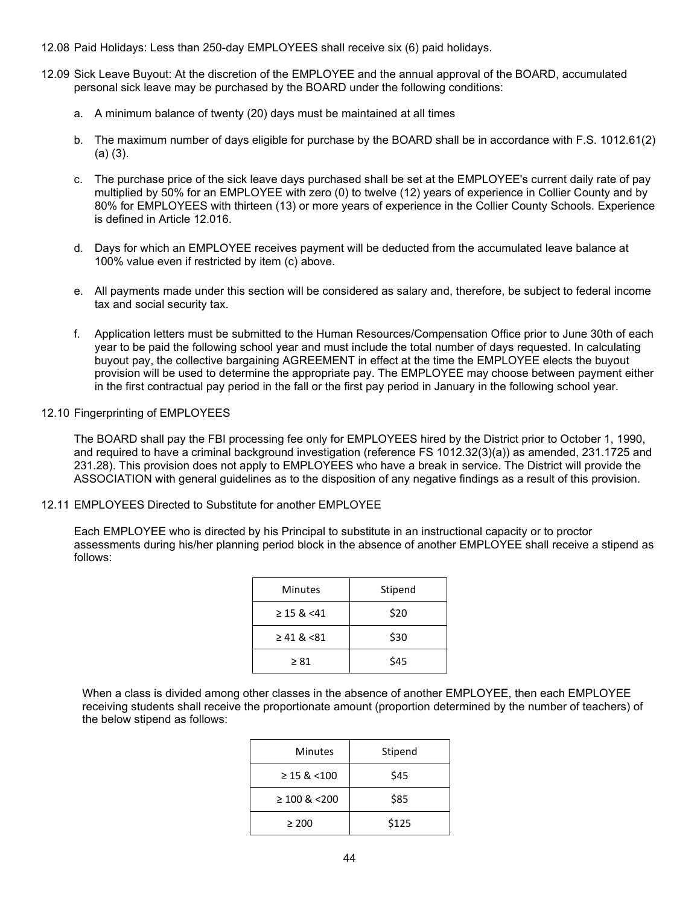12.08 Paid Holidays: Less than 250-day EMPLOYEES shall receive six (6) paid holidays.

12.09 Sick Leave Buyout: At the discretion of the EMPLOYEE and the annual approval of the BOARD, accumulated personal sick leave may be purchased by the BOARD under the following conditions:

a. A minimum balance of twenty (20) days must be maintained at all times

b. The maximum number of days eligible for purchase by the BOARD shall be in accordance with F.S. 1012.61(2)(a) (3).

c. The purchase price of the sick leave days purchased shall be set at the EMPLOYEE's current daily rate of pay multiplied by 50% for an EMPLOYEE with zero (0) to twelve (12) years of experience in Collier County and by 80% for EMPLOYEES with thirteen (13) or more years of experience in the Collier County Schools. Experience is defined in Article 12.016.

d. Days for which an EMPLOYEE receives payment will be deducted from the accumulated leave balance at 100% value even if restricted by item (c) above.

e. All payments made under this section will be considered as salary and, therefore, be subject to federal income tax and social security tax.

f. Application letters must be submitted to the Human Resources/Compensation Office prior to June 30th of each year to be paid the following school year and must include the total number of days requested. In calculating buyout pay, the collective bargaining AGREEMENT in effect at the time the EMPLOYEE elects the buyout provision will be used to determine the appropriate pay. The EMPLOYEE may choose between payment either in the first contractual pay period in the fall or the first pay period in January in the following school year.

12.10 Fingerprinting of EMPLOYEES

The BOARD shall pay the FBI processing fee only for EMPLOYEES hired by the District prior to October 1, 1990, and required to have a criminal background investigation (reference FS 1012.32(3)(a)) as amended, 231.1725 and 231.28). This provision does not apply to EMPLOYEES who have a break in service. The District will provide the ASSOCIATION with general guidelines as to the disposition of any negative findings as a result of this provision.

12.11 EMPLOYEES Directed to Substitute for another EMPLOYEE

Each EMPLOYEE who is directed by his Principal to substitute in an instructional capacity or to proctor assessments during his/her planning period block in the absence of another EMPLOYEE shall receive a stipend as follows:

| Minutes | Stipend |
|---|---|
| ≥ 15 & <41 | $20 |
| ≥ 41 & <81 | $30 |
| ≥ 81 | $45 |

When a class is divided among other classes in the absence of another EMPLOYEE, then each EMPLOYEE receiving students shall receive the proportionate amount (proportion determined by the number of teachers) of the below stipend as follows:

| Minutes | Stipend |
|---|---|
| ≥ 15 & <100 | $45 |
| ≥ 100 & <200 | $85 |
| ≥ 200 | $125 |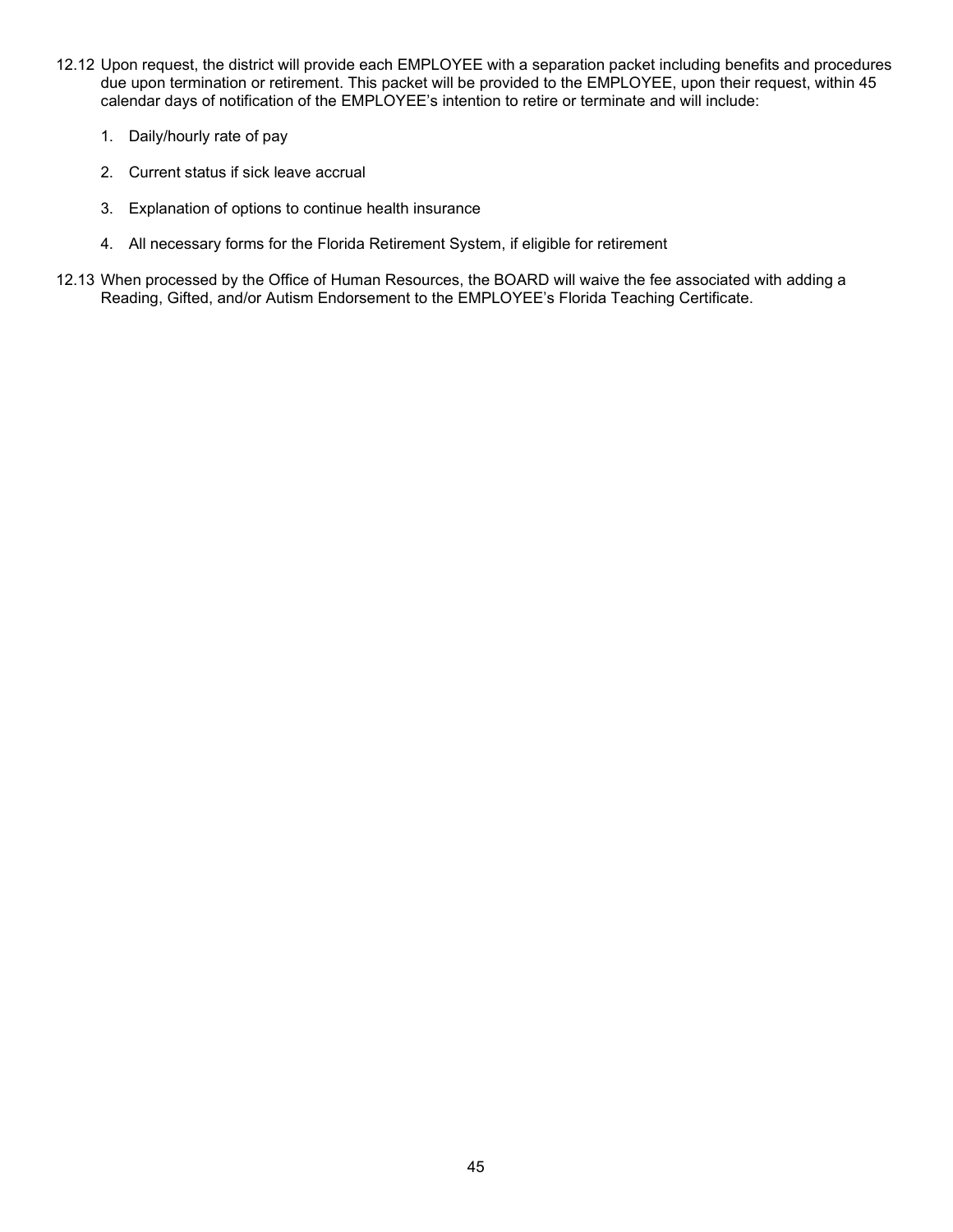12.12 Upon request, the district will provide each EMPLOYEE with a separation packet including benefits and procedures due upon termination or retirement. This packet will be provided to the EMPLOYEE, upon their request, within 45 calendar days of notification of the EMPLOYEE's intention to retire or terminate and will include:

1. Daily/hourly rate of pay
2. Current status if sick leave accrual
3. Explanation of options to continue health insurance
4. All necessary forms for the Florida Retirement System, if eligible for retirement

12.13 When processed by the Office of Human Resources, the BOARD will waive the fee associated with adding a Reading, Gifted, and/or Autism Endorsement to the EMPLOYEE's Florida Teaching Certificate.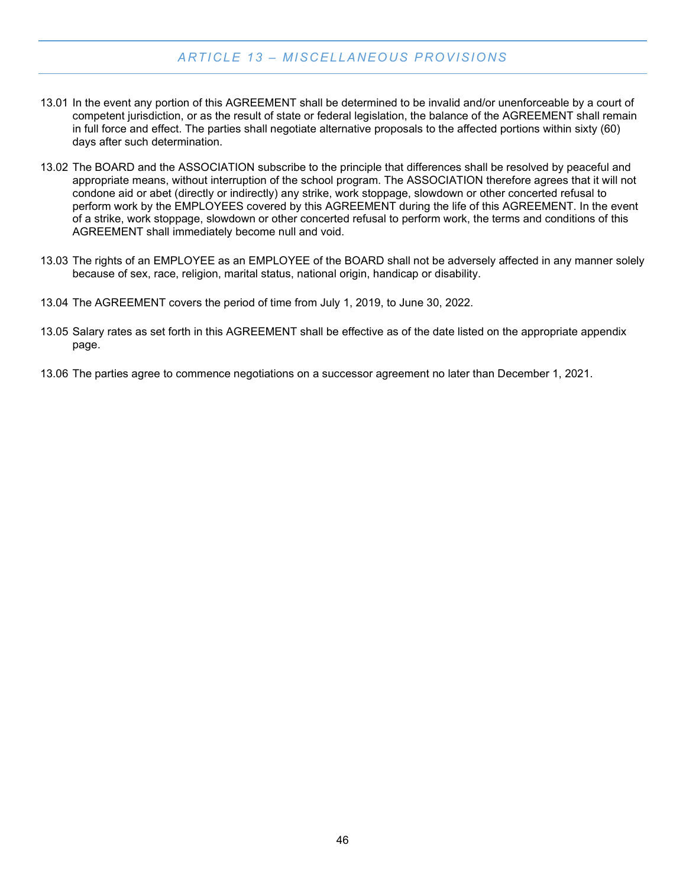## ARTICLE 13 – MISCELLANEOUS PROVISIONS

13.01 In the event any portion of this AGREEMENT shall be determined to be invalid and/or unenforceable by a court of competent jurisdiction, or as the result of state or federal legislation, the balance of the AGREEMENT shall remain in full force and effect. The parties shall negotiate alternative proposals to the affected portions within sixty (60) days after such determination.

13.02 The BOARD and the ASSOCIATION subscribe to the principle that differences shall be resolved by peaceful and appropriate means, without interruption of the school program. The ASSOCIATION therefore agrees that it will not condone aid or abet (directly or indirectly) any strike, work stoppage, slowdown or other concerted refusal to perform work by the EMPLOYEES covered by this AGREEMENT during the life of this AGREEMENT. In the event of a strike, work stoppage, slowdown or other concerted refusal to perform work, the terms and conditions of this AGREEMENT shall immediately become null and void.

13.03 The rights of an EMPLOYEE as an EMPLOYEE of the BOARD shall not be adversely affected in any manner solely because of sex, race, religion, marital status, national origin, handicap or disability.

13.04 The AGREEMENT covers the period of time from July 1, 2019, to June 30, 2022.

13.05 Salary rates as set forth in this AGREEMENT shall be effective as of the date listed on the appropriate appendix page.

13.06 The parties agree to commence negotiations on a successor agreement no later than December 1, 2021.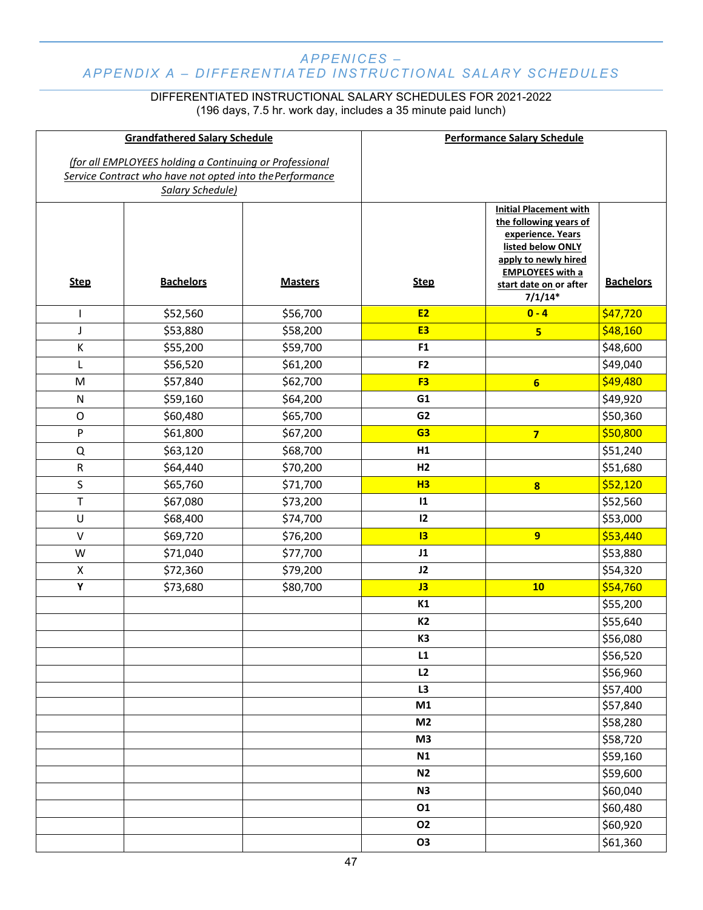## APPENICES –
## APPENDIX A – DIFFERENTIATED INSTRUCTIONAL SALARY SCHEDULES

DIFFERENTIATED INSTRUCTIONAL SALARY SCHEDULES FOR 2021-2022
(196 days, 7.5 hr. work day, includes a 35 minute paid lunch)

| **Grandfathered Salary Schedule**<br>*(for all EMPLOYEES holding a Continuing or Professional Service Contract who have not opted into the Performance Salary Schedule)* | | | **Performance Salary Schedule** | | |
|---|---|---|---|---|---|
| **Step** | **Bachelors** | **Masters** | **Step** | **Initial Placement with the following years of experience. Years listed below ONLY apply to newly hired EMPLOYEES with a start date on or after 7/1/14*** | **Bachelors** |
| I | $52,560 | $56,700 | **E2** | **0 - 4** | $47,720 |
| J | $53,880 | $58,200 | **E3** | **5** | $48,160 |
| K | $55,200 | $59,700 | **F1** | | $48,600 |
| L | $56,520 | $61,200 | **F2** | | $49,040 |
| M | $57,840 | $62,700 | **F3** | **6** | $49,480 |
| N | $59,160 | $64,200 | **G1** | | $49,920 |
| O | $60,480 | $65,700 | **G2** | | $50,360 |
| P | $61,800 | $67,200 | **G3** | **7** | $50,800 |
| Q | $63,120 | $68,700 | **H1** | | $51,240 |
| R | $64,440 | $70,200 | **H2** | | $51,680 |
| S | $65,760 | $71,700 | **H3** | **8** | $52,120 |
| T | $67,080 | $73,200 | **I1** | | $52,560 |
| U | $68,400 | $74,700 | **I2** | | $53,000 |
| V | $69,720 | $76,200 | **I3** | **9** | $53,440 |
| W | $71,040 | $77,700 | **J1** | | $53,880 |
| X | $72,360 | $79,200 | **J2** | | $54,320 |
| **Y** | $73,680 | $80,700 | **J3** | **10** | $54,760 |
| | | | **K1** | | $55,200 |
| | | | **K2** | | $55,640 |
| | | | **K3** | | $56,080 |
| | | | **L1** | | $56,520 |
| | | | **L2** | | $56,960 |
| | | | **L3** | | $57,400 |
| | | | **M1** | | $57,840 |
| | | | **M2** | | $58,280 |
| | | | **M3** | | $58,720 |
| | | | **N1** | | $59,160 |
| | | | **N2** | | $59,600 |
| | | | **N3** | | $60,040 |
| | | | **O1** | | $60,480 |
| | | | **O2** | | $60,920 |
| | | | **O3** | | $61,360 |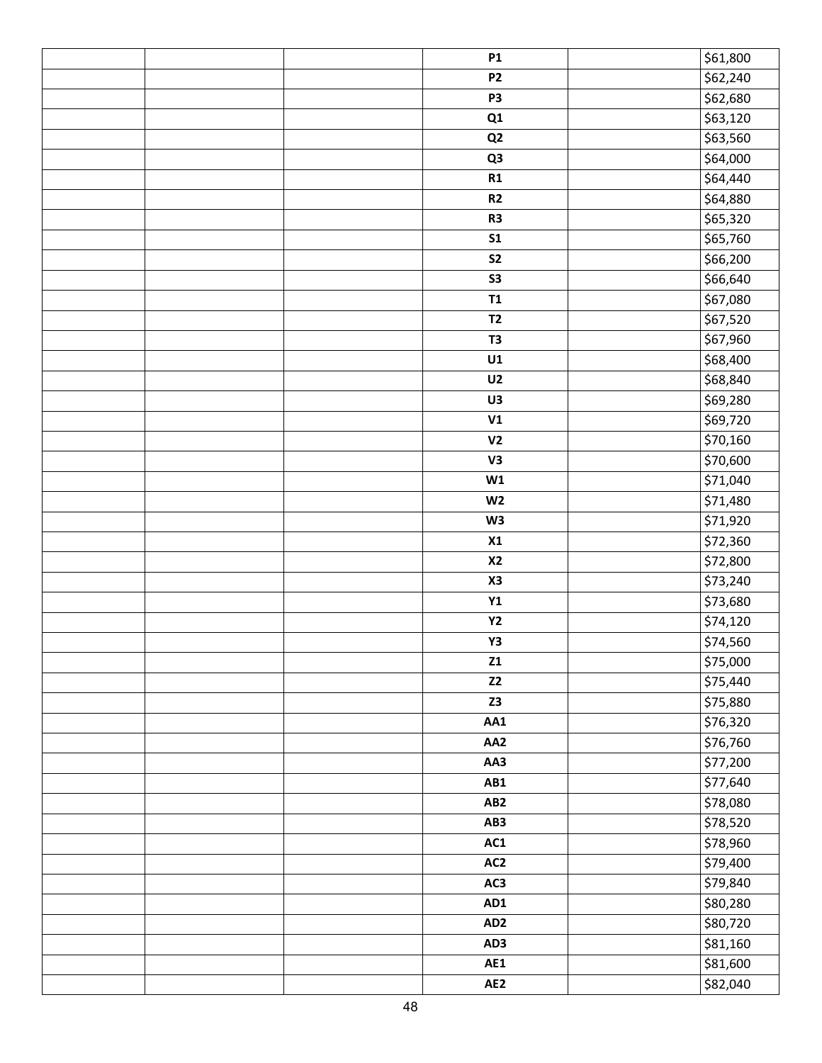| | | | | | |
|---|---|---|---|---|---|
| | | | **P1** | | $61,800 |
| | | | **P2** | | $62,240 |
| | | | **P3** | | $62,680 |
| | | | **Q1** | | $63,120 |
| | | | **Q2** | | $63,560 |
| | | | **Q3** | | $64,000 |
| | | | **R1** | | $64,440 |
| | | | **R2** | | $64,880 |
| | | | **R3** | | $65,320 |
| | | | **S1** | | $65,760 |
| | | | **S2** | | $66,200 |
| | | | **S3** | | $66,640 |
| | | | **T1** | | $67,080 |
| | | | **T2** | | $67,520 |
| | | | **T3** | | $67,960 |
| | | | **U1** | | $68,400 |
| | | | **U2** | | $68,840 |
| | | | **U3** | | $69,280 |
| | | | **V1** | | $69,720 |
| | | | **V2** | | $70,160 |
| | | | **V3** | | $70,600 |
| | | | **W1** | | $71,040 |
| | | | **W2** | | $71,480 |
| | | | **W3** | | $71,920 |
| | | | **X1** | | $72,360 |
| | | | **X2** | | $72,800 |
| | | | **X3** | | $73,240 |
| | | | **Y1** | | $73,680 |
| | | | **Y2** | | $74,120 |
| | | | **Y3** | | $74,560 |
| | | | **Z1** | | $75,000 |
| | | | **Z2** | | $75,440 |
| | | | **Z3** | | $75,880 |
| | | | **AA1** | | $76,320 |
| | | | **AA2** | | $76,760 |
| | | | **AA3** | | $77,200 |
| | | | **AB1** | | $77,640 |
| | | | **AB2** | | $78,080 |
| | | | **AB3** | | $78,520 |
| | | | **AC1** | | $78,960 |
| | | | **AC2** | | $79,400 |
| | | | **AC3** | | $79,840 |
| | | | **AD1** | | $80,280 |
| | | | **AD2** | | $80,720 |
| | | | **AD3** | | $81,160 |
| | | | **AE1** | | $81,600 |
| | | | **AE2** | | $82,040 |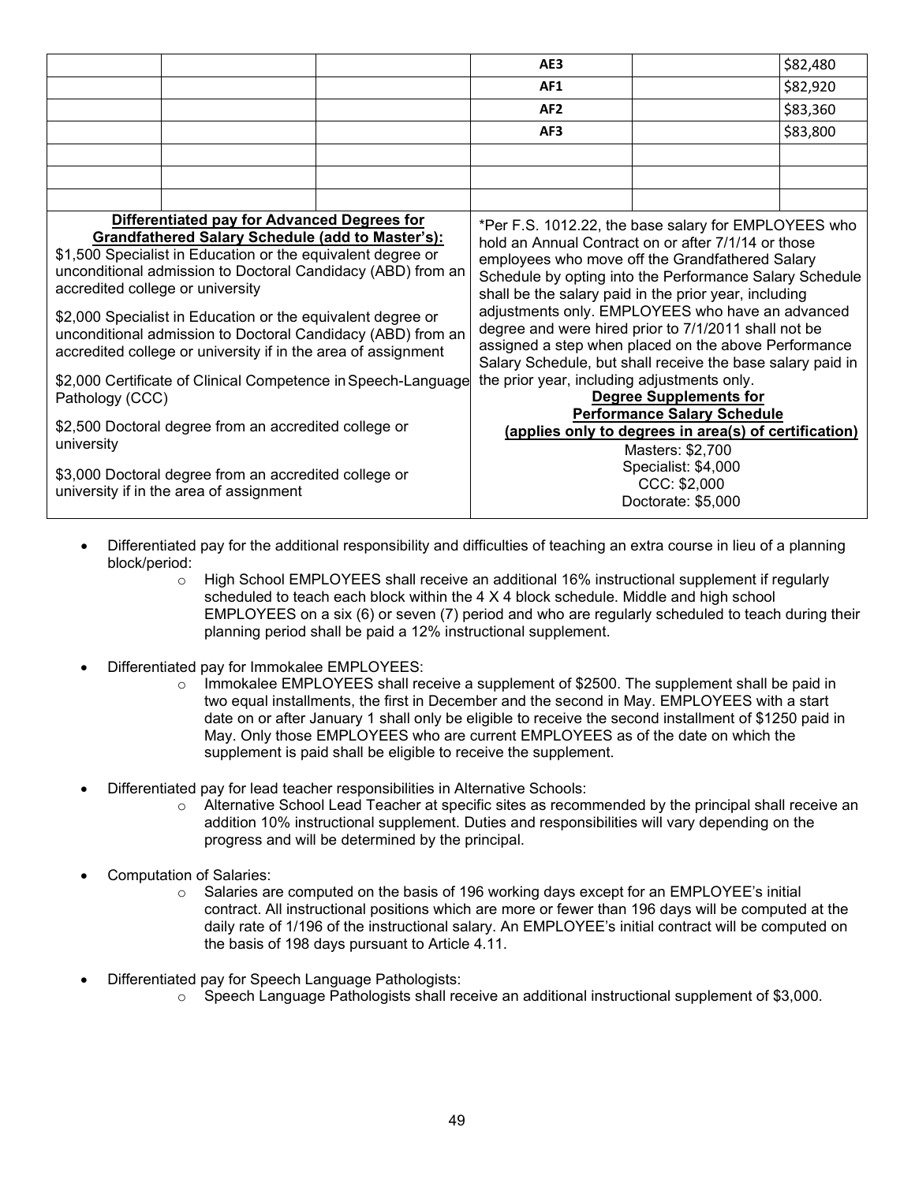| | | | | | |
|---|---|---|---|---|---|
| | | | AE3 | | $82,480 |
| | | | AF1 | | $82,920 |
| | | | AF2 | | $83,360 |
| | | | AF3 | | $83,800 |
| | | | | | |
| | | | | | |
| | | | | | |

**Differentiated pay for Advanced Degrees for Grandfathered Salary Schedule (add to Master's):**

$1,500 Specialist in Education or the equivalent degree or unconditional admission to Doctoral Candidacy (ABD) from an accredited college or university

$2,000 Specialist in Education or the equivalent degree or unconditional admission to Doctoral Candidacy (ABD) from an accredited college or university if in the area of assignment

$2,000 Certificate of Clinical Competence in Speech-Language Pathology (CCC)

$2,500 Doctoral degree from an accredited college or university

$3,000 Doctoral degree from an accredited college or university if in the area of assignment

*Per F.S. 1012.22, the base salary for EMPLOYEES who hold an Annual Contract on or after 7/1/14 or those employees who move off the Grandfathered Salary Schedule by opting into the Performance Salary Schedule shall be the salary paid in the prior year, including adjustments only. EMPLOYEES who have an advanced degree and were hired prior to 7/1/2011 shall not be assigned a step when placed on the above Performance Salary Schedule, but shall receive the base salary paid in the prior year, including adjustments only.

**Degree Supplements for Performance Salary Schedule (applies only to degrees in area(s) of certification)**

Masters: $2,700
Specialist: $4,000
CCC: $2,000
Doctorate: $5,000

- Differentiated pay for the additional responsibility and difficulties of teaching an extra course in lieu of a planning block/period:
  - High School EMPLOYEES shall receive an additional 16% instructional supplement if regularly scheduled to teach each block within the 4 X 4 block schedule. Middle and high school EMPLOYEES on a six (6) or seven (7) period and who are regularly scheduled to teach during their planning period shall be paid a 12% instructional supplement.
- Differentiated pay for Immokalee EMPLOYEES:
  - Immokalee EMPLOYEES shall receive a supplement of $2500. The supplement shall be paid in two equal installments, the first in December and the second in May. EMPLOYEES with a start date on or after January 1 shall only be eligible to receive the second installment of $1250 paid in May. Only those EMPLOYEES who are current EMPLOYEES as of the date on which the supplement is paid shall be eligible to receive the supplement.
- Differentiated pay for lead teacher responsibilities in Alternative Schools:
  - Alternative School Lead Teacher at specific sites as recommended by the principal shall receive an addition 10% instructional supplement. Duties and responsibilities will vary depending on the progress and will be determined by the principal.
- Computation of Salaries:
  - Salaries are computed on the basis of 196 working days except for an EMPLOYEE's initial contract. All instructional positions which are more or fewer than 196 days will be computed at the daily rate of 1/196 of the instructional salary. An EMPLOYEE's initial contract will be computed on the basis of 198 days pursuant to Article 4.11.
- Differentiated pay for Speech Language Pathologists:
  - Speech Language Pathologists shall receive an additional instructional supplement of $3,000.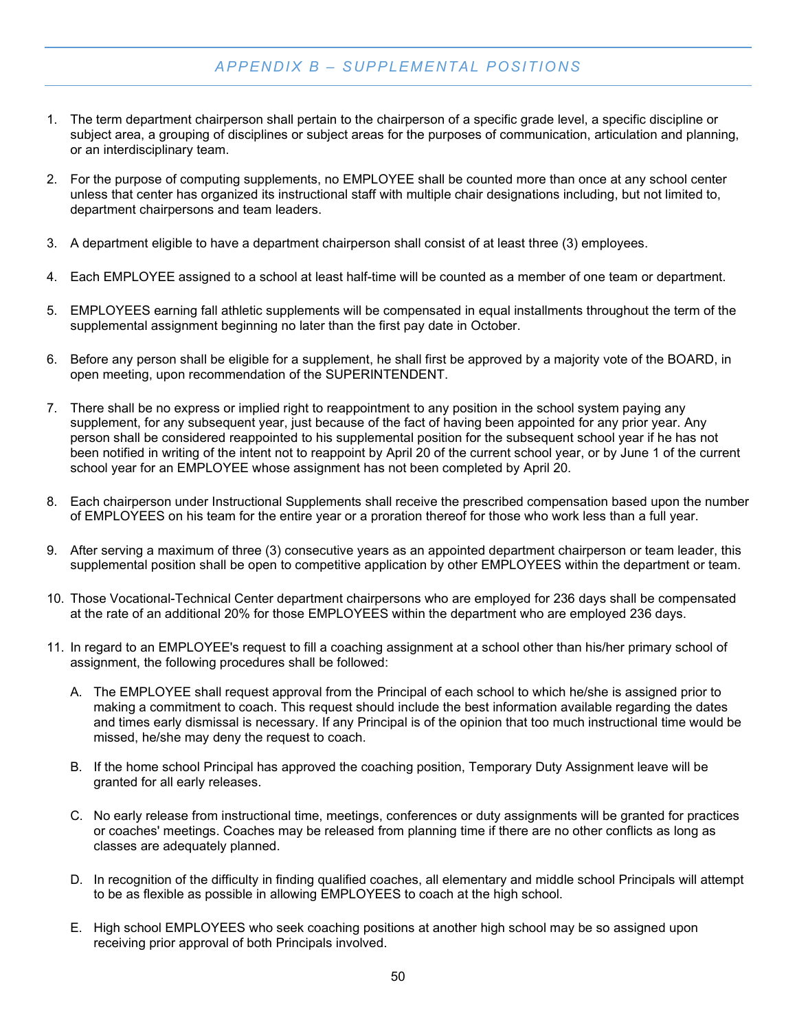# APPENDIX B – SUPPLEMENTAL POSITIONS

1. The term department chairperson shall pertain to the chairperson of a specific grade level, a specific discipline or subject area, a grouping of disciplines or subject areas for the purposes of communication, articulation and planning, or an interdisciplinary team.

2. For the purpose of computing supplements, no EMPLOYEE shall be counted more than once at any school center unless that center has organized its instructional staff with multiple chair designations including, but not limited to, department chairpersons and team leaders.

3. A department eligible to have a department chairperson shall consist of at least three (3) employees.

4. Each EMPLOYEE assigned to a school at least half-time will be counted as a member of one team or department.

5. EMPLOYEES earning fall athletic supplements will be compensated in equal installments throughout the term of the supplemental assignment beginning no later than the first pay date in October.

6. Before any person shall be eligible for a supplement, he shall first be approved by a majority vote of the BOARD, in open meeting, upon recommendation of the SUPERINTENDENT.

7. There shall be no express or implied right to reappointment to any position in the school system paying any supplement, for any subsequent year, just because of the fact of having been appointed for any prior year. Any person shall be considered reappointed to his supplemental position for the subsequent school year if he has not been notified in writing of the intent not to reappoint by April 20 of the current school year, or by June 1 of the current school year for an EMPLOYEE whose assignment has not been completed by April 20.

8. Each chairperson under Instructional Supplements shall receive the prescribed compensation based upon the number of EMPLOYEES on his team for the entire year or a proration thereof for those who work less than a full year.

9. After serving a maximum of three (3) consecutive years as an appointed department chairperson or team leader, this supplemental position shall be open to competitive application by other EMPLOYEES within the department or team.

10. Those Vocational-Technical Center department chairpersons who are employed for 236 days shall be compensated at the rate of an additional 20% for those EMPLOYEES within the department who are employed 236 days.

11. In regard to an EMPLOYEE's request to fill a coaching assignment at a school other than his/her primary school of assignment, the following procedures shall be followed:

    A. The EMPLOYEE shall request approval from the Principal of each school to which he/she is assigned prior to making a commitment to coach. This request should include the best information available regarding the dates and times early dismissal is necessary. If any Principal is of the opinion that too much instructional time would be missed, he/she may deny the request to coach.

    B. If the home school Principal has approved the coaching position, Temporary Duty Assignment leave will be granted for all early releases.

    C. No early release from instructional time, meetings, conferences or duty assignments will be granted for practices or coaches' meetings. Coaches may be released from planning time if there are no other conflicts as long as classes are adequately planned.

    D. In recognition of the difficulty in finding qualified coaches, all elementary and middle school Principals will attempt to be as flexible as possible in allowing EMPLOYEES to coach at the high school.

    E. High school EMPLOYEES who seek coaching positions at another high school may be so assigned upon receiving prior approval of both Principals involved.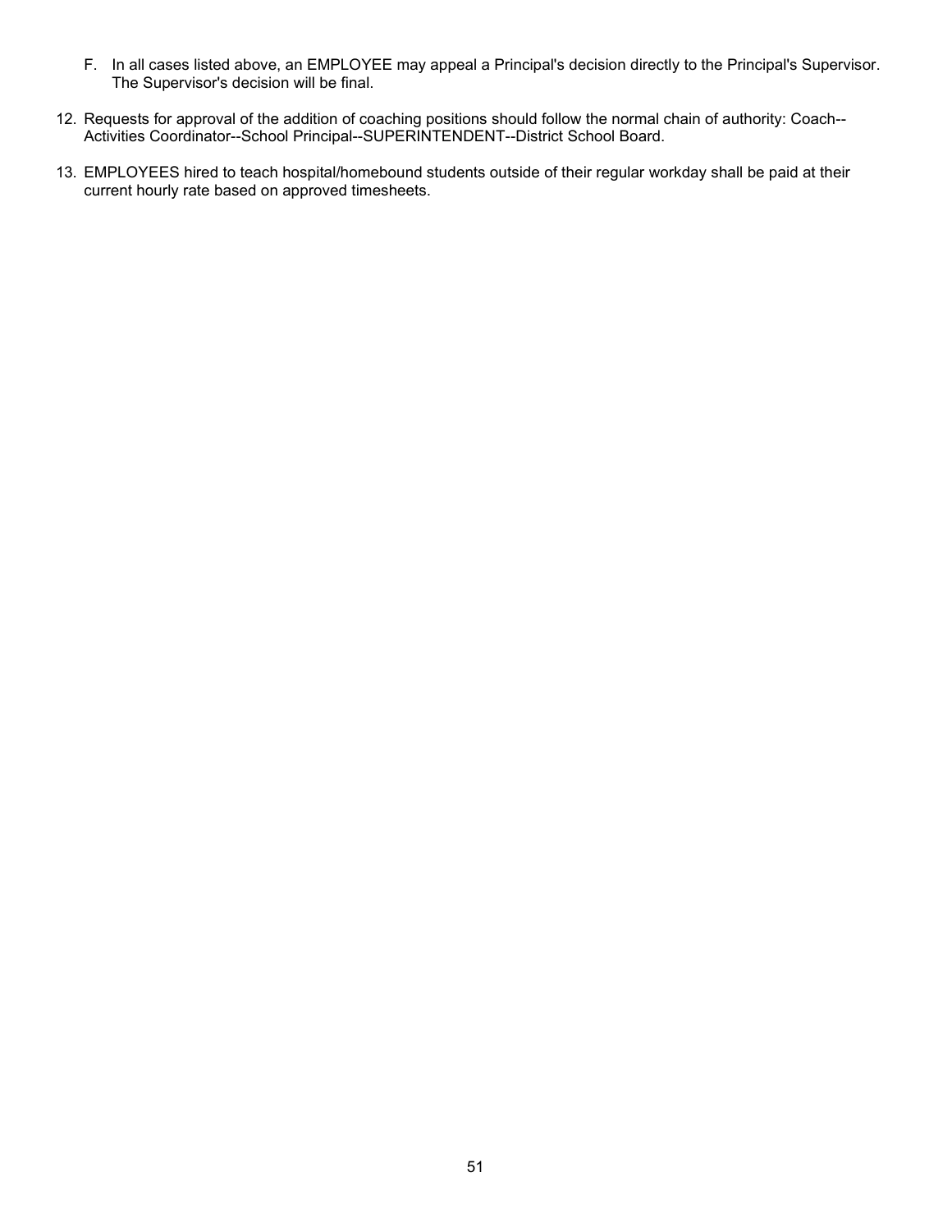F. In all cases listed above, an EMPLOYEE may appeal a Principal's decision directly to the Principal's Supervisor. The Supervisor's decision will be final.

12. Requests for approval of the addition of coaching positions should follow the normal chain of authority: Coach--Activities Coordinator--School Principal--SUPERINTENDENT--District School Board.

13. EMPLOYEES hired to teach hospital/homebound students outside of their regular workday shall be paid at their current hourly rate based on approved timesheets.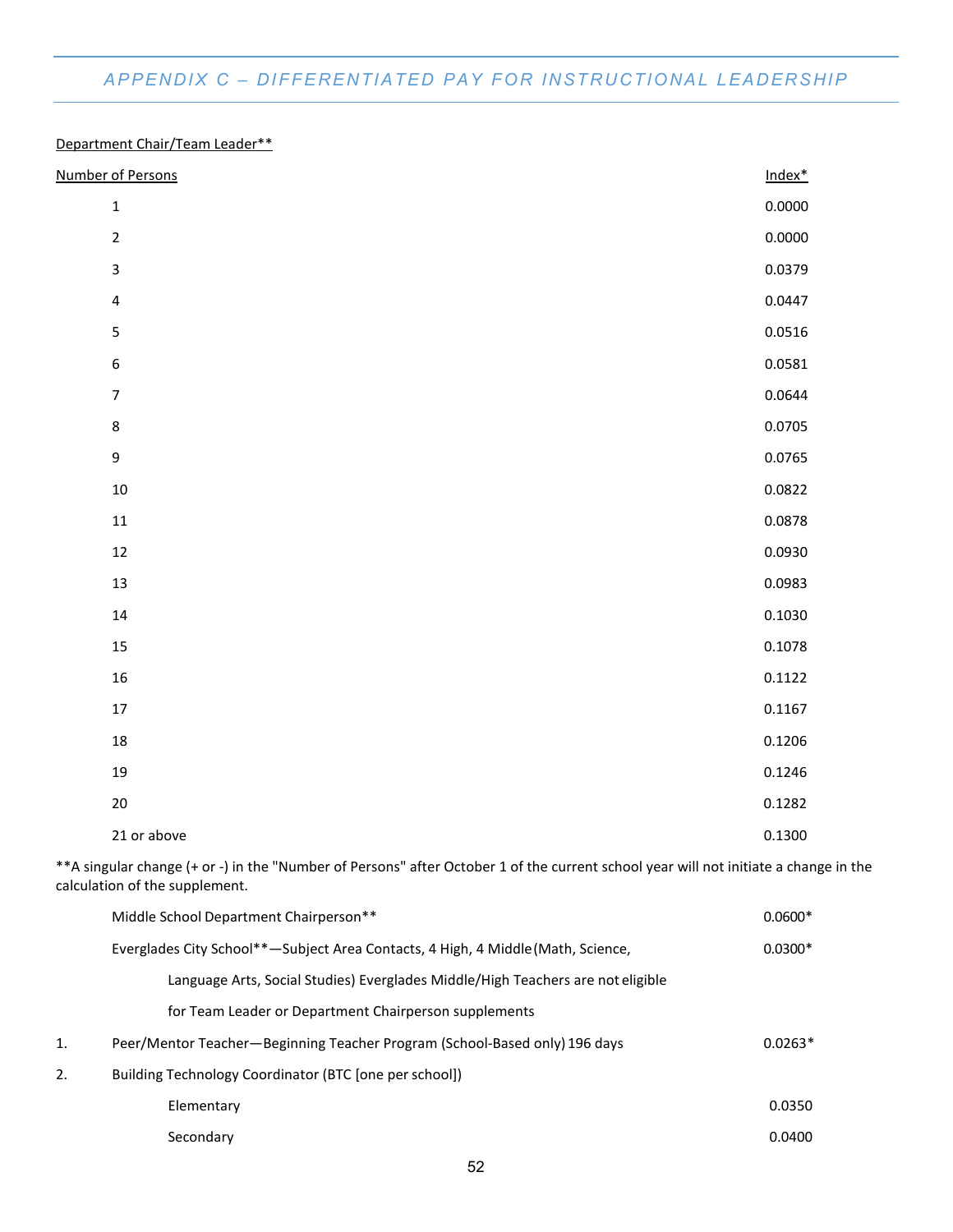## APPENDIX C – DIFFERENTIATED PAY FOR INSTRUCTIONAL LEADERSHIP

Department Chair/Team Leader**

| Number of Persons | Index* |
|---|---|
| 1 | 0.0000 |
| 2 | 0.0000 |
| 3 | 0.0379 |
| 4 | 0.0447 |
| 5 | 0.0516 |
| 6 | 0.0581 |
| 7 | 0.0644 |
| 8 | 0.0705 |
| 9 | 0.0765 |
| 10 | 0.0822 |
| 11 | 0.0878 |
| 12 | 0.0930 |
| 13 | 0.0983 |
| 14 | 0.1030 |
| 15 | 0.1078 |
| 16 | 0.1122 |
| 17 | 0.1167 |
| 18 | 0.1206 |
| 19 | 0.1246 |
| 20 | 0.1282 |
| 21 or above | 0.1300 |

**A singular change (+ or -) in the "Number of Persons" after October 1 of the current school year will not initiate a change in the calculation of the supplement.

| | | |
|---|---|---|
| | Middle School Department Chairperson** | 0.0600* |
| | Everglades City School**—Subject Area Contacts, 4 High, 4 Middle (Math, Science, Language Arts, Social Studies) Everglades Middle/High Teachers are not eligible for Team Leader or Department Chairperson supplements | 0.0300* |
| 1. | Peer/Mentor Teacher—Beginning Teacher Program (School-Based only) 196 days | 0.0263* |
| 2. | Building Technology Coordinator (BTC [one per school]) | |
| | Elementary | 0.0350 |
| | Secondary | 0.0400 |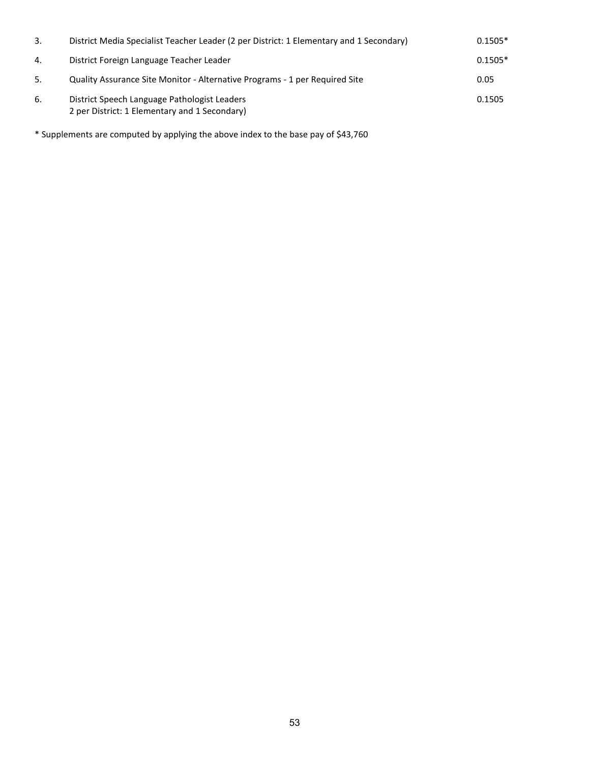| | | |
|---|---|---|
| 3. | District Media Specialist Teacher Leader (2 per District: 1 Elementary and 1 Secondary) | 0.1505* |
| 4. | District Foreign Language Teacher Leader | 0.1505* |
| 5. | Quality Assurance Site Monitor - Alternative Programs - 1 per Required Site | 0.05 |
| 6. | District Speech Language Pathologist Leaders<br>2 per District: 1 Elementary and 1 Secondary) | 0.1505 |

* Supplements are computed by applying the above index to the base pay of $43,760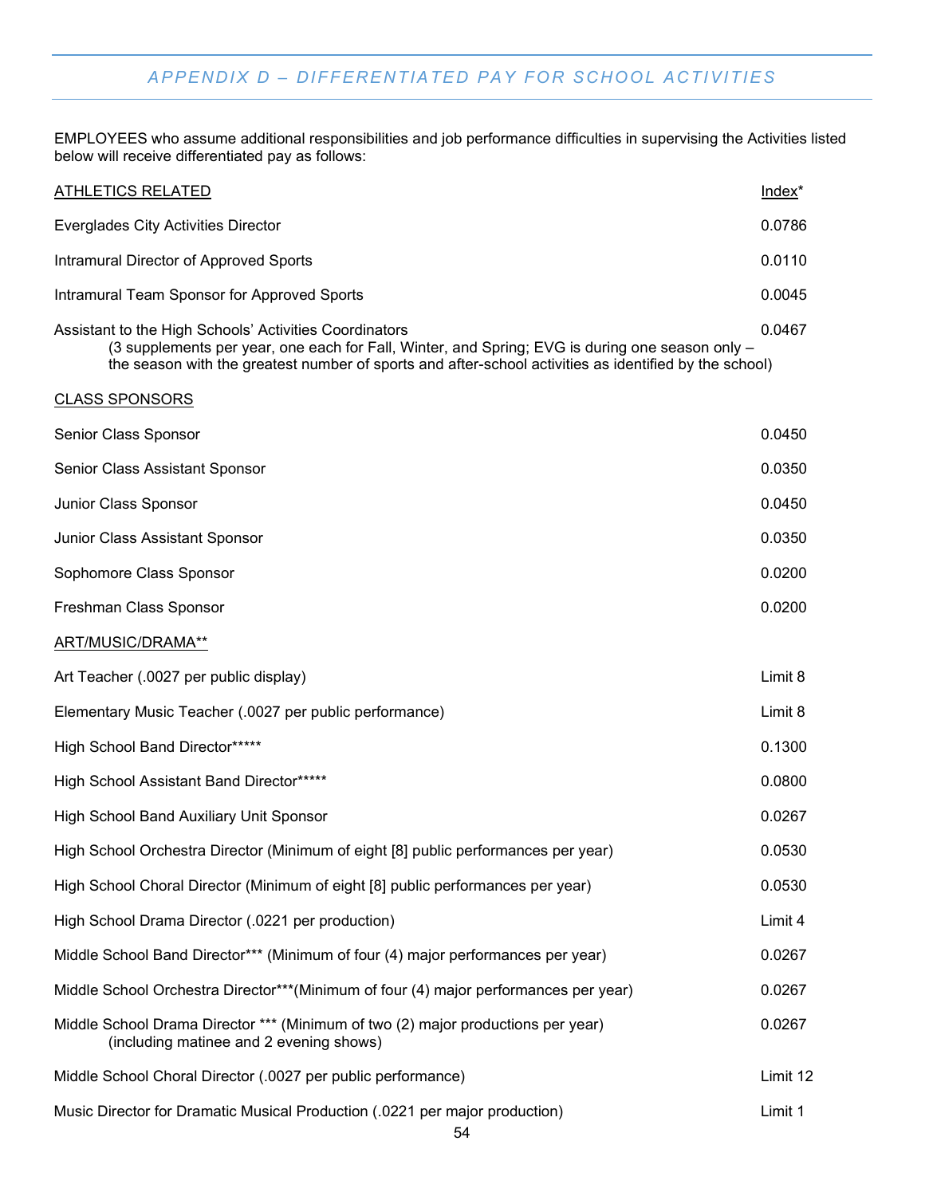## APPENDIX D – DIFFERENTIATED PAY FOR SCHOOL ACTIVITIES

EMPLOYEES who assume additional responsibilities and job performance difficulties in supervising the Activities listed below will receive differentiated pay as follows:

| ATHLETICS RELATED | Index* |
|---|---|
| Everglades City Activities Director | 0.0786 |
| Intramural Director of Approved Sports | 0.0110 |
| Intramural Team Sponsor for Approved Sports | 0.0045 |
| Assistant to the High Schools' Activities Coordinators (3 supplements per year, one each for Fall, Winter, and Spring; EVG is during one season only – the season with the greatest number of sports and after-school activities as identified by the school) | 0.0467 |
| **CLASS SPONSORS** | |
| Senior Class Sponsor | 0.0450 |
| Senior Class Assistant Sponsor | 0.0350 |
| Junior Class Sponsor | 0.0450 |
| Junior Class Assistant Sponsor | 0.0350 |
| Sophomore Class Sponsor | 0.0200 |
| Freshman Class Sponsor | 0.0200 |
| **ART/MUSIC/DRAMA**** | |
| Art Teacher (.0027 per public display) | Limit 8 |
| Elementary Music Teacher (.0027 per public performance) | Limit 8 |
| High School Band Director***** | 0.1300 |
| High School Assistant Band Director***** | 0.0800 |
| High School Band Auxiliary Unit Sponsor | 0.0267 |
| High School Orchestra Director (Minimum of eight [8] public performances per year) | 0.0530 |
| High School Choral Director (Minimum of eight [8] public performances per year) | 0.0530 |
| High School Drama Director (.0221 per production) | Limit 4 |
| Middle School Band Director*** (Minimum of four (4) major performances per year) | 0.0267 |
| Middle School Orchestra Director***(Minimum of four (4) major performances per year) | 0.0267 |
| Middle School Drama Director *** (Minimum of two (2) major productions per year) (including matinee and 2 evening shows) | 0.0267 |
| Middle School Choral Director (.0027 per public performance) | Limit 12 |
| Music Director for Dramatic Musical Production (.0221 per major production) | Limit 1 |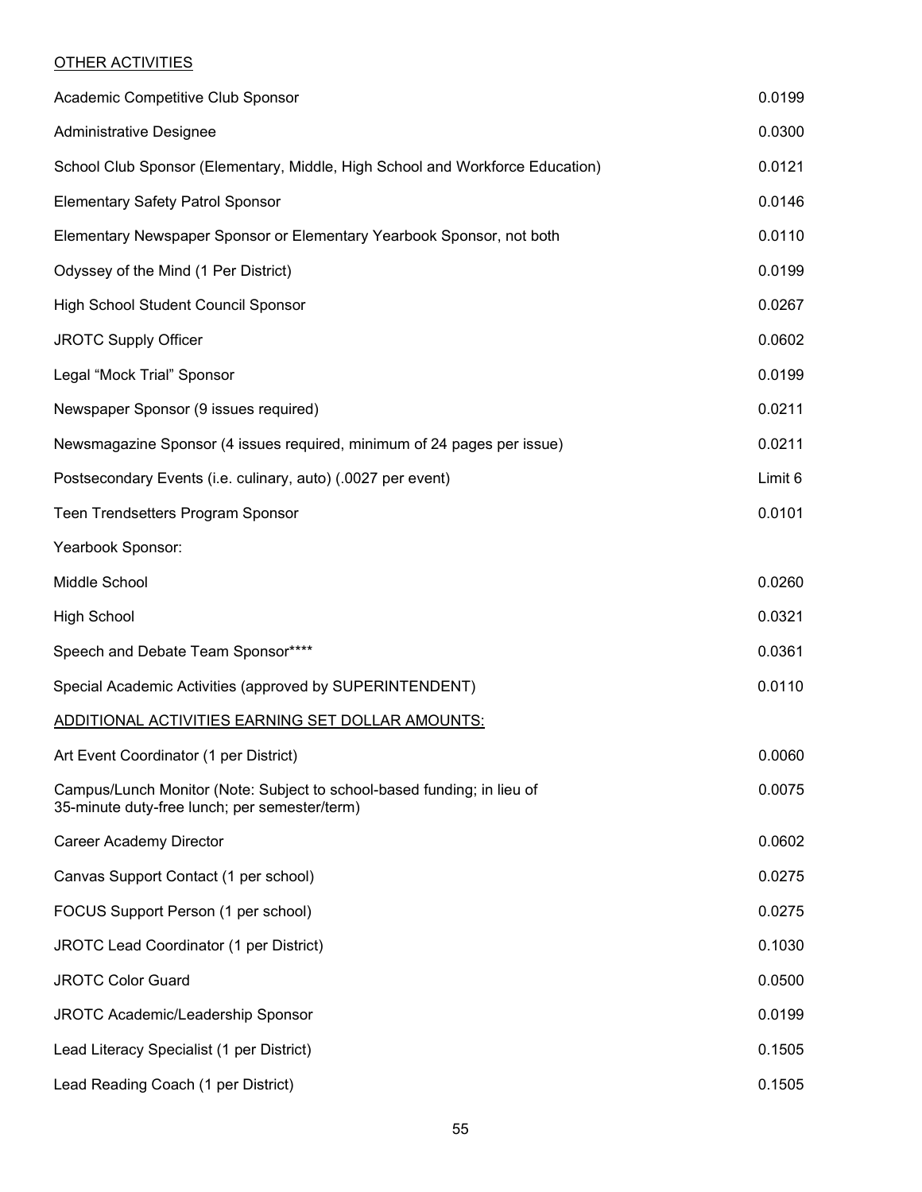<u>OTHER ACTIVITIES</u>

| | |
|---|---|
| Academic Competitive Club Sponsor | 0.0199 |
| Administrative Designee | 0.0300 |
| School Club Sponsor (Elementary, Middle, High School and Workforce Education) | 0.0121 |
| Elementary Safety Patrol Sponsor | 0.0146 |
| Elementary Newspaper Sponsor or Elementary Yearbook Sponsor, not both | 0.0110 |
| Odyssey of the Mind (1 Per District) | 0.0199 |
| High School Student Council Sponsor | 0.0267 |
| JROTC Supply Officer | 0.0602 |
| Legal "Mock Trial" Sponsor | 0.0199 |
| Newspaper Sponsor (9 issues required) | 0.0211 |
| Newsmagazine Sponsor (4 issues required, minimum of 24 pages per issue) | 0.0211 |
| Postsecondary Events (i.e. culinary, auto) (.0027 per event) | Limit 6 |
| Teen Trendsetters Program Sponsor | 0.0101 |
| Yearbook Sponsor: | |
| Middle School | 0.0260 |
| High School | 0.0321 |
| Speech and Debate Team Sponsor**** | 0.0361 |
| Special Academic Activities (approved by SUPERINTENDENT) | 0.0110 |

<u>ADDITIONAL ACTIVITIES EARNING SET DOLLAR AMOUNTS:</u>

| | |
|---|---|
| Art Event Coordinator (1 per District) | 0.0060 |
| Campus/Lunch Monitor (Note: Subject to school-based funding; in lieu of 35-minute duty-free lunch; per semester/term) | 0.0075 |
| Career Academy Director | 0.0602 |
| Canvas Support Contact (1 per school) | 0.0275 |
| FOCUS Support Person (1 per school) | 0.0275 |
| JROTC Lead Coordinator (1 per District) | 0.1030 |
| JROTC Color Guard | 0.0500 |
| JROTC Academic/Leadership Sponsor | 0.0199 |
| Lead Literacy Specialist (1 per District) | 0.1505 |
| Lead Reading Coach (1 per District) | 0.1505 |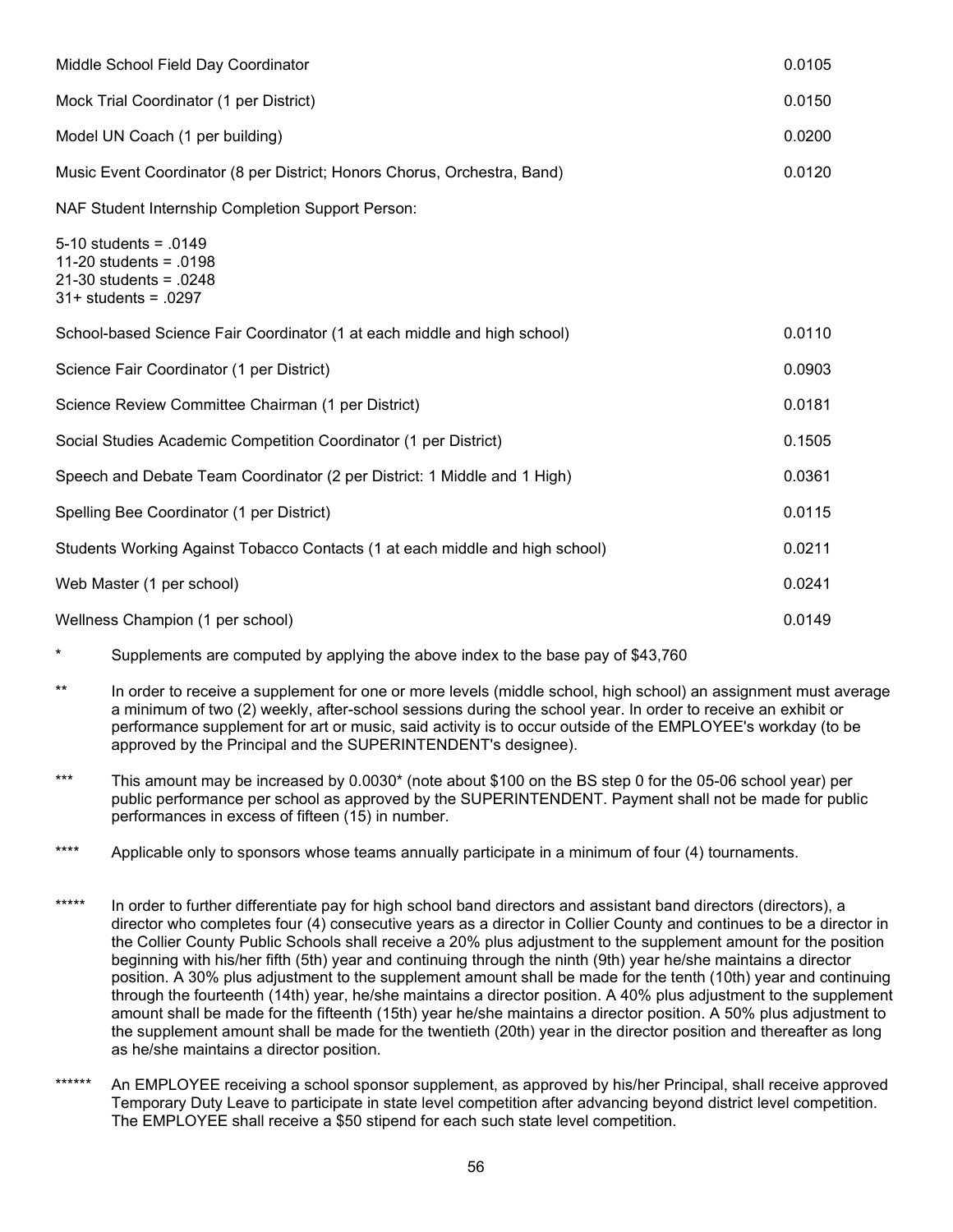| | |
|---|---|
| Middle School Field Day Coordinator | 0.0105 |
| Mock Trial Coordinator (1 per District) | 0.0150 |
| Model UN Coach (1 per building) | 0.0200 |
| Music Event Coordinator (8 per District; Honors Chorus, Orchestra, Band) | 0.0120 |
| NAF Student Internship Completion Support Person:<br>5-10 students = .0149<br>11-20 students = .0198<br>21-30 students = .0248<br>31+ students = .0297 | |
| School-based Science Fair Coordinator (1 at each middle and high school) | 0.0110 |
| Science Fair Coordinator (1 per District) | 0.0903 |
| Science Review Committee Chairman (1 per District) | 0.0181 |
| Social Studies Academic Competition Coordinator (1 per District) | 0.1505 |
| Speech and Debate Team Coordinator (2 per District: 1 Middle and 1 High) | 0.0361 |
| Spelling Bee Coordinator (1 per District) | 0.0115 |
| Students Working Against Tobacco Contacts (1 at each middle and high school) | 0.0211 |
| Web Master (1 per school) | 0.0241 |
| Wellness Champion (1 per school) | 0.0149 |

\* Supplements are computed by applying the above index to the base pay of $43,760

\*\* In order to receive a supplement for one or more levels (middle school, high school) an assignment must average a minimum of two (2) weekly, after-school sessions during the school year. In order to receive an exhibit or performance supplement for art or music, said activity is to occur outside of the EMPLOYEE's workday (to be approved by the Principal and the SUPERINTENDENT's designee).

\*\*\* This amount may be increased by 0.0030* (note about $100 on the BS step 0 for the 05-06 school year) per public performance per school as approved by the SUPERINTENDENT. Payment shall not be made for public performances in excess of fifteen (15) in number.

\*\*\*\* Applicable only to sponsors whose teams annually participate in a minimum of four (4) tournaments.

\*\*\*\*\* In order to further differentiate pay for high school band directors and assistant band directors (directors), a director who completes four (4) consecutive years as a director in Collier County and continues to be a director in the Collier County Public Schools shall receive a 20% plus adjustment to the supplement amount for the position beginning with his/her fifth (5th) year and continuing through the ninth (9th) year he/she maintains a director position. A 30% plus adjustment to the supplement amount shall be made for the tenth (10th) year and continuing through the fourteenth (14th) year, he/she maintains a director position. A 40% plus adjustment to the supplement amount shall be made for the fifteenth (15th) year he/she maintains a director position. A 50% plus adjustment to the supplement amount shall be made for the twentieth (20th) year in the director position and thereafter as long as he/she maintains a director position.

\*\*\*\*\*\* An EMPLOYEE receiving a school sponsor supplement, as approved by his/her Principal, shall receive approved Temporary Duty Leave to participate in state level competition after advancing beyond district level competition. The EMPLOYEE shall receive a $50 stipend for each such state level competition.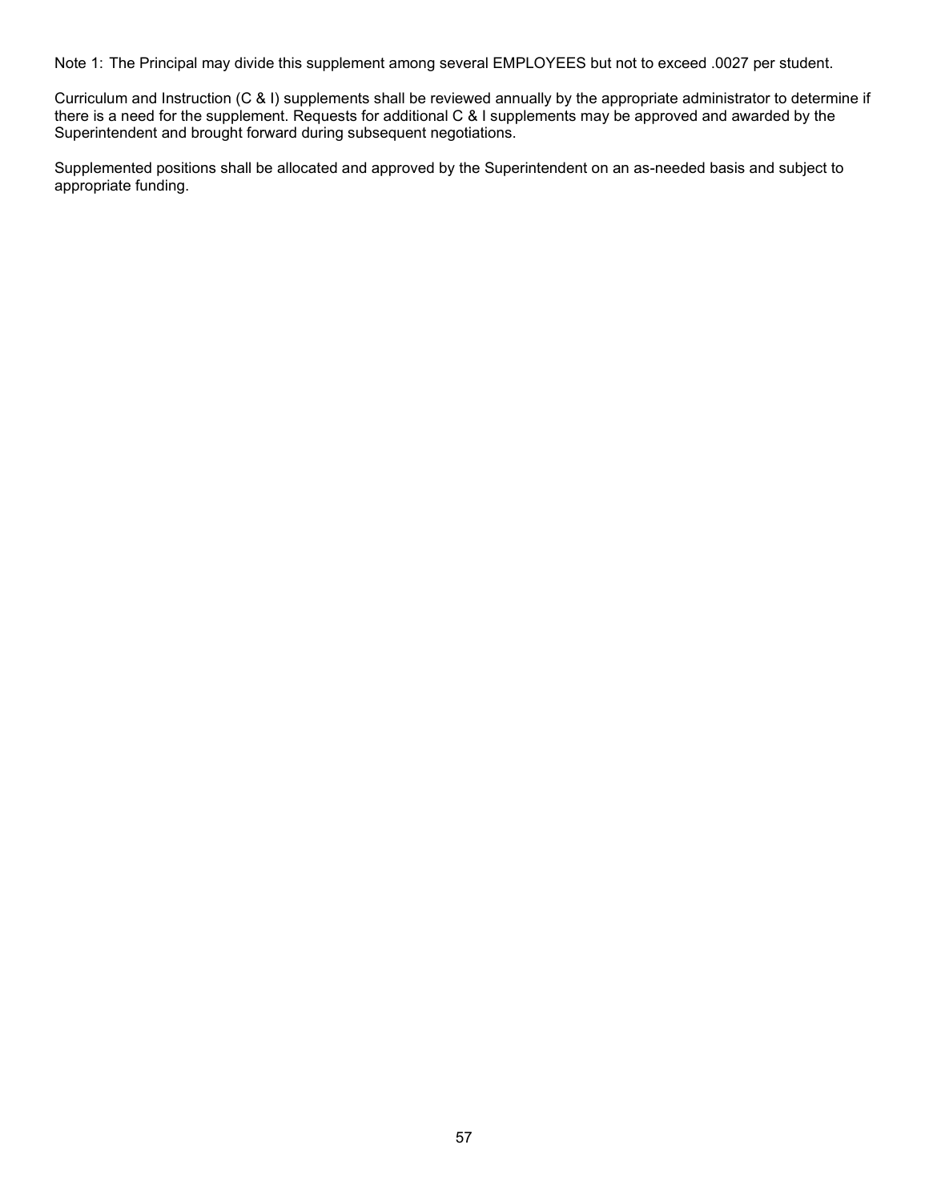Note 1: The Principal may divide this supplement among several EMPLOYEES but not to exceed .0027 per student.

Curriculum and Instruction (C & I) supplements shall be reviewed annually by the appropriate administrator to determine if there is a need for the supplement. Requests for additional C & I supplements may be approved and awarded by the Superintendent and brought forward during subsequent negotiations.

Supplemented positions shall be allocated and approved by the Superintendent on an as-needed basis and subject to appropriate funding.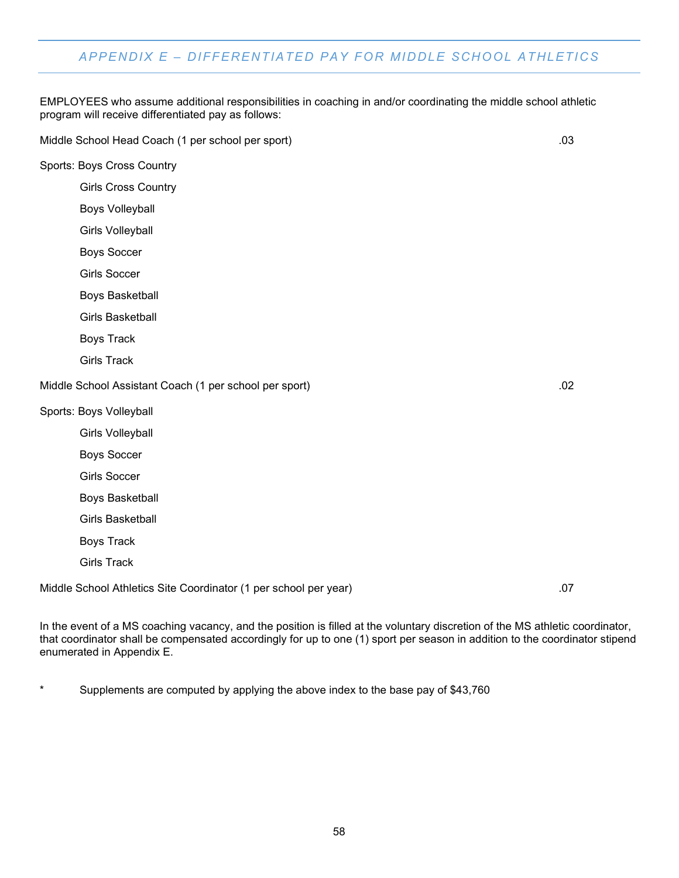## APPENDIX E – DIFFERENTIATED PAY FOR MIDDLE SCHOOL ATHLETICS

EMPLOYEES who assume additional responsibilities in coaching in and/or coordinating the middle school athletic program will receive differentiated pay as follows:

| | |
|---|---|
| Middle School Head Coach (1 per school per sport) | .03 |
| Sports: Boys Cross Country | |
| Girls Cross Country | |
| Boys Volleyball | |
| Girls Volleyball | |
| Boys Soccer | |
| Girls Soccer | |
| Boys Basketball | |
| Girls Basketball | |
| Boys Track | |
| Girls Track | |
| Middle School Assistant Coach (1 per school per sport) | .02 |
| Sports: Boys Volleyball | |
| Girls Volleyball | |
| Boys Soccer | |
| Girls Soccer | |
| Boys Basketball | |
| Girls Basketball | |
| Boys Track | |
| Girls Track | |
| Middle School Athletics Site Coordinator (1 per school per year) | .07 |

In the event of a MS coaching vacancy, and the position is filled at the voluntary discretion of the MS athletic coordinator, that coordinator shall be compensated accordingly for up to one (1) sport per season in addition to the coordinator stipend enumerated in Appendix E.

\* Supplements are computed by applying the above index to the base pay of $43,760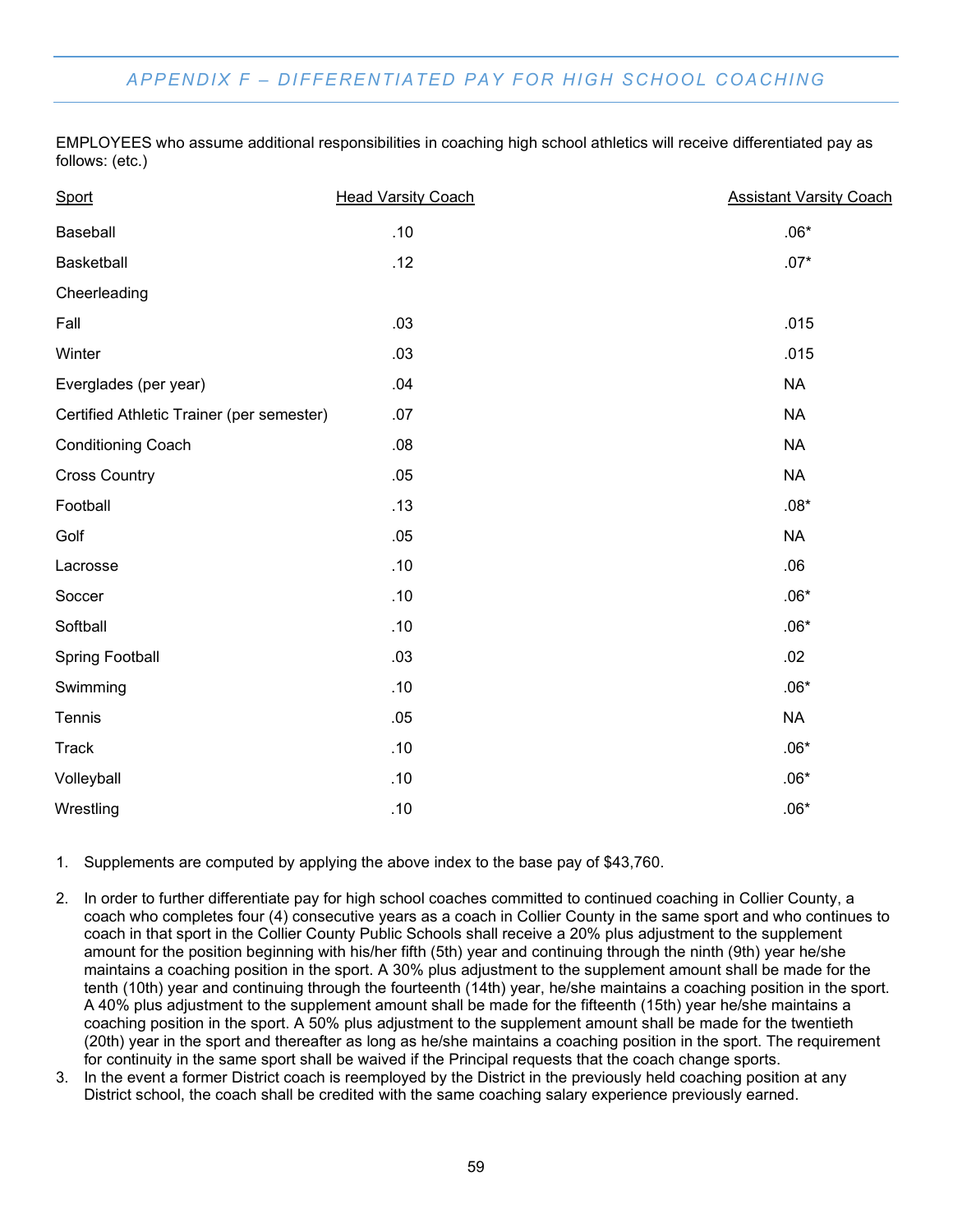## APPENDIX F – DIFFERENTIATED PAY FOR HIGH SCHOOL COACHING

EMPLOYEES who assume additional responsibilities in coaching high school athletics will receive differentiated pay as follows: (etc.)

| Sport | Head Varsity Coach | Assistant Varsity Coach |
|---|---|---|
| Baseball | .10 | .06* |
| Basketball | .12 | .07* |
| Cheerleading | | |
| Fall | .03 | .015 |
| Winter | .03 | .015 |
| Everglades (per year) | .04 | NA |
| Certified Athletic Trainer (per semester) | .07 | NA |
| Conditioning Coach | .08 | NA |
| Cross Country | .05 | NA |
| Football | .13 | .08* |
| Golf | .05 | NA |
| Lacrosse | .10 | .06 |
| Soccer | .10 | .06* |
| Softball | .10 | .06* |
| Spring Football | .03 | .02 |
| Swimming | .10 | .06* |
| Tennis | .05 | NA |
| Track | .10 | .06* |
| Volleyball | .10 | .06* |
| Wrestling | .10 | .06* |

1. Supplements are computed by applying the above index to the base pay of $43,760.
2. In order to further differentiate pay for high school coaches committed to continued coaching in Collier County, a coach who completes four (4) consecutive years as a coach in Collier County in the same sport and who continues to coach in that sport in the Collier County Public Schools shall receive a 20% plus adjustment to the supplement amount for the position beginning with his/her fifth (5th) year and continuing through the ninth (9th) year he/she maintains a coaching position in the sport. A 30% plus adjustment to the supplement amount shall be made for the tenth (10th) year and continuing through the fourteenth (14th) year, he/she maintains a coaching position in the sport. A 40% plus adjustment to the supplement amount shall be made for the fifteenth (15th) year he/she maintains a coaching position in the sport. A 50% plus adjustment to the supplement amount shall be made for the twentieth (20th) year in the sport and thereafter as long as he/she maintains a coaching position in the sport. The requirement for continuity in the same sport shall be waived if the Principal requests that the coach change sports.
3. In the event a former District coach is reemployed by the District in the previously held coaching position at any District school, the coach shall be credited with the same coaching salary experience previously earned.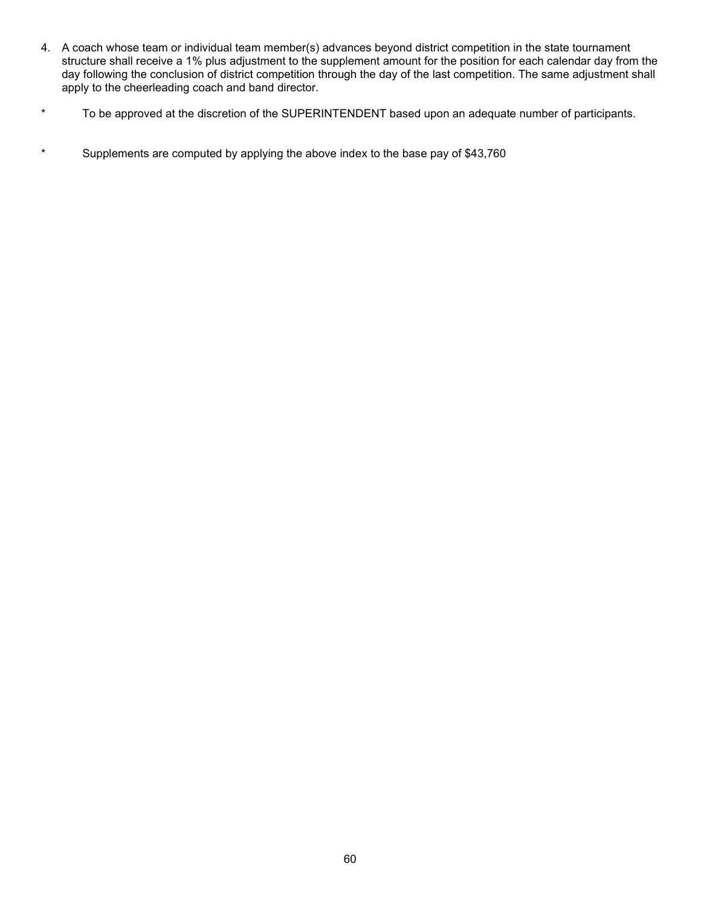4. A coach whose team or individual team member(s) advances beyond district competition in the state tournament structure shall receive a 1% plus adjustment to the supplement amount for the position for each calendar day from the day following the conclusion of district competition through the day of the last competition. The same adjustment shall apply to the cheerleading coach and band director.

\* To be approved at the discretion of the SUPERINTENDENT based upon an adequate number of participants.

\* Supplements are computed by applying the above index to the base pay of $43,760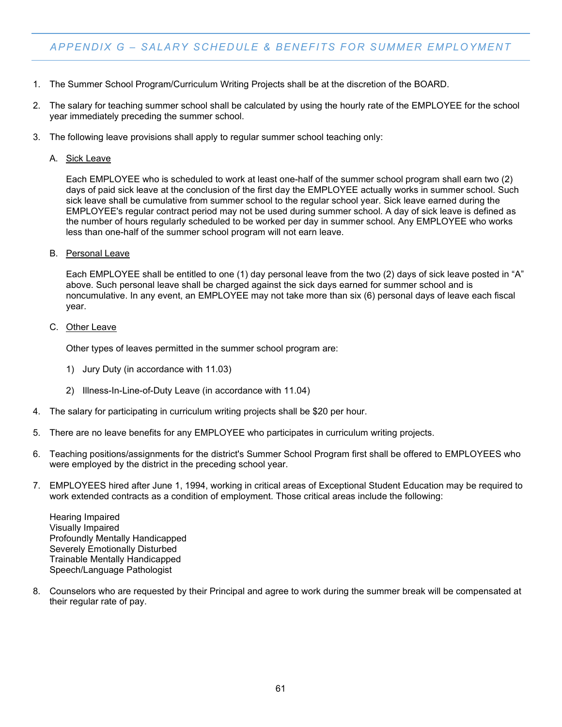## APPENDIX G – SALARY SCHEDULE & BENEFITS FOR SUMMER EMPLOYMENT

1. The Summer School Program/Curriculum Writing Projects shall be at the discretion of the BOARD.

2. The salary for teaching summer school shall be calculated by using the hourly rate of the EMPLOYEE for the school year immediately preceding the summer school.

3. The following leave provisions shall apply to regular summer school teaching only:

   A. Sick Leave

      Each EMPLOYEE who is scheduled to work at least one-half of the summer school program shall earn two (2) days of paid sick leave at the conclusion of the first day the EMPLOYEE actually works in summer school. Such sick leave shall be cumulative from summer school to the regular school year. Sick leave earned during the EMPLOYEE's regular contract period may not be used during summer school. A day of sick leave is defined as the number of hours regularly scheduled to be worked per day in summer school. Any EMPLOYEE who works less than one-half of the summer school program will not earn leave.

   B. Personal Leave

      Each EMPLOYEE shall be entitled to one (1) day personal leave from the two (2) days of sick leave posted in "A" above. Such personal leave shall be charged against the sick days earned for summer school and is noncumulative. In any event, an EMPLOYEE may not take more than six (6) personal days of leave each fiscal year.

   C. Other Leave

      Other types of leaves permitted in the summer school program are:

      1) Jury Duty (in accordance with 11.03)

      2) Illness-In-Line-of-Duty Leave (in accordance with 11.04)

4. The salary for participating in curriculum writing projects shall be $20 per hour.

5. There are no leave benefits for any EMPLOYEE who participates in curriculum writing projects.

6. Teaching positions/assignments for the district's Summer School Program first shall be offered to EMPLOYEES who were employed by the district in the preceding school year.

7. EMPLOYEES hired after June 1, 1994, working in critical areas of Exceptional Student Education may be required to work extended contracts as a condition of employment. Those critical areas include the following:

   Hearing Impaired
   Visually Impaired
   Profoundly Mentally Handicapped
   Severely Emotionally Disturbed
   Trainable Mentally Handicapped
   Speech/Language Pathologist

8. Counselors who are requested by their Principal and agree to work during the summer break will be compensated at their regular rate of pay.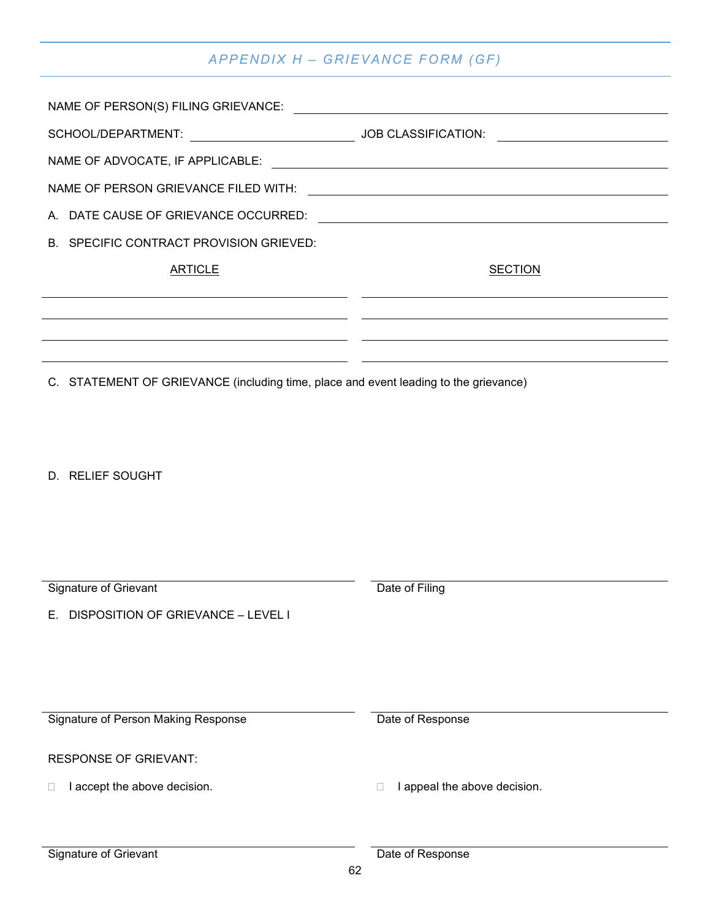## APPENDIX H – GRIEVANCE FORM (GF)

NAME OF PERSON(S) FILING GRIEVANCE: ______________________________

SCHOOL/DEPARTMENT: ______________ JOB CLASSIFICATION: ______________

NAME OF ADVOCATE, IF APPLICABLE: ______________________________

NAME OF PERSON GRIEVANCE FILED WITH: ______________________________

A. DATE CAUSE OF GRIEVANCE OCCURRED: ______________________________

B. SPECIFIC CONTRACT PROVISION GRIEVED:

| ARTICLE | SECTION |
|---|---|
| | |
| | |
| | |
| | |

C. STATEMENT OF GRIEVANCE (including time, place and event leading to the grievance)

D. RELIEF SOUGHT

______________________________ ______________________________

Signature of Grievant | Date of Filing

E. DISPOSITION OF GRIEVANCE – LEVEL I

______________________________ ______________________________

Signature of Person Making Response | Date of Response

RESPONSE OF GRIEVANT:

☐ I accept the above decision. ☐ I appeal the above decision.

______________________________ ______________________________

Signature of Grievant | Date of Response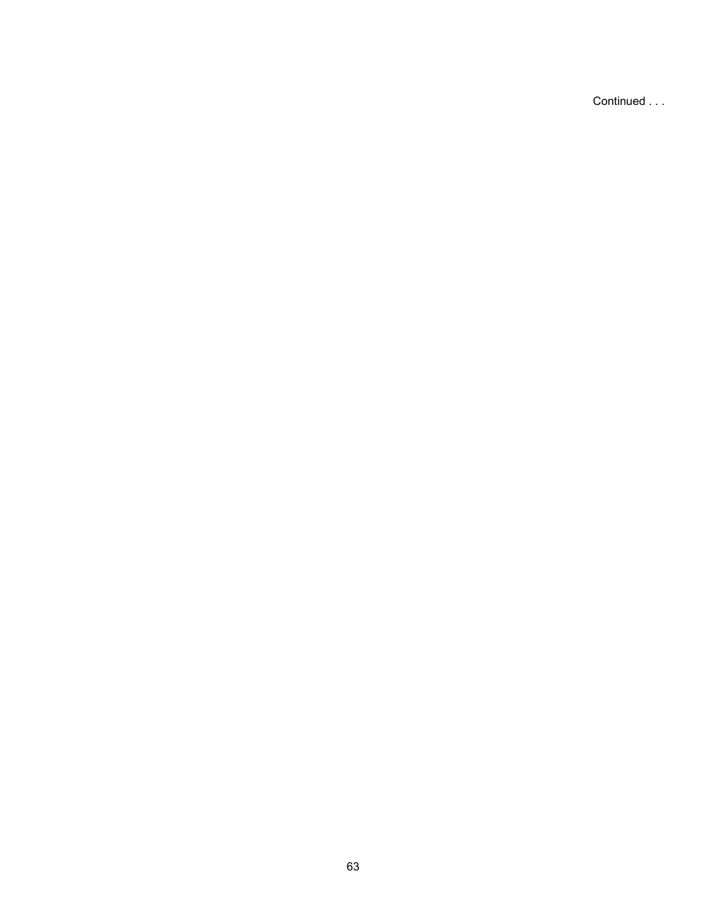Continued . . .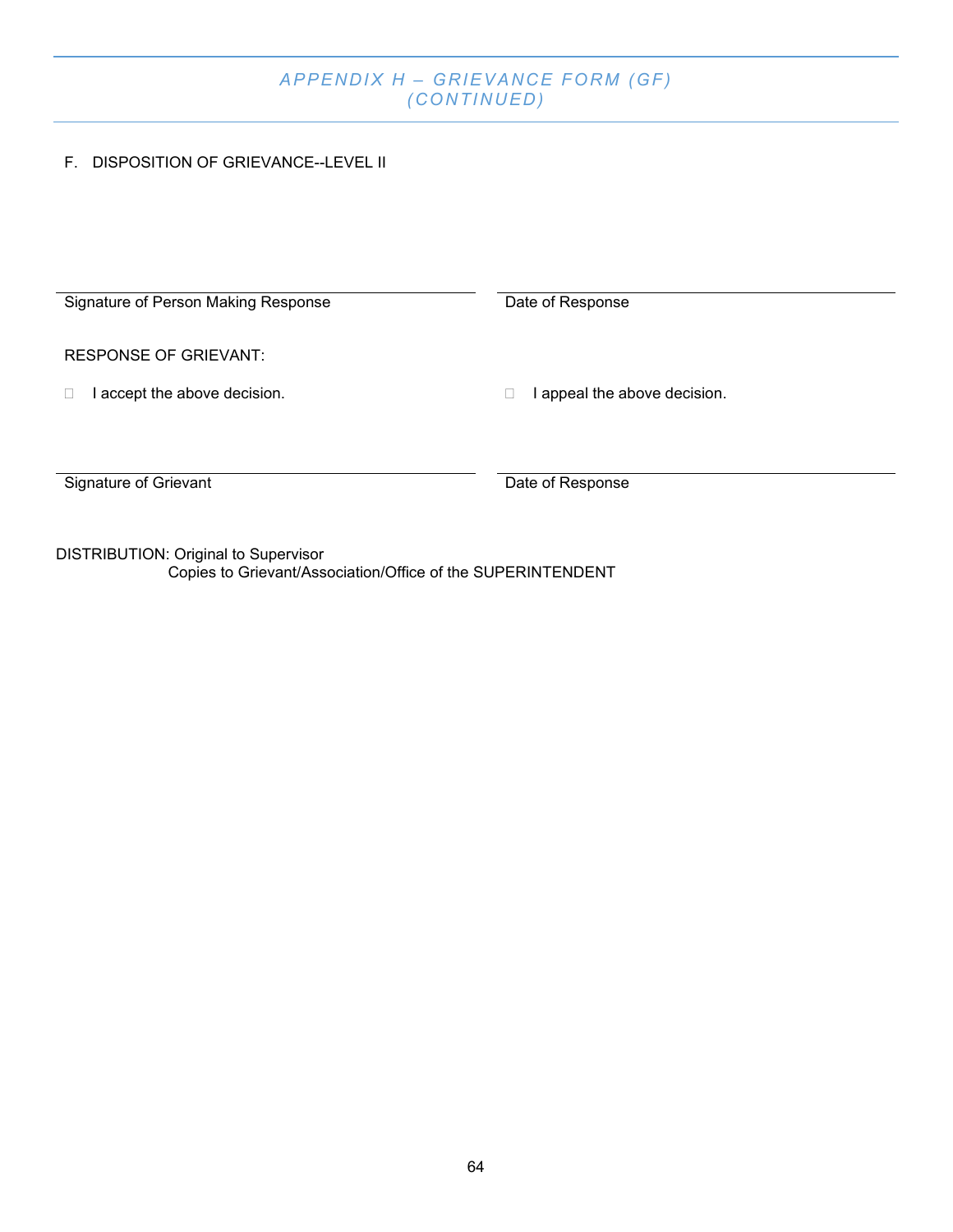## APPENDIX H – GRIEVANCE FORM (GF) (CONTINUED)

F. DISPOSITION OF GRIEVANCE--LEVEL II

\_\_\_\_\_\_\_\_\_\_\_\_\_\_\_\_\_\_\_\_\_\_\_\_\_\_\_\_\_\_\_\_\_\_\_\_\_\_\_\_ \_\_\_\_\_\_\_\_\_\_\_\_\_\_\_\_\_\_\_\_\_\_\_\_\_\_\_\_\_\_\_\_\_\_\_\_\_\_\_\_

Signature of Person Making Response Date of Response

RESPONSE OF GRIEVANT:

☐ I accept the above decision. ☐ I appeal the above decision.

\_\_\_\_\_\_\_\_\_\_\_\_\_\_\_\_\_\_\_\_\_\_\_\_\_\_\_\_\_\_\_\_\_\_\_\_\_\_\_\_ \_\_\_\_\_\_\_\_\_\_\_\_\_\_\_\_\_\_\_\_\_\_\_\_\_\_\_\_\_\_\_\_\_\_\_\_\_\_\_\_

Signature of Grievant Date of Response

DISTRIBUTION: Original to Supervisor
Copies to Grievant/Association/Office of the SUPERINTENDENT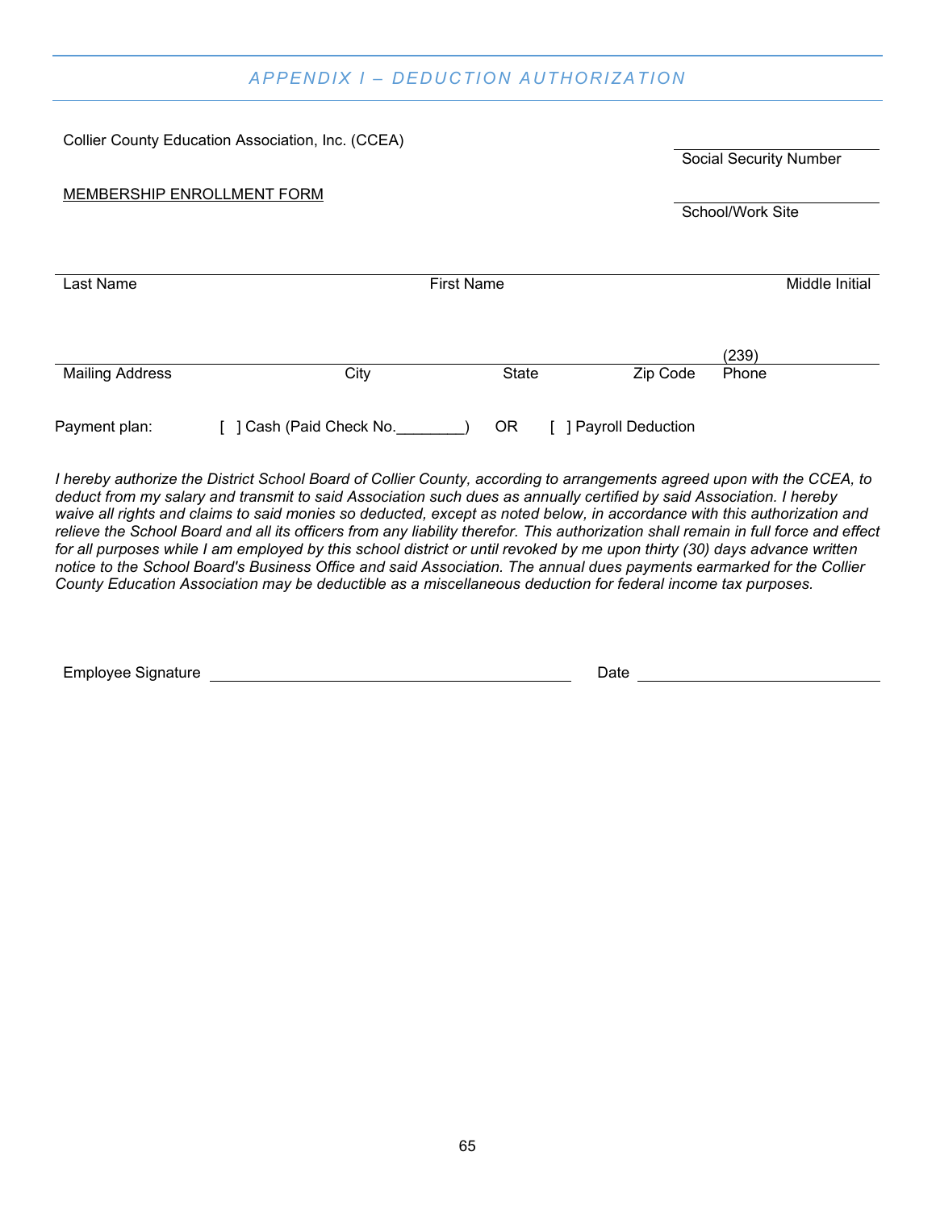## APPENDIX I – DEDUCTION AUTHORIZATION

Collier County Education Association, Inc. (CCEA)

______________________
Social Security Number

MEMBERSHIP ENROLLMENT FORM

______________________
School/Work Site

| Last Name | First Name | Middle Initial |
|---|---|---|

| Mailing Address | City | State | Zip Code | (239) Phone |
|---|---|---|---|---|

Payment plan: [ ] Cash (Paid Check No.________) OR [ ] Payroll Deduction

*I hereby authorize the District School Board of Collier County, according to arrangements agreed upon with the CCEA, to deduct from my salary and transmit to said Association such dues as annually certified by said Association. I hereby waive all rights and claims to said monies so deducted, except as noted below, in accordance with this authorization and relieve the School Board and all its officers from any liability therefor. This authorization shall remain in full force and effect for all purposes while I am employed by this school district or until revoked by me upon thirty (30) days advance written notice to the School Board's Business Office and said Association. The annual dues payments earmarked for the Collier County Education Association may be deductible as a miscellaneous deduction for federal income tax purposes.*

Employee Signature ______________________________ Date ____________________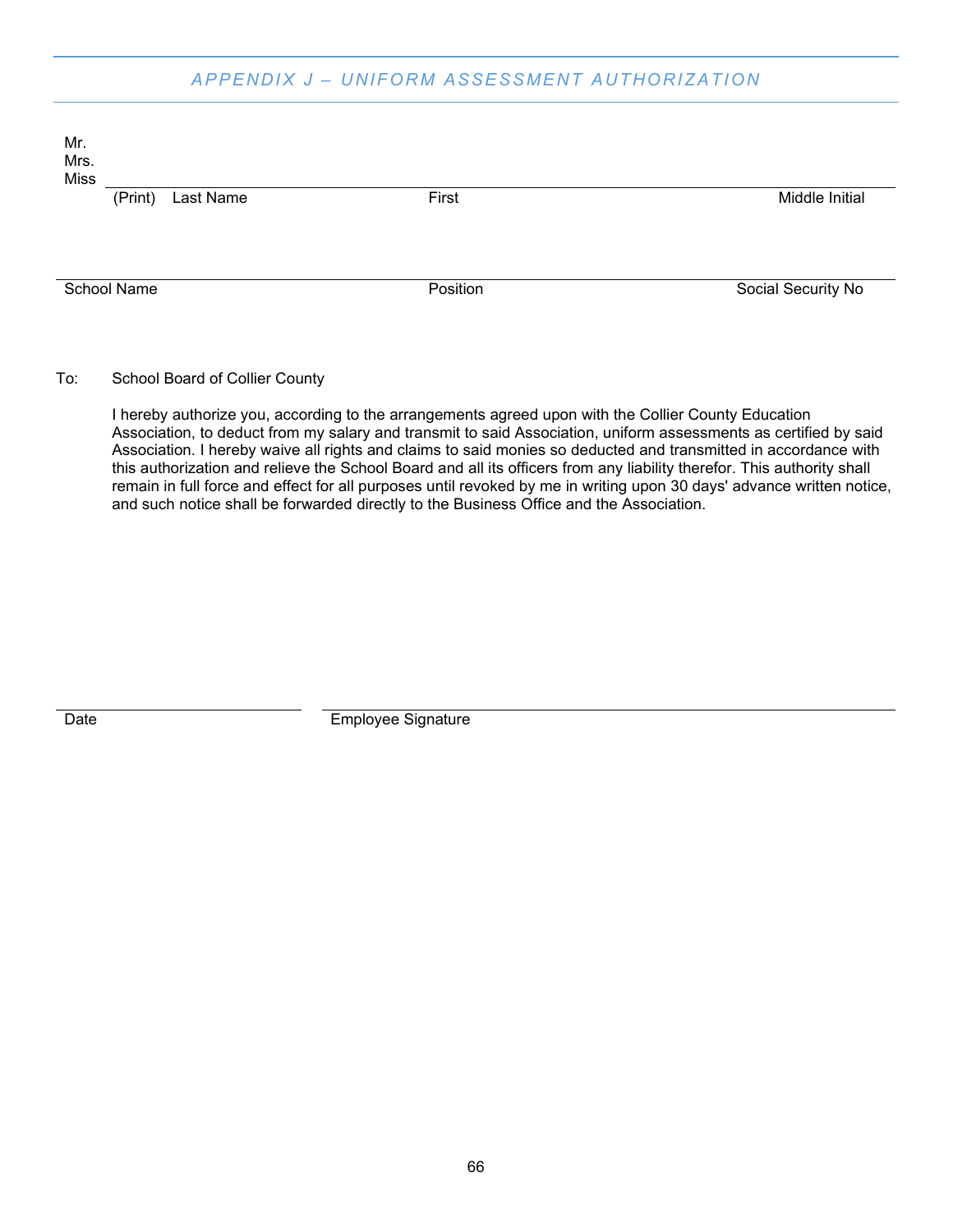## APPENDIX J – UNIFORM ASSESSMENT AUTHORIZATION

Mr.
Mrs.
Miss

______________________________________________________________________

(Print) Last Name First Middle Initial

______________________________________________________________________

School Name Position Social Security No

To: School Board of Collier County

I hereby authorize you, according to the arrangements agreed upon with the Collier County Education Association, to deduct from my salary and transmit to said Association, uniform assessments as certified by said Association. I hereby waive all rights and claims to said monies so deducted and transmitted in accordance with this authorization and relieve the School Board and all its officers from any liability therefor. This authority shall remain in full force and effect for all purposes until revoked by me in writing upon 30 days' advance written notice, and such notice shall be forwarded directly to the Business Office and the Association.

______________________ ______________________________________________

Date Employee Signature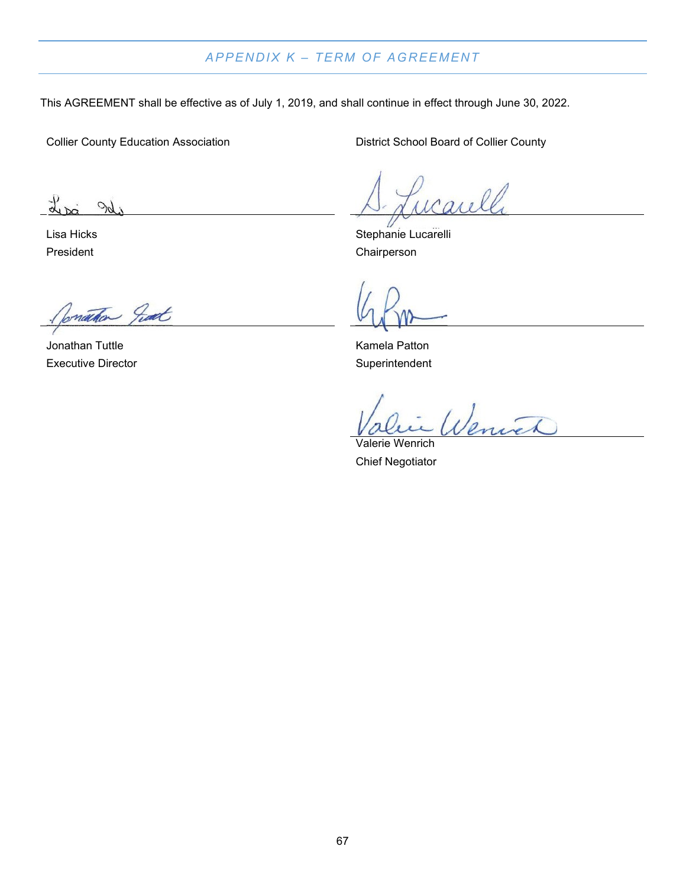## APPENDIX K – TERM OF AGREEMENT

This AGREEMENT shall be effective as of July 1, 2019, and shall continue in effect through June 30, 2022.

| Collier County Education Association | District School Board of Collier County |
|---|---|
| Lisa Hicks<br>President | Stephanie Lucarelli<br>Chairperson |
| Jonathan Tuttle<br>Executive Director | Kamela Patton<br>Superintendent |
| | Valerie Wenrich<br>Chief Negotiator |